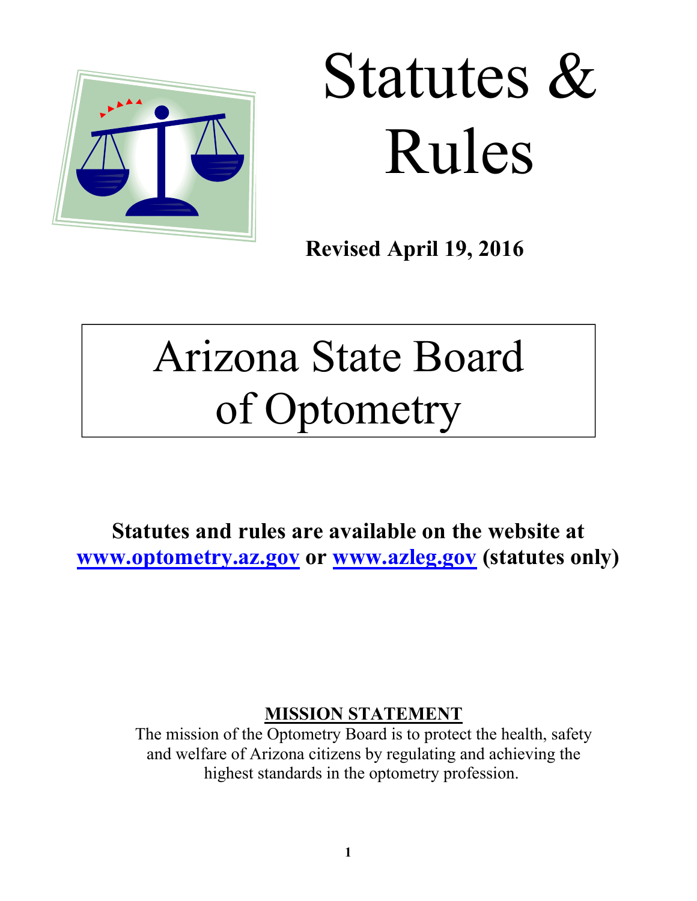# Statutes & Rules

**Revised April 19, 2016**

# Arizona State Board of Optometry

**Statutes and rules are available on the website at www.optometry.az.gov or www.azleg.gov (statutes only)**

**MISSION STATEMENT**

The mission of the Optometry Board is to protect the health, safety and welfare of Arizona citizens by regulating and achieving the highest standards in the optometry profession.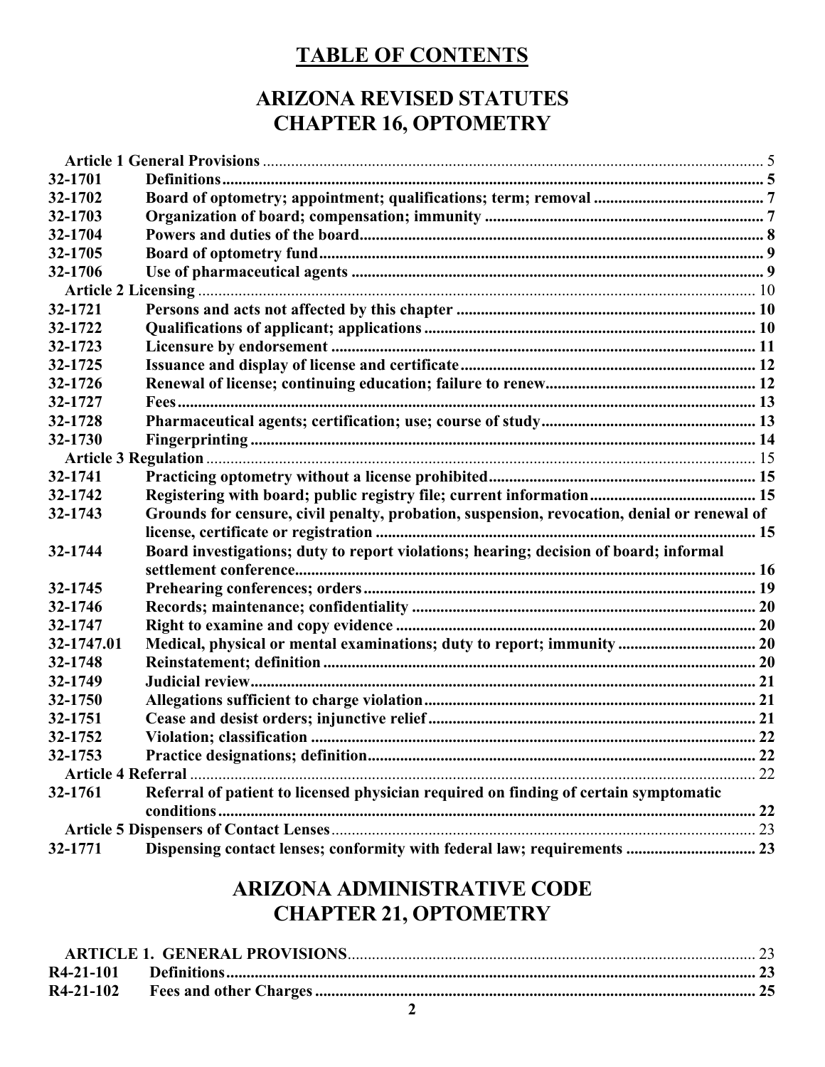# TABLE OF CONTENTS

## ARIZONA REVISED STATUTES
## CHAPTER 16, OPTOMETRY

| | | |
|---|---|---|
| **Article 1 General Provisions** | | 5 |
| **32-1701** | **Definitions** | **5** |
| **32-1702** | **Board of optometry; appointment; qualifications; term; removal** | **7** |
| **32-1703** | **Organization of board; compensation; immunity** | **7** |
| **32-1704** | **Powers and duties of the board** | **8** |
| **32-1705** | **Board of optometry fund** | **9** |
| **32-1706** | **Use of pharmaceutical agents** | **9** |
| **Article 2 Licensing** | | 10 |
| **32-1721** | **Persons and acts not affected by this chapter** | **10** |
| **32-1722** | **Qualifications of applicant; applications** | **10** |
| **32-1723** | **Licensure by endorsement** | **11** |
| **32-1725** | **Issuance and display of license and certificate** | **12** |
| **32-1726** | **Renewal of license; continuing education; failure to renew** | **12** |
| **32-1727** | **Fees** | **13** |
| **32-1728** | **Pharmaceutical agents; certification; use; course of study** | **13** |
| **32-1730** | **Fingerprinting** | **14** |
| **Article 3 Regulation** | | 15 |
| **32-1741** | **Practicing optometry without a license prohibited** | **15** |
| **32-1742** | **Registering with board; public registry file; current information** | **15** |
| **32-1743** | **Grounds for censure, civil penalty, probation, suspension, revocation, denial or renewal of license, certificate or registration** | **15** |
| **32-1744** | **Board investigations; duty to report violations; hearing; decision of board; informal settlement conference** | **16** |
| **32-1745** | **Prehearing conferences; orders** | **19** |
| **32-1746** | **Records; maintenance; confidentiality** | **20** |
| **32-1747** | **Right to examine and copy evidence** | **20** |
| **32-1747.01** | **Medical, physical or mental examinations; duty to report; immunity** | **20** |
| **32-1748** | **Reinstatement; definition** | **20** |
| **32-1749** | **Judicial review** | **21** |
| **32-1750** | **Allegations sufficient to charge violation** | **21** |
| **32-1751** | **Cease and desist orders; injunctive relief** | **21** |
| **32-1752** | **Violation; classification** | **22** |
| **32-1753** | **Practice designations; definition** | **22** |
| **Article 4 Referral** | | 22 |
| **32-1761** | **Referral of patient to licensed physician required on finding of certain symptomatic conditions** | **22** |
| **Article 5 Dispensers of Contact Lenses** | | 23 |
| **32-1771** | **Dispensing contact lenses; conformity with federal law; requirements** | **23** |

## ARIZONA ADMINISTRATIVE CODE
## CHAPTER 21, OPTOMETRY

| | | |
|---|---|---|
| **ARTICLE 1. GENERAL PROVISIONS** | | 23 |
| **R4-21-101** | **Definitions** | **23** |
| **R4-21-102** | **Fees and other Charges** | **25** |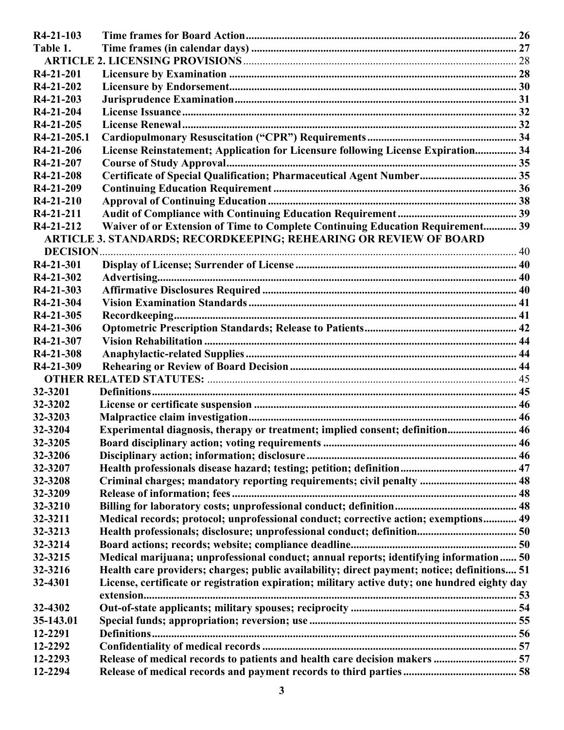| | | |
|---|---|---|
| **R4-21-103** | **Time frames for Board Action** | **26** |
| **Table 1.** | **Time frames (in calendar days)** | **27** |
| | **ARTICLE 2. LICENSING PROVISIONS** | 28 |
| **R4-21-201** | **Licensure by Examination** | **28** |
| **R4-21-202** | **Licensure by Endorsement** | **30** |
| **R4-21-203** | **Jurisprudence Examination** | **31** |
| **R4-21-204** | **License Issuance** | **32** |
| **R4-21-205** | **License Renewal** | **32** |
| **R4-21-205.1** | **Cardiopulmonary Resuscitation ("CPR") Requirements** | **34** |
| **R4-21-206** | **License Reinstatement; Application for Licensure following License Expiration** | **34** |
| **R4-21-207** | **Course of Study Approval** | **35** |
| **R4-21-208** | **Certificate of Special Qualification; Pharmaceutical Agent Number** | **35** |
| **R4-21-209** | **Continuing Education Requirement** | **36** |
| **R4-21-210** | **Approval of Continuing Education** | **38** |
| **R4-21-211** | **Audit of Compliance with Continuing Education Requirement** | **39** |
| **R4-21-212** | **Waiver of or Extension of Time to Complete Continuing Education Requirement** | **39** |
| | **ARTICLE 3. STANDARDS; RECORDKEEPING; REHEARING OR REVIEW OF BOARD DECISION** | 40 |
| **R4-21-301** | **Display of License; Surrender of License** | **40** |
| **R4-21-302** | **Advertising** | **40** |
| **R4-21-303** | **Affirmative Disclosures Required** | **40** |
| **R4-21-304** | **Vision Examination Standards** | **41** |
| **R4-21-305** | **Recordkeeping** | **41** |
| **R4-21-306** | **Optometric Prescription Standards; Release to Patients** | **42** |
| **R4-21-307** | **Vision Rehabilitation** | **44** |
| **R4-21-308** | **Anaphylactic-related Supplies** | **44** |
| **R4-21-309** | **Rehearing or Review of Board Decision** | **44** |
| | **OTHER RELATED STATUTES:** | 45 |
| **32-3201** | **Definitions** | **45** |
| **32-3202** | **License or certificate suspension** | **46** |
| **32-3203** | **Malpractice claim investigation** | **46** |
| **32-3204** | **Experimental diagnosis, therapy or treatment; implied consent; definition** | **46** |
| **32-3205** | **Board disciplinary action; voting requirements** | **46** |
| **32-3206** | **Disciplinary action; information; disclosure** | **46** |
| **32-3207** | **Health professionals disease hazard; testing; petition; definition** | **47** |
| **32-3208** | **Criminal charges; mandatory reporting requirements; civil penalty** | **48** |
| **32-3209** | **Release of information; fees** | **48** |
| **32-3210** | **Billing for laboratory costs; unprofessional conduct; definition** | **48** |
| **32-3211** | **Medical records; protocol; unprofessional conduct; corrective action; exemptions** | **49** |
| **32-3213** | **Health professionals; disclosure; unprofessional conduct; definition** | **50** |
| **32-3214** | **Board actions; records; website; compliance deadline** | **50** |
| **32-3215** | **Medical marijuana; unprofessional conduct; annual reports; identifying information** | **50** |
| **32-3216** | **Health care providers; charges; public availability; direct payment; notice; definitions** | **51** |
| **32-4301** | **License, certificate or registration expiration; military active duty; one hundred eighty day extension** | **53** |
| **32-4302** | **Out-of-state applicants; military spouses; reciprocity** | **54** |
| **35-143.01** | **Special funds; appropriation; reversion; use** | **55** |
| **12-2291** | **Definitions** | **56** |
| **12-2292** | **Confidentiality of medical records** | **57** |
| **12-2293** | **Release of medical records to patients and health care decision makers** | **57** |
| **12-2294** | **Release of medical records and payment records to third parties** | **58** |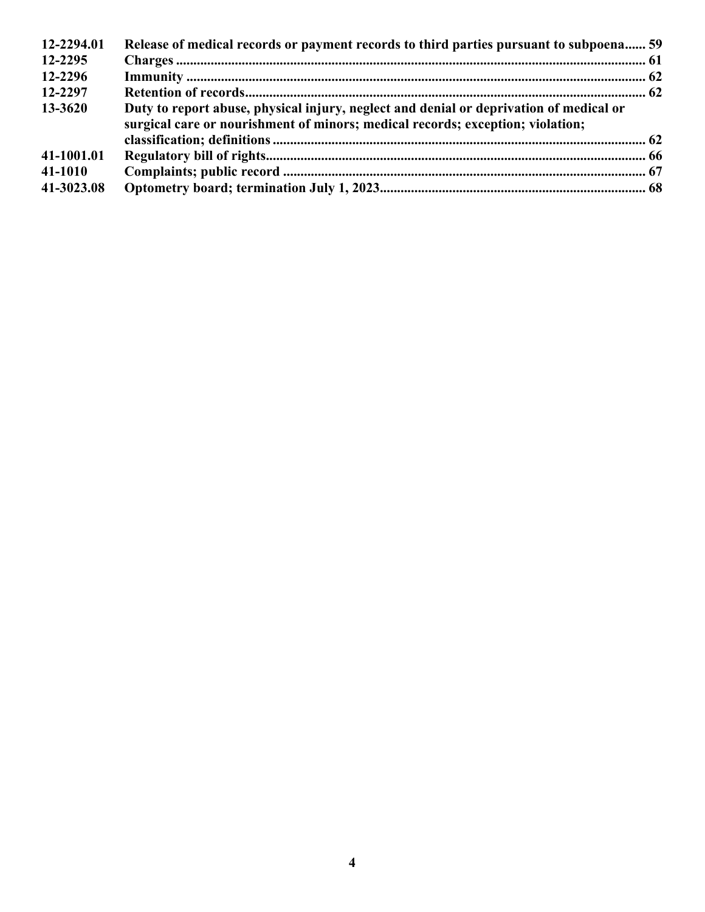| | | |
|---|---|---|
| **12-2294.01** | **Release of medical records or payment records to third parties pursuant to subpoena** | **59** |
| **12-2295** | **Charges** | **61** |
| **12-2296** | **Immunity** | **62** |
| **12-2297** | **Retention of records** | **62** |
| **13-3620** | **Duty to report abuse, physical injury, neglect and denial or deprivation of medical or surgical care or nourishment of minors; medical records; exception; violation; classification; definitions** | **62** |
| **41-1001.01** | **Regulatory bill of rights** | **66** |
| **41-1010** | **Complaints; public record** | **67** |
| **41-3023.08** | **Optometry board; termination July 1, 2023** | **68** |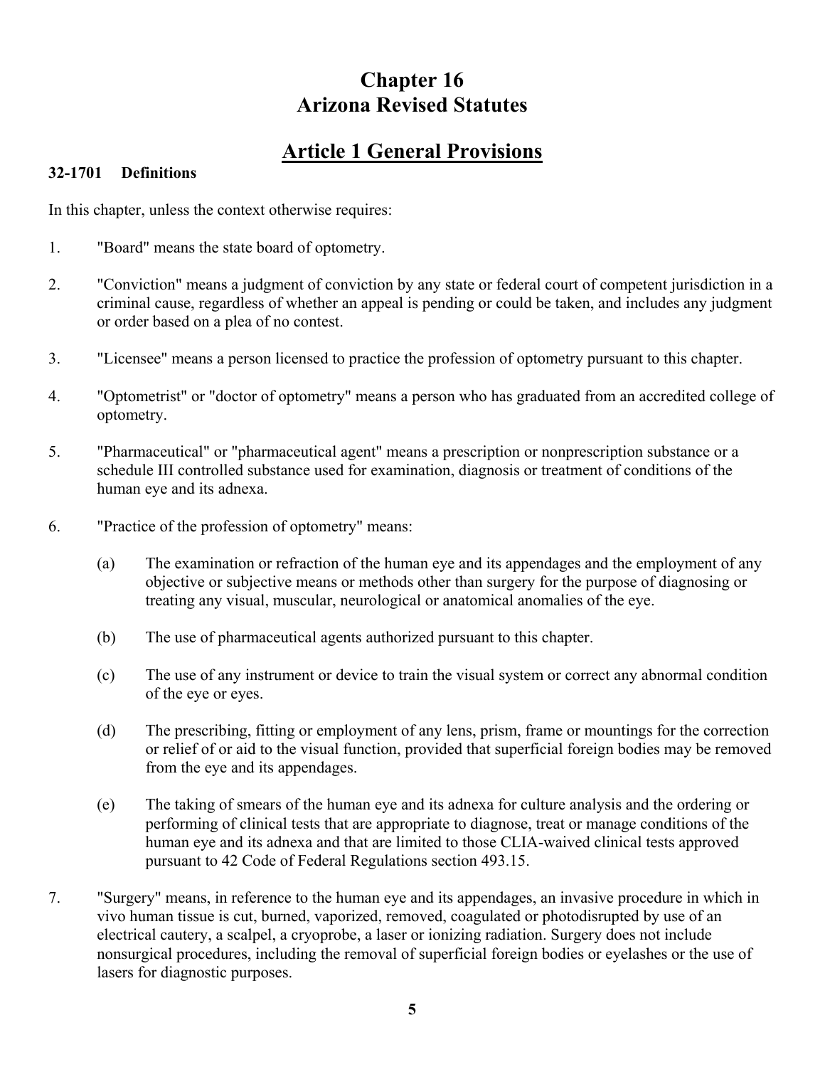# Chapter 16
# Arizona Revised Statutes

## Article 1 General Provisions

**32-1701 Definitions**

In this chapter, unless the context otherwise requires:

1. "Board" means the state board of optometry.

2. "Conviction" means a judgment of conviction by any state or federal court of competent jurisdiction in a criminal cause, regardless of whether an appeal is pending or could be taken, and includes any judgment or order based on a plea of no contest.

3. "Licensee" means a person licensed to practice the profession of optometry pursuant to this chapter.

4. "Optometrist" or "doctor of optometry" means a person who has graduated from an accredited college of optometry.

5. "Pharmaceutical" or "pharmaceutical agent" means a prescription or nonprescription substance or a schedule III controlled substance used for examination, diagnosis or treatment of conditions of the human eye and its adnexa.

6. "Practice of the profession of optometry" means:

   (a) The examination or refraction of the human eye and its appendages and the employment of any objective or subjective means or methods other than surgery for the purpose of diagnosing or treating any visual, muscular, neurological or anatomical anomalies of the eye.

   (b) The use of pharmaceutical agents authorized pursuant to this chapter.

   (c) The use of any instrument or device to train the visual system or correct any abnormal condition of the eye or eyes.

   (d) The prescribing, fitting or employment of any lens, prism, frame or mountings for the correction or relief of or aid to the visual function, provided that superficial foreign bodies may be removed from the eye and its appendages.

   (e) The taking of smears of the human eye and its adnexa for culture analysis and the ordering or performing of clinical tests that are appropriate to diagnose, treat or manage conditions of the human eye and its adnexa and that are limited to those CLIA-waived clinical tests approved pursuant to 42 Code of Federal Regulations section 493.15.

7. "Surgery" means, in reference to the human eye and its appendages, an invasive procedure in which in vivo human tissue is cut, burned, vaporized, removed, coagulated or photodisrupted by use of an electrical cautery, a scalpel, a cryoprobe, a laser or ionizing radiation. Surgery does not include nonsurgical procedures, including the removal of superficial foreign bodies or eyelashes or the use of lasers for diagnostic purposes.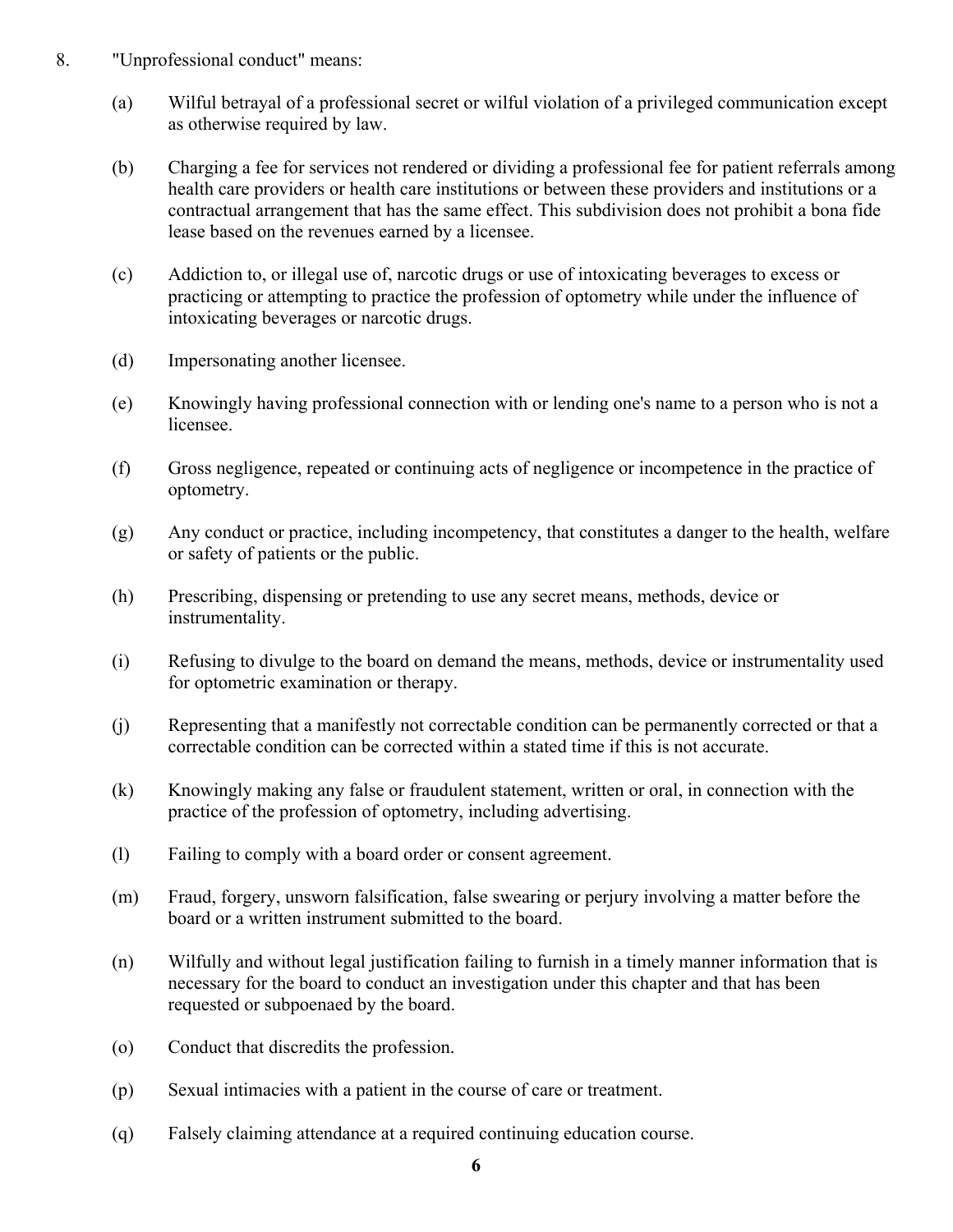8. "Unprofessional conduct" means:

   (a) Wilful betrayal of a professional secret or wilful violation of a privileged communication except as otherwise required by law.

   (b) Charging a fee for services not rendered or dividing a professional fee for patient referrals among health care providers or health care institutions or between these providers and institutions or a contractual arrangement that has the same effect. This subdivision does not prohibit a bona fide lease based on the revenues earned by a licensee.

   (c) Addiction to, or illegal use of, narcotic drugs or use of intoxicating beverages to excess or practicing or attempting to practice the profession of optometry while under the influence of intoxicating beverages or narcotic drugs.

   (d) Impersonating another licensee.

   (e) Knowingly having professional connection with or lending one's name to a person who is not a licensee.

   (f) Gross negligence, repeated or continuing acts of negligence or incompetence in the practice of optometry.

   (g) Any conduct or practice, including incompetency, that constitutes a danger to the health, welfare or safety of patients or the public.

   (h) Prescribing, dispensing or pretending to use any secret means, methods, device or instrumentality.

   (i) Refusing to divulge to the board on demand the means, methods, device or instrumentality used for optometric examination or therapy.

   (j) Representing that a manifestly not correctable condition can be permanently corrected or that a correctable condition can be corrected within a stated time if this is not accurate.

   (k) Knowingly making any false or fraudulent statement, written or oral, in connection with the practice of the profession of optometry, including advertising.

   (l) Failing to comply with a board order or consent agreement.

   (m) Fraud, forgery, unsworn falsification, false swearing or perjury involving a matter before the board or a written instrument submitted to the board.

   (n) Wilfully and without legal justification failing to furnish in a timely manner information that is necessary for the board to conduct an investigation under this chapter and that has been requested or subpoenaed by the board.

   (o) Conduct that discredits the profession.

   (p) Sexual intimacies with a patient in the course of care or treatment.

   (q) Falsely claiming attendance at a required continuing education course.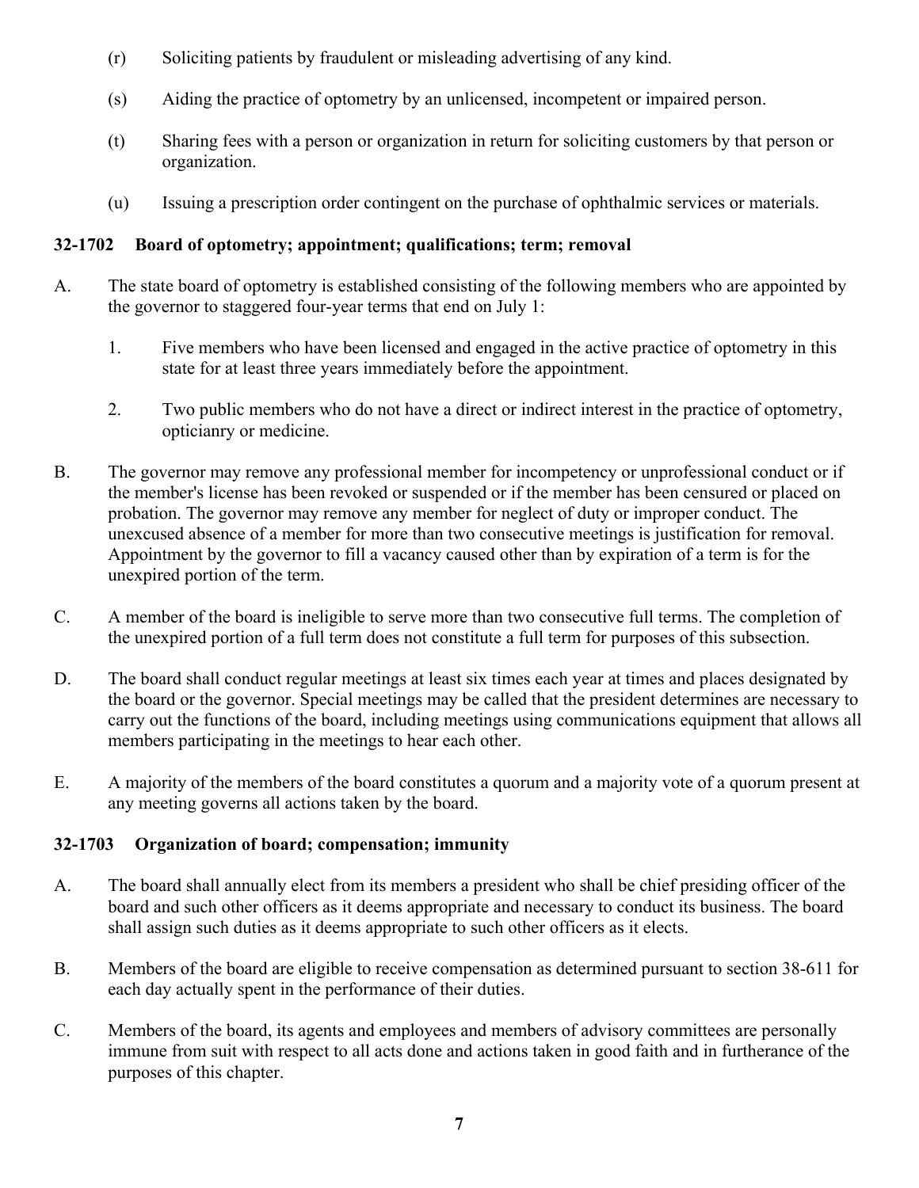(r) Soliciting patients by fraudulent or misleading advertising of any kind.

(s) Aiding the practice of optometry by an unlicensed, incompetent or impaired person.

(t) Sharing fees with a person or organization in return for soliciting customers by that person or organization.

(u) Issuing a prescription order contingent on the purchase of ophthalmic services or materials.

### 32-1702 Board of optometry; appointment; qualifications; term; removal

A. The state board of optometry is established consisting of the following members who are appointed by the governor to staggered four-year terms that end on July 1:

1. Five members who have been licensed and engaged in the active practice of optometry in this state for at least three years immediately before the appointment.

2. Two public members who do not have a direct or indirect interest in the practice of optometry, opticianry or medicine.

B. The governor may remove any professional member for incompetency or unprofessional conduct or if the member's license has been revoked or suspended or if the member has been censured or placed on probation. The governor may remove any member for neglect of duty or improper conduct. The unexcused absence of a member for more than two consecutive meetings is justification for removal. Appointment by the governor to fill a vacancy caused other than by expiration of a term is for the unexpired portion of the term.

C. A member of the board is ineligible to serve more than two consecutive full terms. The completion of the unexpired portion of a full term does not constitute a full term for purposes of this subsection.

D. The board shall conduct regular meetings at least six times each year at times and places designated by the board or the governor. Special meetings may be called that the president determines are necessary to carry out the functions of the board, including meetings using communications equipment that allows all members participating in the meetings to hear each other.

E. A majority of the members of the board constitutes a quorum and a majority vote of a quorum present at any meeting governs all actions taken by the board.

### 32-1703 Organization of board; compensation; immunity

A. The board shall annually elect from its members a president who shall be chief presiding officer of the board and such other officers as it deems appropriate and necessary to conduct its business. The board shall assign such duties as it deems appropriate to such other officers as it elects.

B. Members of the board are eligible to receive compensation as determined pursuant to section 38-611 for each day actually spent in the performance of their duties.

C. Members of the board, its agents and employees and members of advisory committees are personally immune from suit with respect to all acts done and actions taken in good faith and in furtherance of the purposes of this chapter.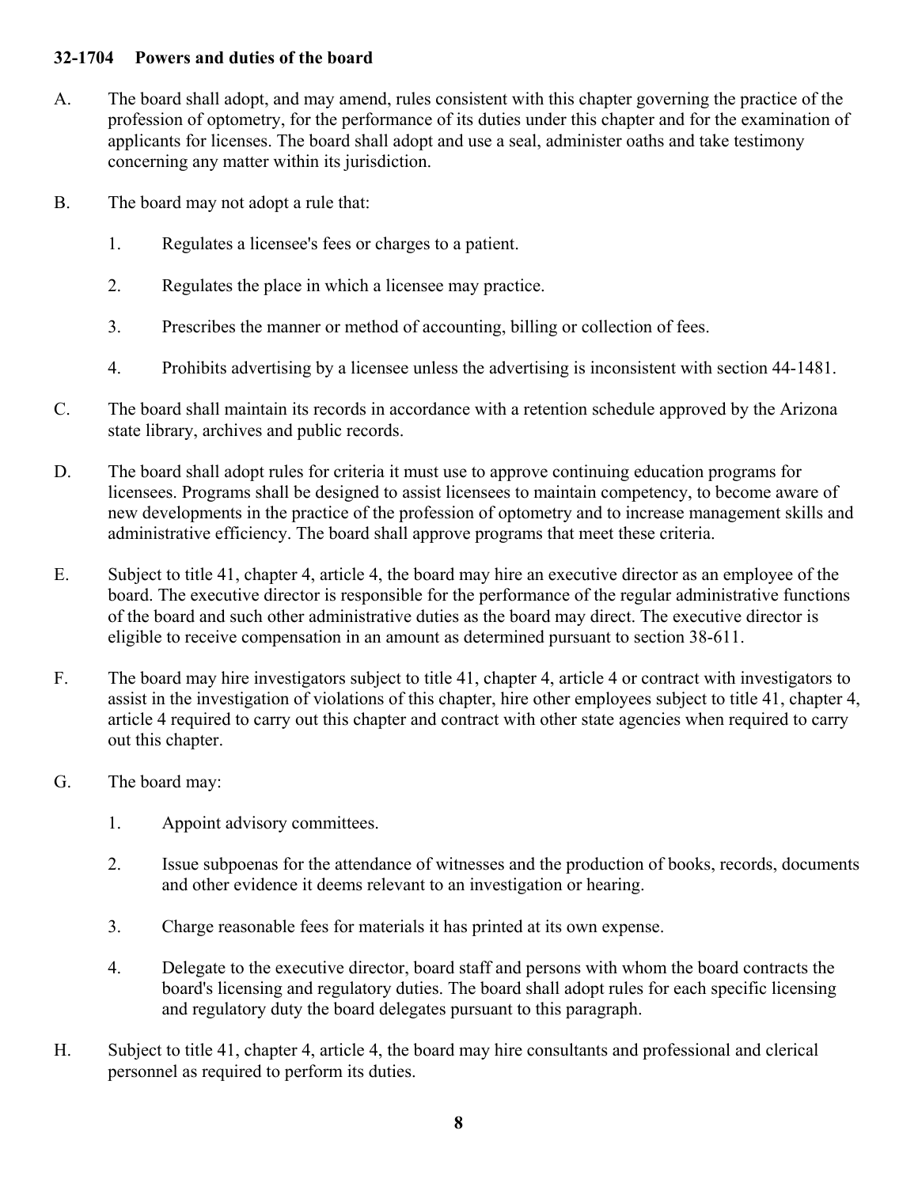### 32-1704 Powers and duties of the board

A. The board shall adopt, and may amend, rules consistent with this chapter governing the practice of the profession of optometry, for the performance of its duties under this chapter and for the examination of applicants for licenses. The board shall adopt and use a seal, administer oaths and take testimony concerning any matter within its jurisdiction.

B. The board may not adopt a rule that:

1. Regulates a licensee's fees or charges to a patient.

2. Regulates the place in which a licensee may practice.

3. Prescribes the manner or method of accounting, billing or collection of fees.

4. Prohibits advertising by a licensee unless the advertising is inconsistent with section 44-1481.

C. The board shall maintain its records in accordance with a retention schedule approved by the Arizona state library, archives and public records.

D. The board shall adopt rules for criteria it must use to approve continuing education programs for licensees. Programs shall be designed to assist licensees to maintain competency, to become aware of new developments in the practice of the profession of optometry and to increase management skills and administrative efficiency. The board shall approve programs that meet these criteria.

E. Subject to title 41, chapter 4, article 4, the board may hire an executive director as an employee of the board. The executive director is responsible for the performance of the regular administrative functions of the board and such other administrative duties as the board may direct. The executive director is eligible to receive compensation in an amount as determined pursuant to section 38-611.

F. The board may hire investigators subject to title 41, chapter 4, article 4 or contract with investigators to assist in the investigation of violations of this chapter, hire other employees subject to title 41, chapter 4, article 4 required to carry out this chapter and contract with other state agencies when required to carry out this chapter.

G. The board may:

1. Appoint advisory committees.

2. Issue subpoenas for the attendance of witnesses and the production of books, records, documents and other evidence it deems relevant to an investigation or hearing.

3. Charge reasonable fees for materials it has printed at its own expense.

4. Delegate to the executive director, board staff and persons with whom the board contracts the board's licensing and regulatory duties. The board shall adopt rules for each specific licensing and regulatory duty the board delegates pursuant to this paragraph.

H. Subject to title 41, chapter 4, article 4, the board may hire consultants and professional and clerical personnel as required to perform its duties.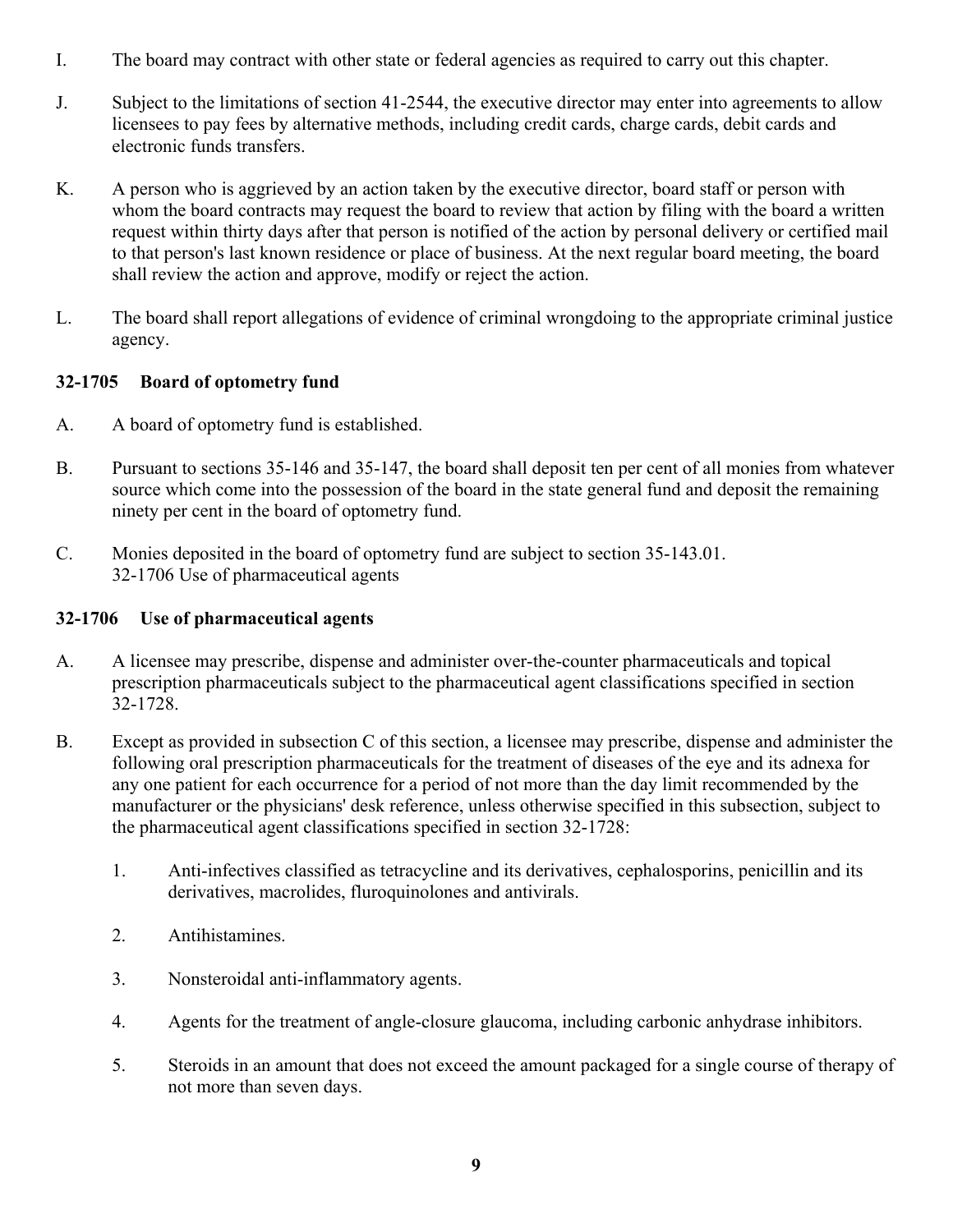I. The board may contract with other state or federal agencies as required to carry out this chapter.

J. Subject to the limitations of section 41-2544, the executive director may enter into agreements to allow licensees to pay fees by alternative methods, including credit cards, charge cards, debit cards and electronic funds transfers.

K. A person who is aggrieved by an action taken by the executive director, board staff or person with whom the board contracts may request the board to review that action by filing with the board a written request within thirty days after that person is notified of the action by personal delivery or certified mail to that person's last known residence or place of business. At the next regular board meeting, the board shall review the action and approve, modify or reject the action.

L. The board shall report allegations of evidence of criminal wrongdoing to the appropriate criminal justice agency.

### 32-1705 Board of optometry fund

A. A board of optometry fund is established.

B. Pursuant to sections 35-146 and 35-147, the board shall deposit ten per cent of all monies from whatever source which come into the possession of the board in the state general fund and deposit the remaining ninety per cent in the board of optometry fund.

C. Monies deposited in the board of optometry fund are subject to section 35-143.01.
32-1706 Use of pharmaceutical agents

### 32-1706 Use of pharmaceutical agents

A. A licensee may prescribe, dispense and administer over-the-counter pharmaceuticals and topical prescription pharmaceuticals subject to the pharmaceutical agent classifications specified in section 32-1728.

B. Except as provided in subsection C of this section, a licensee may prescribe, dispense and administer the following oral prescription pharmaceuticals for the treatment of diseases of the eye and its adnexa for any one patient for each occurrence for a period of not more than the day limit recommended by the manufacturer or the physicians' desk reference, unless otherwise specified in this subsection, subject to the pharmaceutical agent classifications specified in section 32-1728:

1. Anti-infectives classified as tetracycline and its derivatives, cephalosporins, penicillin and its derivatives, macrolides, fluroquinolones and antivirals.

2. Antihistamines.

3. Nonsteroidal anti-inflammatory agents.

4. Agents for the treatment of angle-closure glaucoma, including carbonic anhydrase inhibitors.

5. Steroids in an amount that does not exceed the amount packaged for a single course of therapy of not more than seven days.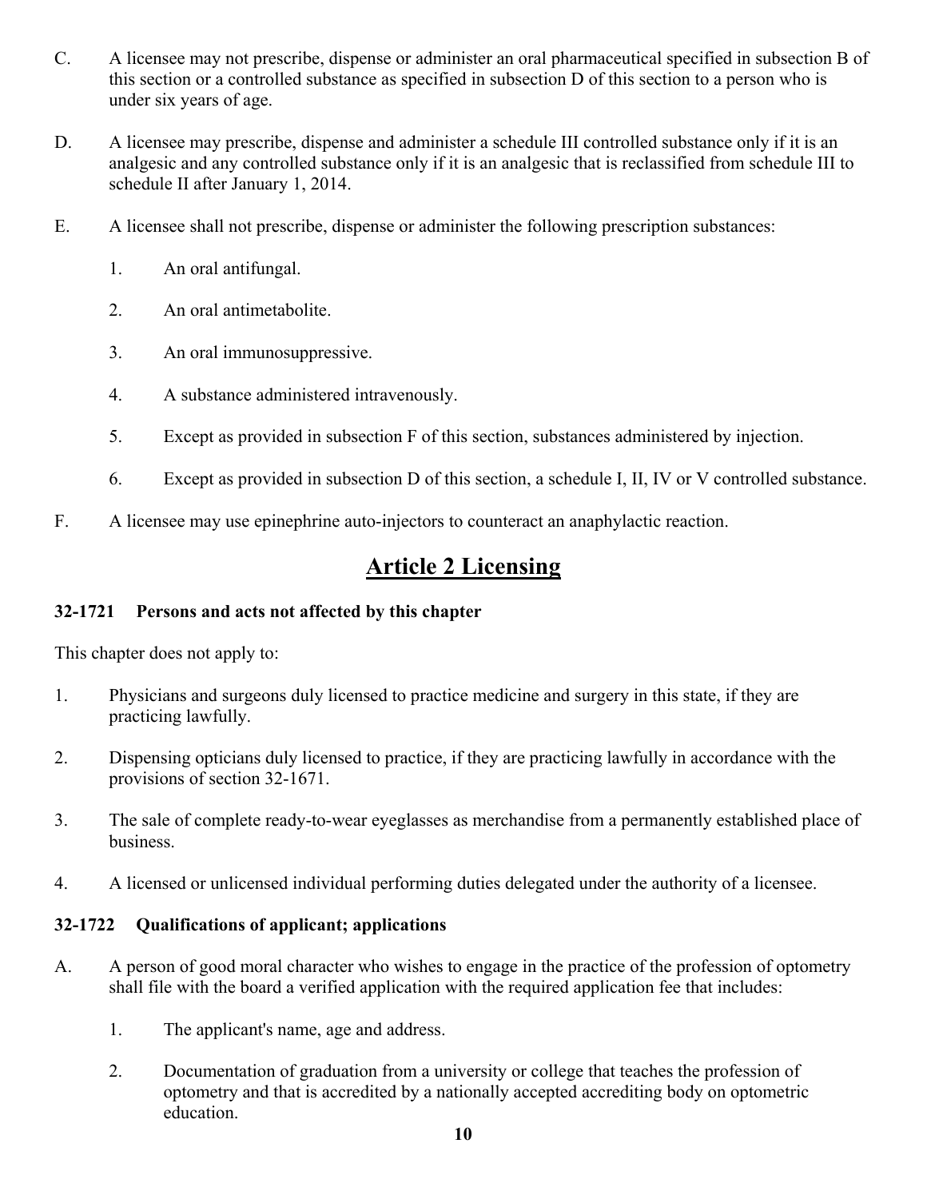C. A licensee may not prescribe, dispense or administer an oral pharmaceutical specified in subsection B of this section or a controlled substance as specified in subsection D of this section to a person who is under six years of age.

D. A licensee may prescribe, dispense and administer a schedule III controlled substance only if it is an analgesic and any controlled substance only if it is an analgesic that is reclassified from schedule III to schedule II after January 1, 2014.

E. A licensee shall not prescribe, dispense or administer the following prescription substances:

   1. An oral antifungal.

   2. An oral antimetabolite.

   3. An oral immunosuppressive.

   4. A substance administered intravenously.

   5. Except as provided in subsection F of this section, substances administered by injection.

   6. Except as provided in subsection D of this section, a schedule I, II, IV or V controlled substance.

F. A licensee may use epinephrine auto-injectors to counteract an anaphylactic reaction.

# Article 2 Licensing

### 32-1721 Persons and acts not affected by this chapter

This chapter does not apply to:

1. Physicians and surgeons duly licensed to practice medicine and surgery in this state, if they are practicing lawfully.

2. Dispensing opticians duly licensed to practice, if they are practicing lawfully in accordance with the provisions of section 32-1671.

3. The sale of complete ready-to-wear eyeglasses as merchandise from a permanently established place of business.

4. A licensed or unlicensed individual performing duties delegated under the authority of a licensee.

### 32-1722 Qualifications of applicant; applications

A. A person of good moral character who wishes to engage in the practice of the profession of optometry shall file with the board a verified application with the required application fee that includes:

   1. The applicant's name, age and address.

   2. Documentation of graduation from a university or college that teaches the profession of optometry and that is accredited by a nationally accepted accrediting body on optometric education.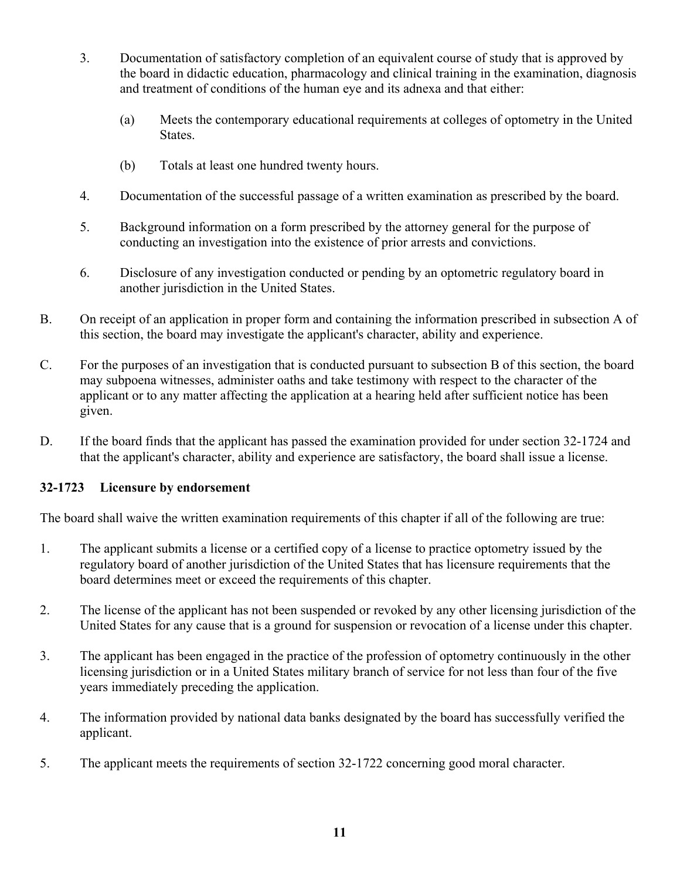3. Documentation of satisfactory completion of an equivalent course of study that is approved by the board in didactic education, pharmacology and clinical training in the examination, diagnosis and treatment of conditions of the human eye and its adnexa and that either:

   (a) Meets the contemporary educational requirements at colleges of optometry in the United States.

   (b) Totals at least one hundred twenty hours.

4. Documentation of the successful passage of a written examination as prescribed by the board.

5. Background information on a form prescribed by the attorney general for the purpose of conducting an investigation into the existence of prior arrests and convictions.

6. Disclosure of any investigation conducted or pending by an optometric regulatory board in another jurisdiction in the United States.

B. On receipt of an application in proper form and containing the information prescribed in subsection A of this section, the board may investigate the applicant's character, ability and experience.

C. For the purposes of an investigation that is conducted pursuant to subsection B of this section, the board may subpoena witnesses, administer oaths and take testimony with respect to the character of the applicant or to any matter affecting the application at a hearing held after sufficient notice has been given.

D. If the board finds that the applicant has passed the examination provided for under section 32-1724 and that the applicant's character, ability and experience are satisfactory, the board shall issue a license.

### 32-1723 Licensure by endorsement

The board shall waive the written examination requirements of this chapter if all of the following are true:

1. The applicant submits a license or a certified copy of a license to practice optometry issued by the regulatory board of another jurisdiction of the United States that has licensure requirements that the board determines meet or exceed the requirements of this chapter.

2. The license of the applicant has not been suspended or revoked by any other licensing jurisdiction of the United States for any cause that is a ground for suspension or revocation of a license under this chapter.

3. The applicant has been engaged in the practice of the profession of optometry continuously in the other licensing jurisdiction or in a United States military branch of service for not less than four of the five years immediately preceding the application.

4. The information provided by national data banks designated by the board has successfully verified the applicant.

5. The applicant meets the requirements of section 32-1722 concerning good moral character.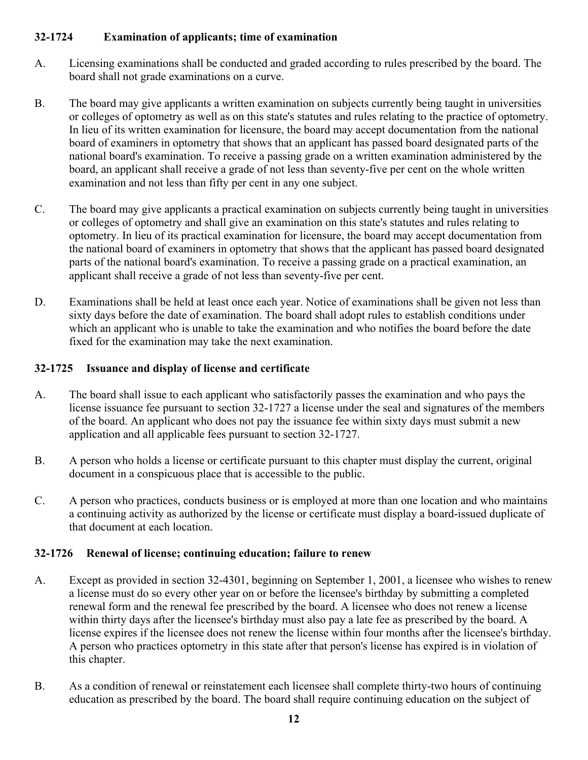**32-1724 Examination of applicants; time of examination**

A. Licensing examinations shall be conducted and graded according to rules prescribed by the board. The board shall not grade examinations on a curve.

B. The board may give applicants a written examination on subjects currently being taught in universities or colleges of optometry as well as on this state's statutes and rules relating to the practice of optometry. In lieu of its written examination for licensure, the board may accept documentation from the national board of examiners in optometry that shows that an applicant has passed board designated parts of the national board's examination. To receive a passing grade on a written examination administered by the board, an applicant shall receive a grade of not less than seventy-five per cent on the whole written examination and not less than fifty per cent in any one subject.

C. The board may give applicants a practical examination on subjects currently being taught in universities or colleges of optometry and shall give an examination on this state's statutes and rules relating to optometry. In lieu of its practical examination for licensure, the board may accept documentation from the national board of examiners in optometry that shows that the applicant has passed board designated parts of the national board's examination. To receive a passing grade on a practical examination, an applicant shall receive a grade of not less than seventy-five per cent.

D. Examinations shall be held at least once each year. Notice of examinations shall be given not less than sixty days before the date of examination. The board shall adopt rules to establish conditions under which an applicant who is unable to take the examination and who notifies the board before the date fixed for the examination may take the next examination.

**32-1725 Issuance and display of license and certificate**

A. The board shall issue to each applicant who satisfactorily passes the examination and who pays the license issuance fee pursuant to section 32-1727 a license under the seal and signatures of the members of the board. An applicant who does not pay the issuance fee within sixty days must submit a new application and all applicable fees pursuant to section 32-1727.

B. A person who holds a license or certificate pursuant to this chapter must display the current, original document in a conspicuous place that is accessible to the public.

C. A person who practices, conducts business or is employed at more than one location and who maintains a continuing activity as authorized by the license or certificate must display a board-issued duplicate of that document at each location.

**32-1726 Renewal of license; continuing education; failure to renew**

A. Except as provided in section 32-4301, beginning on September 1, 2001, a licensee who wishes to renew a license must do so every other year on or before the licensee's birthday by submitting a completed renewal form and the renewal fee prescribed by the board. A licensee who does not renew a license within thirty days after the licensee's birthday must also pay a late fee as prescribed by the board. A license expires if the licensee does not renew the license within four months after the licensee's birthday. A person who practices optometry in this state after that person's license has expired is in violation of this chapter.

B. As a condition of renewal or reinstatement each licensee shall complete thirty-two hours of continuing education as prescribed by the board. The board shall require continuing education on the subject of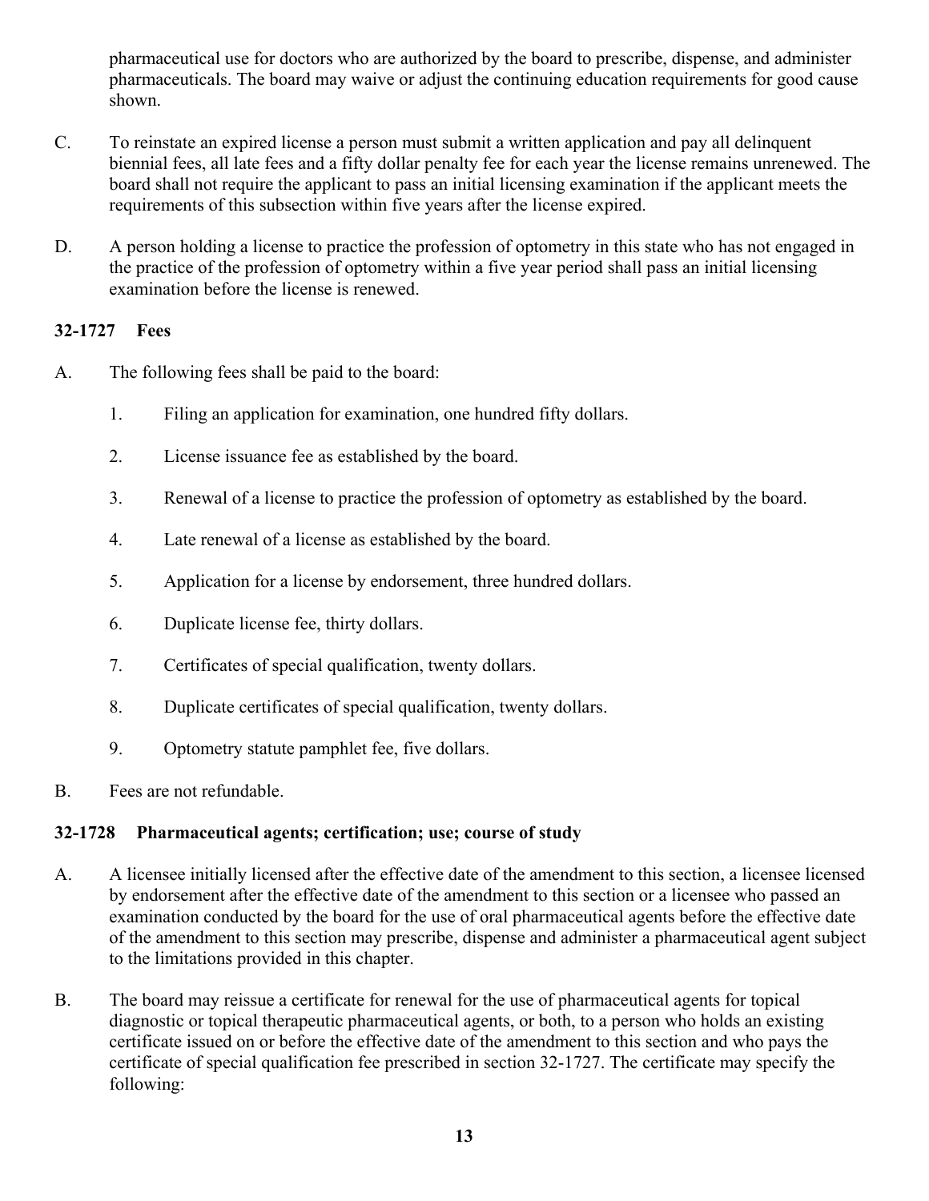pharmaceutical use for doctors who are authorized by the board to prescribe, dispense, and administer pharmaceuticals. The board may waive or adjust the continuing education requirements for good cause shown.

C. To reinstate an expired license a person must submit a written application and pay all delinquent biennial fees, all late fees and a fifty dollar penalty fee for each year the license remains unrenewed. The board shall not require the applicant to pass an initial licensing examination if the applicant meets the requirements of this subsection within five years after the license expired.

D. A person holding a license to practice the profession of optometry in this state who has not engaged in the practice of the profession of optometry within a five year period shall pass an initial licensing examination before the license is renewed.

### 32-1727 Fees

A. The following fees shall be paid to the board:

1. Filing an application for examination, one hundred fifty dollars.

2. License issuance fee as established by the board.

3. Renewal of a license to practice the profession of optometry as established by the board.

4. Late renewal of a license as established by the board.

5. Application for a license by endorsement, three hundred dollars.

6. Duplicate license fee, thirty dollars.

7. Certificates of special qualification, twenty dollars.

8. Duplicate certificates of special qualification, twenty dollars.

9. Optometry statute pamphlet fee, five dollars.

B. Fees are not refundable.

### 32-1728 Pharmaceutical agents; certification; use; course of study

A. A licensee initially licensed after the effective date of the amendment to this section, a licensee licensed by endorsement after the effective date of the amendment to this section or a licensee who passed an examination conducted by the board for the use of oral pharmaceutical agents before the effective date of the amendment to this section may prescribe, dispense and administer a pharmaceutical agent subject to the limitations provided in this chapter.

B. The board may reissue a certificate for renewal for the use of pharmaceutical agents for topical diagnostic or topical therapeutic pharmaceutical agents, or both, to a person who holds an existing certificate issued on or before the effective date of the amendment to this section and who pays the certificate of special qualification fee prescribed in section 32-1727. The certificate may specify the following: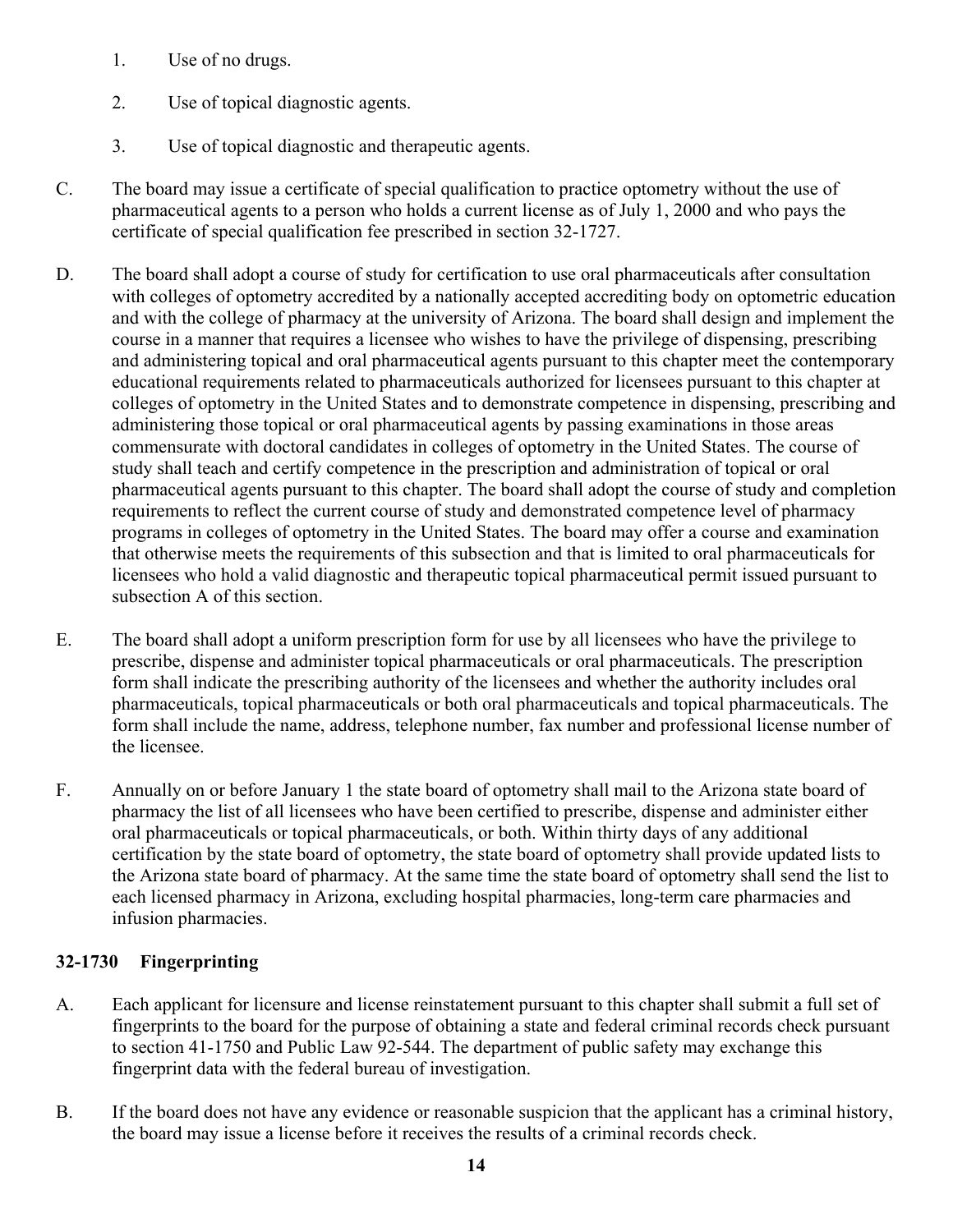1. Use of no drugs.

2. Use of topical diagnostic agents.

3. Use of topical diagnostic and therapeutic agents.

C. The board may issue a certificate of special qualification to practice optometry without the use of pharmaceutical agents to a person who holds a current license as of July 1, 2000 and who pays the certificate of special qualification fee prescribed in section 32-1727.

D. The board shall adopt a course of study for certification to use oral pharmaceuticals after consultation with colleges of optometry accredited by a nationally accepted accrediting body on optometric education and with the college of pharmacy at the university of Arizona. The board shall design and implement the course in a manner that requires a licensee who wishes to have the privilege of dispensing, prescribing and administering topical and oral pharmaceutical agents pursuant to this chapter meet the contemporary educational requirements related to pharmaceuticals authorized for licensees pursuant to this chapter at colleges of optometry in the United States and to demonstrate competence in dispensing, prescribing and administering those topical or oral pharmaceutical agents by passing examinations in those areas commensurate with doctoral candidates in colleges of optometry in the United States. The course of study shall teach and certify competence in the prescription and administration of topical or oral pharmaceutical agents pursuant to this chapter. The board shall adopt the course of study and completion requirements to reflect the current course of study and demonstrated competence level of pharmacy programs in colleges of optometry in the United States. The board may offer a course and examination that otherwise meets the requirements of this subsection and that is limited to oral pharmaceuticals for licensees who hold a valid diagnostic and therapeutic topical pharmaceutical permit issued pursuant to subsection A of this section.

E. The board shall adopt a uniform prescription form for use by all licensees who have the privilege to prescribe, dispense and administer topical pharmaceuticals or oral pharmaceuticals. The prescription form shall indicate the prescribing authority of the licensees and whether the authority includes oral pharmaceuticals, topical pharmaceuticals or both oral pharmaceuticals and topical pharmaceuticals. The form shall include the name, address, telephone number, fax number and professional license number of the licensee.

F. Annually on or before January 1 the state board of optometry shall mail to the Arizona state board of pharmacy the list of all licensees who have been certified to prescribe, dispense and administer either oral pharmaceuticals or topical pharmaceuticals, or both. Within thirty days of any additional certification by the state board of optometry, the state board of optometry shall provide updated lists to the Arizona state board of pharmacy. At the same time the state board of optometry shall send the list to each licensed pharmacy in Arizona, excluding hospital pharmacies, long-term care pharmacies and infusion pharmacies.

### 32-1730 Fingerprinting

A. Each applicant for licensure and license reinstatement pursuant to this chapter shall submit a full set of fingerprints to the board for the purpose of obtaining a state and federal criminal records check pursuant to section 41-1750 and Public Law 92-544. The department of public safety may exchange this fingerprint data with the federal bureau of investigation.

B. If the board does not have any evidence or reasonable suspicion that the applicant has a criminal history, the board may issue a license before it receives the results of a criminal records check.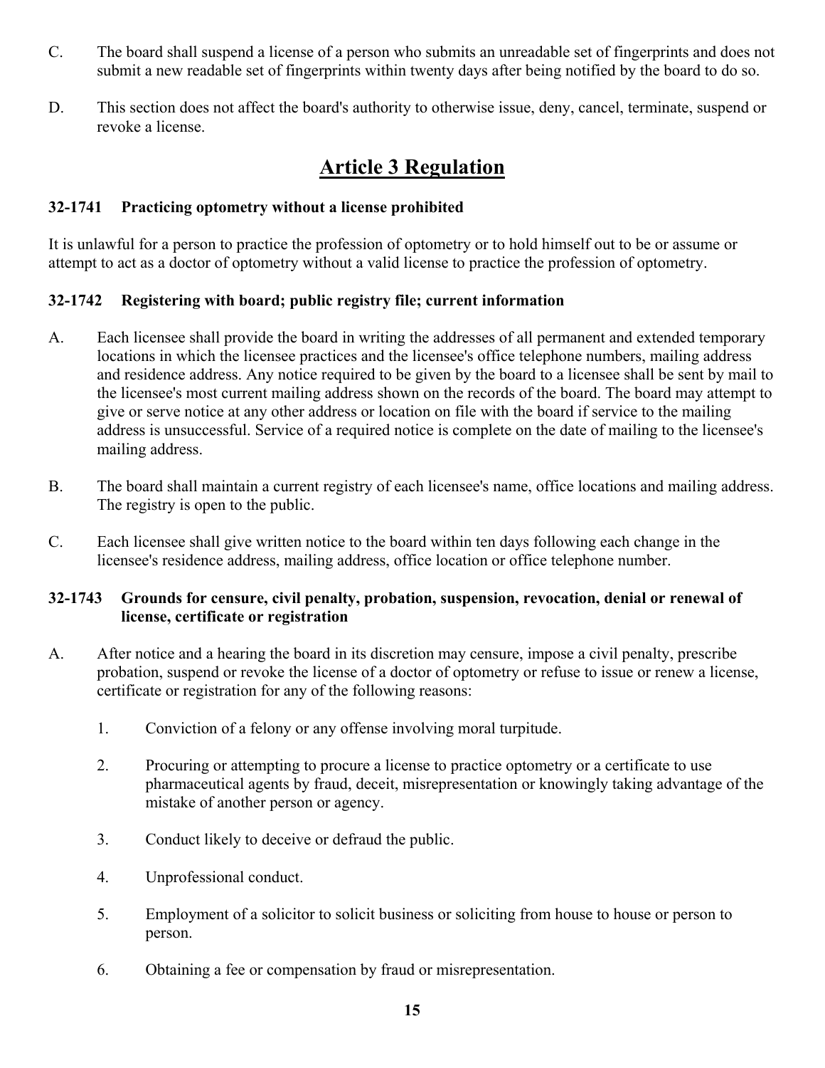C. The board shall suspend a license of a person who submits an unreadable set of fingerprints and does not submit a new readable set of fingerprints within twenty days after being notified by the board to do so.

D. This section does not affect the board's authority to otherwise issue, deny, cancel, terminate, suspend or revoke a license.

# Article 3 Regulation

### 32-1741 Practicing optometry without a license prohibited

It is unlawful for a person to practice the profession of optometry or to hold himself out to be or assume or attempt to act as a doctor of optometry without a valid license to practice the profession of optometry.

### 32-1742 Registering with board; public registry file; current information

A. Each licensee shall provide the board in writing the addresses of all permanent and extended temporary locations in which the licensee practices and the licensee's office telephone numbers, mailing address and residence address. Any notice required to be given by the board to a licensee shall be sent by mail to the licensee's most current mailing address shown on the records of the board. The board may attempt to give or serve notice at any other address or location on file with the board if service to the mailing address is unsuccessful. Service of a required notice is complete on the date of mailing to the licensee's mailing address.

B. The board shall maintain a current registry of each licensee's name, office locations and mailing address. The registry is open to the public.

C. Each licensee shall give written notice to the board within ten days following each change in the licensee's residence address, mailing address, office location or office telephone number.

### 32-1743 Grounds for censure, civil penalty, probation, suspension, revocation, denial or renewal of license, certificate or registration

A. After notice and a hearing the board in its discretion may censure, impose a civil penalty, prescribe probation, suspend or revoke the license of a doctor of optometry or refuse to issue or renew a license, certificate or registration for any of the following reasons:

1. Conviction of a felony or any offense involving moral turpitude.
2. Procuring or attempting to procure a license to practice optometry or a certificate to use pharmaceutical agents by fraud, deceit, misrepresentation or knowingly taking advantage of the mistake of another person or agency.
3. Conduct likely to deceive or defraud the public.
4. Unprofessional conduct.
5. Employment of a solicitor to solicit business or soliciting from house to house or person to person.
6. Obtaining a fee or compensation by fraud or misrepresentation.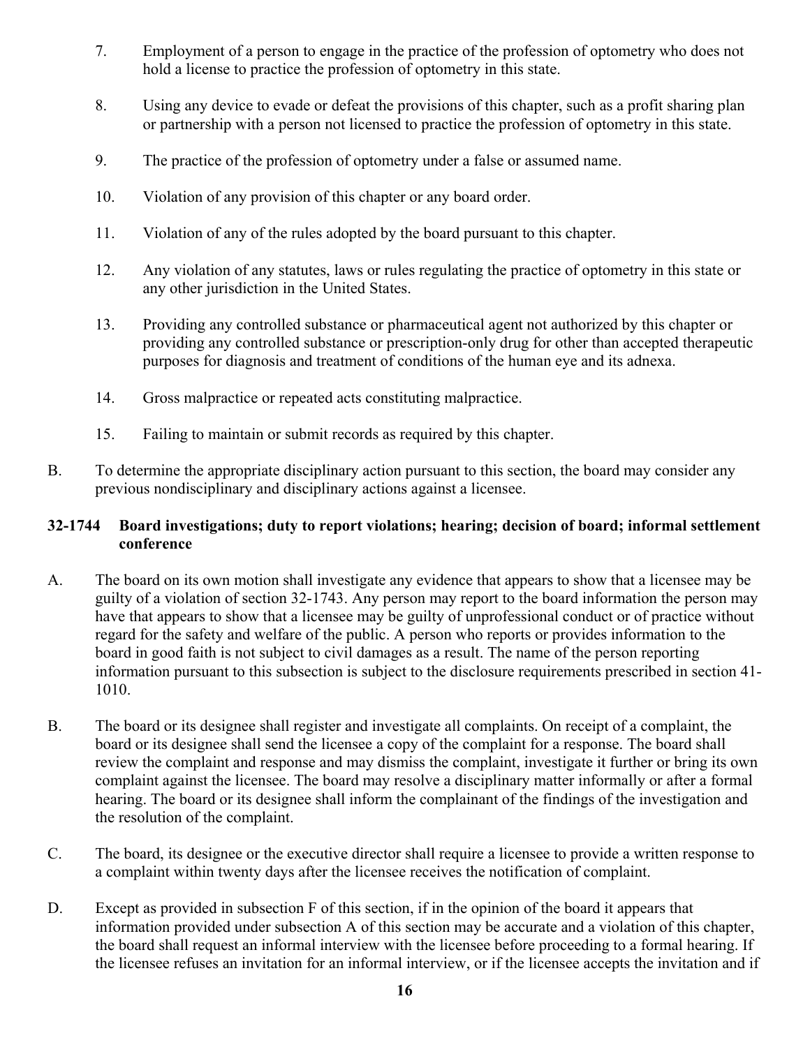7. Employment of a person to engage in the practice of the profession of optometry who does not hold a license to practice the profession of optometry in this state.

8. Using any device to evade or defeat the provisions of this chapter, such as a profit sharing plan or partnership with a person not licensed to practice the profession of optometry in this state.

9. The practice of the profession of optometry under a false or assumed name.

10. Violation of any provision of this chapter or any board order.

11. Violation of any of the rules adopted by the board pursuant to this chapter.

12. Any violation of any statutes, laws or rules regulating the practice of optometry in this state or any other jurisdiction in the United States.

13. Providing any controlled substance or pharmaceutical agent not authorized by this chapter or providing any controlled substance or prescription-only drug for other than accepted therapeutic purposes for diagnosis and treatment of conditions of the human eye and its adnexa.

14. Gross malpractice or repeated acts constituting malpractice.

15. Failing to maintain or submit records as required by this chapter.

B. To determine the appropriate disciplinary action pursuant to this section, the board may consider any previous nondisciplinary and disciplinary actions against a licensee.

### 32-1744 Board investigations; duty to report violations; hearing; decision of board; informal settlement conference

A. The board on its own motion shall investigate any evidence that appears to show that a licensee may be guilty of a violation of section 32-1743. Any person may report to the board information the person may have that appears to show that a licensee may be guilty of unprofessional conduct or of practice without regard for the safety and welfare of the public. A person who reports or provides information to the board in good faith is not subject to civil damages as a result. The name of the person reporting information pursuant to this subsection is subject to the disclosure requirements prescribed in section 41-1010.

B. The board or its designee shall register and investigate all complaints. On receipt of a complaint, the board or its designee shall send the licensee a copy of the complaint for a response. The board shall review the complaint and response and may dismiss the complaint, investigate it further or bring its own complaint against the licensee. The board may resolve a disciplinary matter informally or after a formal hearing. The board or its designee shall inform the complainant of the findings of the investigation and the resolution of the complaint.

C. The board, its designee or the executive director shall require a licensee to provide a written response to a complaint within twenty days after the licensee receives the notification of complaint.

D. Except as provided in subsection F of this section, if in the opinion of the board it appears that information provided under subsection A of this section may be accurate and a violation of this chapter, the board shall request an informal interview with the licensee before proceeding to a formal hearing. If the licensee refuses an invitation for an informal interview, or if the licensee accepts the invitation and if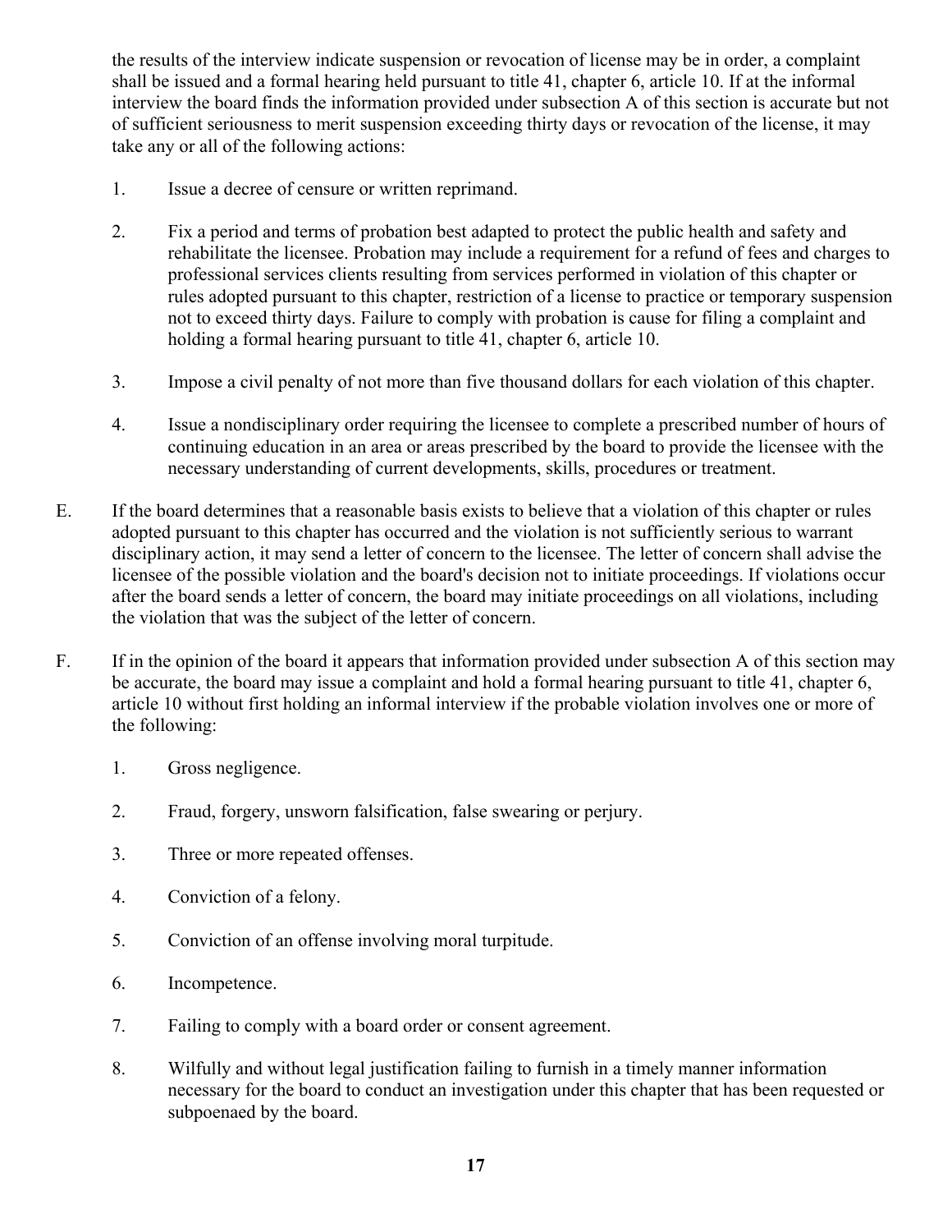the results of the interview indicate suspension or revocation of license may be in order, a complaint shall be issued and a formal hearing held pursuant to title 41, chapter 6, article 10. If at the informal interview the board finds the information provided under subsection A of this section is accurate but not of sufficient seriousness to merit suspension exceeding thirty days or revocation of the license, it may take any or all of the following actions:

1. Issue a decree of censure or written reprimand.

2. Fix a period and terms of probation best adapted to protect the public health and safety and rehabilitate the licensee. Probation may include a requirement for a refund of fees and charges to professional services clients resulting from services performed in violation of this chapter or rules adopted pursuant to this chapter, restriction of a license to practice or temporary suspension not to exceed thirty days. Failure to comply with probation is cause for filing a complaint and holding a formal hearing pursuant to title 41, chapter 6, article 10.

3. Impose a civil penalty of not more than five thousand dollars for each violation of this chapter.

4. Issue a nondisciplinary order requiring the licensee to complete a prescribed number of hours of continuing education in an area or areas prescribed by the board to provide the licensee with the necessary understanding of current developments, skills, procedures or treatment.

E. If the board determines that a reasonable basis exists to believe that a violation of this chapter or rules adopted pursuant to this chapter has occurred and the violation is not sufficiently serious to warrant disciplinary action, it may send a letter of concern to the licensee. The letter of concern shall advise the licensee of the possible violation and the board's decision not to initiate proceedings. If violations occur after the board sends a letter of concern, the board may initiate proceedings on all violations, including the violation that was the subject of the letter of concern.

F. If in the opinion of the board it appears that information provided under subsection A of this section may be accurate, the board may issue a complaint and hold a formal hearing pursuant to title 41, chapter 6, article 10 without first holding an informal interview if the probable violation involves one or more of the following:

1. Gross negligence.

2. Fraud, forgery, unsworn falsification, false swearing or perjury.

3. Three or more repeated offenses.

4. Conviction of a felony.

5. Conviction of an offense involving moral turpitude.

6. Incompetence.

7. Failing to comply with a board order or consent agreement.

8. Wilfully and without legal justification failing to furnish in a timely manner information necessary for the board to conduct an investigation under this chapter that has been requested or subpoenaed by the board.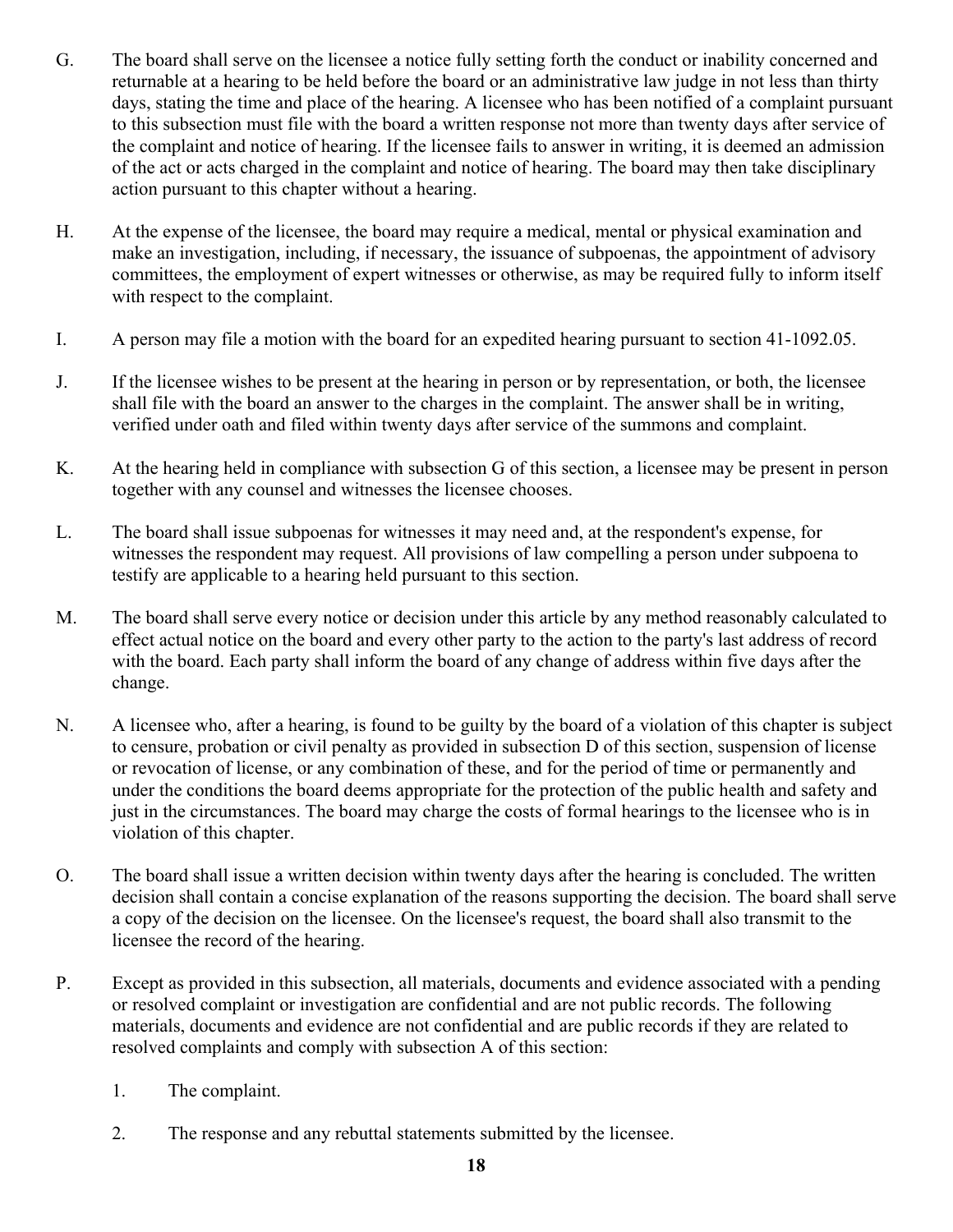G. The board shall serve on the licensee a notice fully setting forth the conduct or inability concerned and returnable at a hearing to be held before the board or an administrative law judge in not less than thirty days, stating the time and place of the hearing. A licensee who has been notified of a complaint pursuant to this subsection must file with the board a written response not more than twenty days after service of the complaint and notice of hearing. If the licensee fails to answer in writing, it is deemed an admission of the act or acts charged in the complaint and notice of hearing. The board may then take disciplinary action pursuant to this chapter without a hearing.

H. At the expense of the licensee, the board may require a medical, mental or physical examination and make an investigation, including, if necessary, the issuance of subpoenas, the appointment of advisory committees, the employment of expert witnesses or otherwise, as may be required fully to inform itself with respect to the complaint.

I. A person may file a motion with the board for an expedited hearing pursuant to section 41-1092.05.

J. If the licensee wishes to be present at the hearing in person or by representation, or both, the licensee shall file with the board an answer to the charges in the complaint. The answer shall be in writing, verified under oath and filed within twenty days after service of the summons and complaint.

K. At the hearing held in compliance with subsection G of this section, a licensee may be present in person together with any counsel and witnesses the licensee chooses.

L. The board shall issue subpoenas for witnesses it may need and, at the respondent's expense, for witnesses the respondent may request. All provisions of law compelling a person under subpoena to testify are applicable to a hearing held pursuant to this section.

M. The board shall serve every notice or decision under this article by any method reasonably calculated to effect actual notice on the board and every other party to the action to the party's last address of record with the board. Each party shall inform the board of any change of address within five days after the change.

N. A licensee who, after a hearing, is found to be guilty by the board of a violation of this chapter is subject to censure, probation or civil penalty as provided in subsection D of this section, suspension of license or revocation of license, or any combination of these, and for the period of time or permanently and under the conditions the board deems appropriate for the protection of the public health and safety and just in the circumstances. The board may charge the costs of formal hearings to the licensee who is in violation of this chapter.

O. The board shall issue a written decision within twenty days after the hearing is concluded. The written decision shall contain a concise explanation of the reasons supporting the decision. The board shall serve a copy of the decision on the licensee. On the licensee's request, the board shall also transmit to the licensee the record of the hearing.

P. Except as provided in this subsection, all materials, documents and evidence associated with a pending or resolved complaint or investigation are confidential and are not public records. The following materials, documents and evidence are not confidential and are public records if they are related to resolved complaints and comply with subsection A of this section:

1. The complaint.

2. The response and any rebuttal statements submitted by the licensee.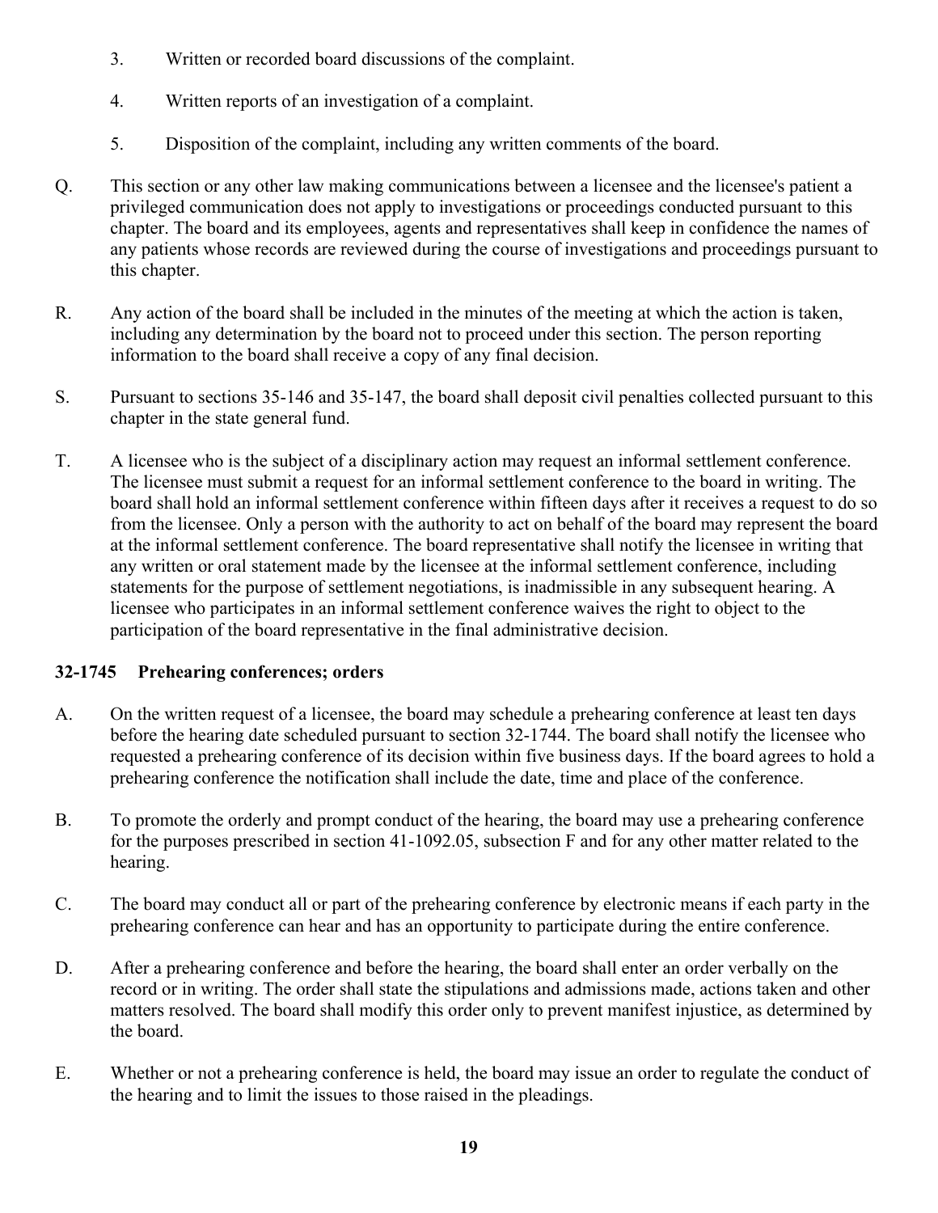3. Written or recorded board discussions of the complaint.

4. Written reports of an investigation of a complaint.

5. Disposition of the complaint, including any written comments of the board.

Q. This section or any other law making communications between a licensee and the licensee's patient a privileged communication does not apply to investigations or proceedings conducted pursuant to this chapter. The board and its employees, agents and representatives shall keep in confidence the names of any patients whose records are reviewed during the course of investigations and proceedings pursuant to this chapter.

R. Any action of the board shall be included in the minutes of the meeting at which the action is taken, including any determination by the board not to proceed under this section. The person reporting information to the board shall receive a copy of any final decision.

S. Pursuant to sections 35-146 and 35-147, the board shall deposit civil penalties collected pursuant to this chapter in the state general fund.

T. A licensee who is the subject of a disciplinary action may request an informal settlement conference. The licensee must submit a request for an informal settlement conference to the board in writing. The board shall hold an informal settlement conference within fifteen days after it receives a request to do so from the licensee. Only a person with the authority to act on behalf of the board may represent the board at the informal settlement conference. The board representative shall notify the licensee in writing that any written or oral statement made by the licensee at the informal settlement conference, including statements for the purpose of settlement negotiations, is inadmissible in any subsequent hearing. A licensee who participates in an informal settlement conference waives the right to object to the participation of the board representative in the final administrative decision.

**32-1745 Prehearing conferences; orders**

A. On the written request of a licensee, the board may schedule a prehearing conference at least ten days before the hearing date scheduled pursuant to section 32-1744. The board shall notify the licensee who requested a prehearing conference of its decision within five business days. If the board agrees to hold a prehearing conference the notification shall include the date, time and place of the conference.

B. To promote the orderly and prompt conduct of the hearing, the board may use a prehearing conference for the purposes prescribed in section 41-1092.05, subsection F and for any other matter related to the hearing.

C. The board may conduct all or part of the prehearing conference by electronic means if each party in the prehearing conference can hear and has an opportunity to participate during the entire conference.

D. After a prehearing conference and before the hearing, the board shall enter an order verbally on the record or in writing. The order shall state the stipulations and admissions made, actions taken and other matters resolved. The board shall modify this order only to prevent manifest injustice, as determined by the board.

E. Whether or not a prehearing conference is held, the board may issue an order to regulate the conduct of the hearing and to limit the issues to those raised in the pleadings.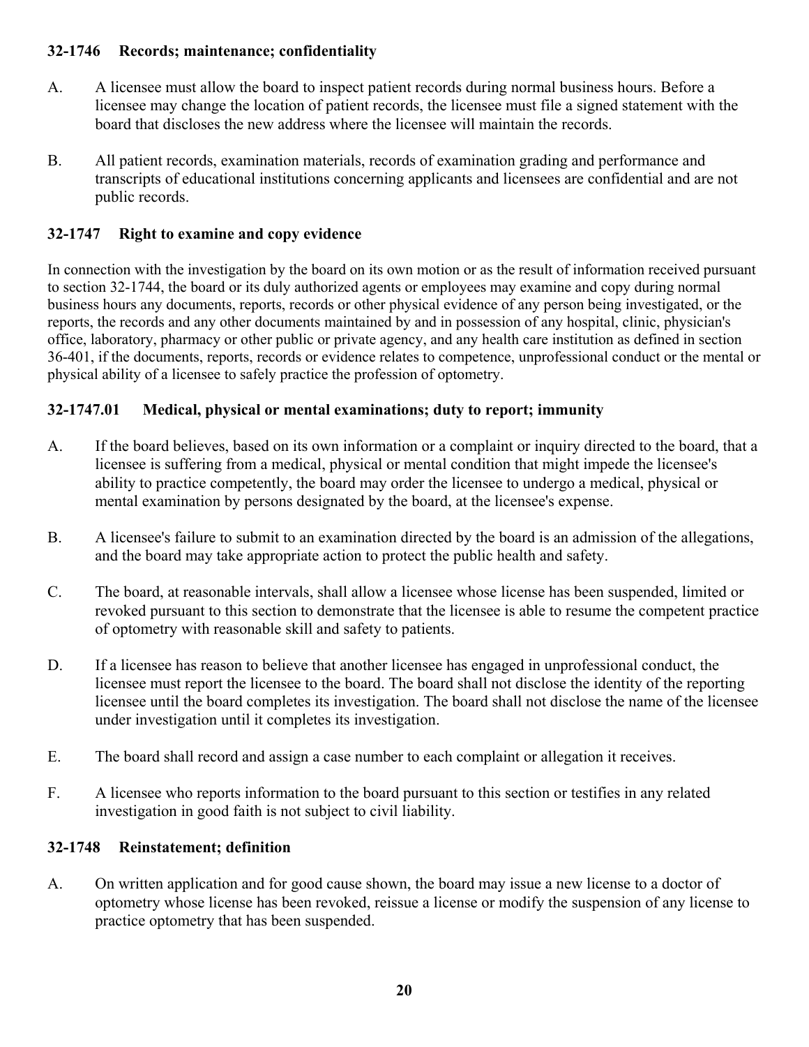### 32-1746 Records; maintenance; confidentiality

A. A licensee must allow the board to inspect patient records during normal business hours. Before a licensee may change the location of patient records, the licensee must file a signed statement with the board that discloses the new address where the licensee will maintain the records.

B. All patient records, examination materials, records of examination grading and performance and transcripts of educational institutions concerning applicants and licensees are confidential and are not public records.

### 32-1747 Right to examine and copy evidence

In connection with the investigation by the board on its own motion or as the result of information received pursuant to section 32-1744, the board or its duly authorized agents or employees may examine and copy during normal business hours any documents, reports, records or other physical evidence of any person being investigated, or the reports, the records and any other documents maintained by and in possession of any hospital, clinic, physician's office, laboratory, pharmacy or other public or private agency, and any health care institution as defined in section 36-401, if the documents, reports, records or evidence relates to competence, unprofessional conduct or the mental or physical ability of a licensee to safely practice the profession of optometry.

### 32-1747.01 Medical, physical or mental examinations; duty to report; immunity

A. If the board believes, based on its own information or a complaint or inquiry directed to the board, that a licensee is suffering from a medical, physical or mental condition that might impede the licensee's ability to practice competently, the board may order the licensee to undergo a medical, physical or mental examination by persons designated by the board, at the licensee's expense.

B. A licensee's failure to submit to an examination directed by the board is an admission of the allegations, and the board may take appropriate action to protect the public health and safety.

C. The board, at reasonable intervals, shall allow a licensee whose license has been suspended, limited or revoked pursuant to this section to demonstrate that the licensee is able to resume the competent practice of optometry with reasonable skill and safety to patients.

D. If a licensee has reason to believe that another licensee has engaged in unprofessional conduct, the licensee must report the licensee to the board. The board shall not disclose the identity of the reporting licensee until the board completes its investigation. The board shall not disclose the name of the licensee under investigation until it completes its investigation.

E. The board shall record and assign a case number to each complaint or allegation it receives.

F. A licensee who reports information to the board pursuant to this section or testifies in any related investigation in good faith is not subject to civil liability.

### 32-1748 Reinstatement; definition

A. On written application and for good cause shown, the board may issue a new license to a doctor of optometry whose license has been revoked, reissue a license or modify the suspension of any license to practice optometry that has been suspended.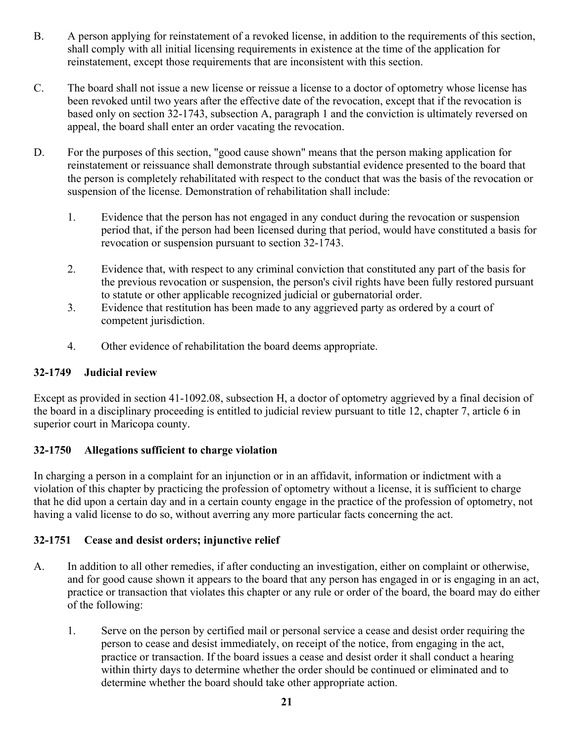B. A person applying for reinstatement of a revoked license, in addition to the requirements of this section, shall comply with all initial licensing requirements in existence at the time of the application for reinstatement, except those requirements that are inconsistent with this section.

C. The board shall not issue a new license or reissue a license to a doctor of optometry whose license has been revoked until two years after the effective date of the revocation, except that if the revocation is based only on section 32-1743, subsection A, paragraph 1 and the conviction is ultimately reversed on appeal, the board shall enter an order vacating the revocation.

D. For the purposes of this section, "good cause shown" means that the person making application for reinstatement or reissuance shall demonstrate through substantial evidence presented to the board that the person is completely rehabilitated with respect to the conduct that was the basis of the revocation or suspension of the license. Demonstration of rehabilitation shall include:

1. Evidence that the person has not engaged in any conduct during the revocation or suspension period that, if the person had been licensed during that period, would have constituted a basis for revocation or suspension pursuant to section 32-1743.
2. Evidence that, with respect to any criminal conviction that constituted any part of the basis for the previous revocation or suspension, the person's civil rights have been fully restored pursuant to statute or other applicable recognized judicial or gubernatorial order.
3. Evidence that restitution has been made to any aggrieved party as ordered by a court of competent jurisdiction.
4. Other evidence of rehabilitation the board deems appropriate.

### 32-1749 Judicial review

Except as provided in section 41-1092.08, subsection H, a doctor of optometry aggrieved by a final decision of the board in a disciplinary proceeding is entitled to judicial review pursuant to title 12, chapter 7, article 6 in superior court in Maricopa county.

### 32-1750 Allegations sufficient to charge violation

In charging a person in a complaint for an injunction or in an affidavit, information or indictment with a violation of this chapter by practicing the profession of optometry without a license, it is sufficient to charge that he did upon a certain day and in a certain county engage in the practice of the profession of optometry, not having a valid license to do so, without averring any more particular facts concerning the act.

### 32-1751 Cease and desist orders; injunctive relief

A. In addition to all other remedies, if after conducting an investigation, either on complaint or otherwise, and for good cause shown it appears to the board that any person has engaged in or is engaging in an act, practice or transaction that violates this chapter or any rule or order of the board, the board may do either of the following:

1. Serve on the person by certified mail or personal service a cease and desist order requiring the person to cease and desist immediately, on receipt of the notice, from engaging in the act, practice or transaction. If the board issues a cease and desist order it shall conduct a hearing within thirty days to determine whether the order should be continued or eliminated and to determine whether the board should take other appropriate action.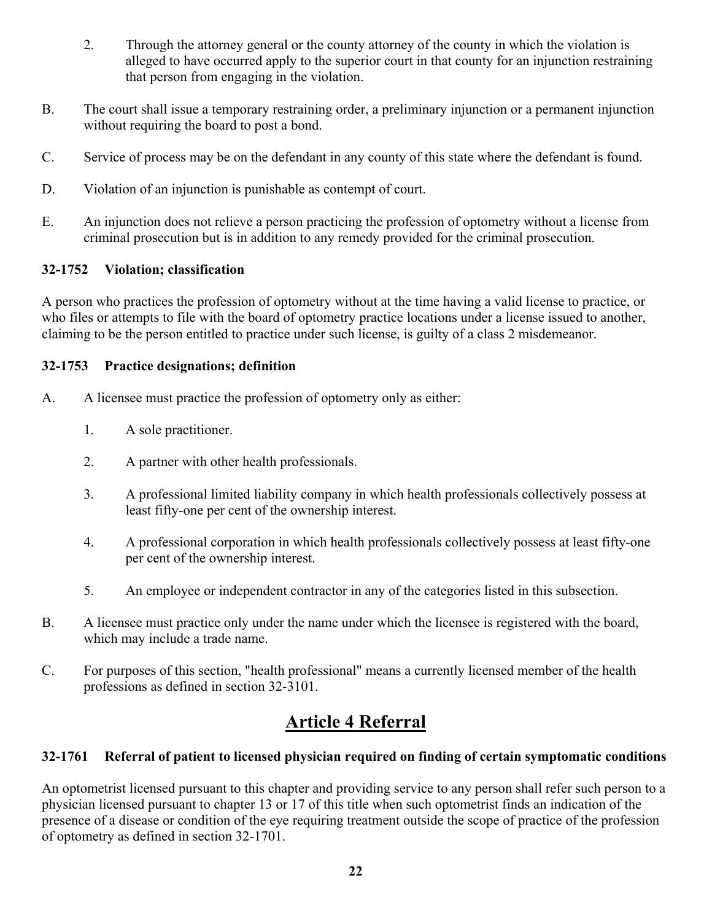2. Through the attorney general or the county attorney of the county in which the violation is alleged to have occurred apply to the superior court in that county for an injunction restraining that person from engaging in the violation.

B. The court shall issue a temporary restraining order, a preliminary injunction or a permanent injunction without requiring the board to post a bond.

C. Service of process may be on the defendant in any county of this state where the defendant is found.

D. Violation of an injunction is punishable as contempt of court.

E. An injunction does not relieve a person practicing the profession of optometry without a license from criminal prosecution but is in addition to any remedy provided for the criminal prosecution.

**32-1752 Violation; classification**

A person who practices the profession of optometry without at the time having a valid license to practice, or who files or attempts to file with the board of optometry practice locations under a license issued to another, claiming to be the person entitled to practice under such license, is guilty of a class 2 misdemeanor.

**32-1753 Practice designations; definition**

A. A licensee must practice the profession of optometry only as either:

1. A sole practitioner.

2. A partner with other health professionals.

3. A professional limited liability company in which health professionals collectively possess at least fifty-one per cent of the ownership interest.

4. A professional corporation in which health professionals collectively possess at least fifty-one per cent of the ownership interest.

5. An employee or independent contractor in any of the categories listed in this subsection.

B. A licensee must practice only under the name under which the licensee is registered with the board, which may include a trade name.

C. For purposes of this section, "health professional" means a currently licensed member of the health professions as defined in section 32-3101.

## Article 4 Referral

**32-1761 Referral of patient to licensed physician required on finding of certain symptomatic conditions**

An optometrist licensed pursuant to this chapter and providing service to any person shall refer such person to a physician licensed pursuant to chapter 13 or 17 of this title when such optometrist finds an indication of the presence of a disease or condition of the eye requiring treatment outside the scope of practice of the profession of optometry as defined in section 32-1701.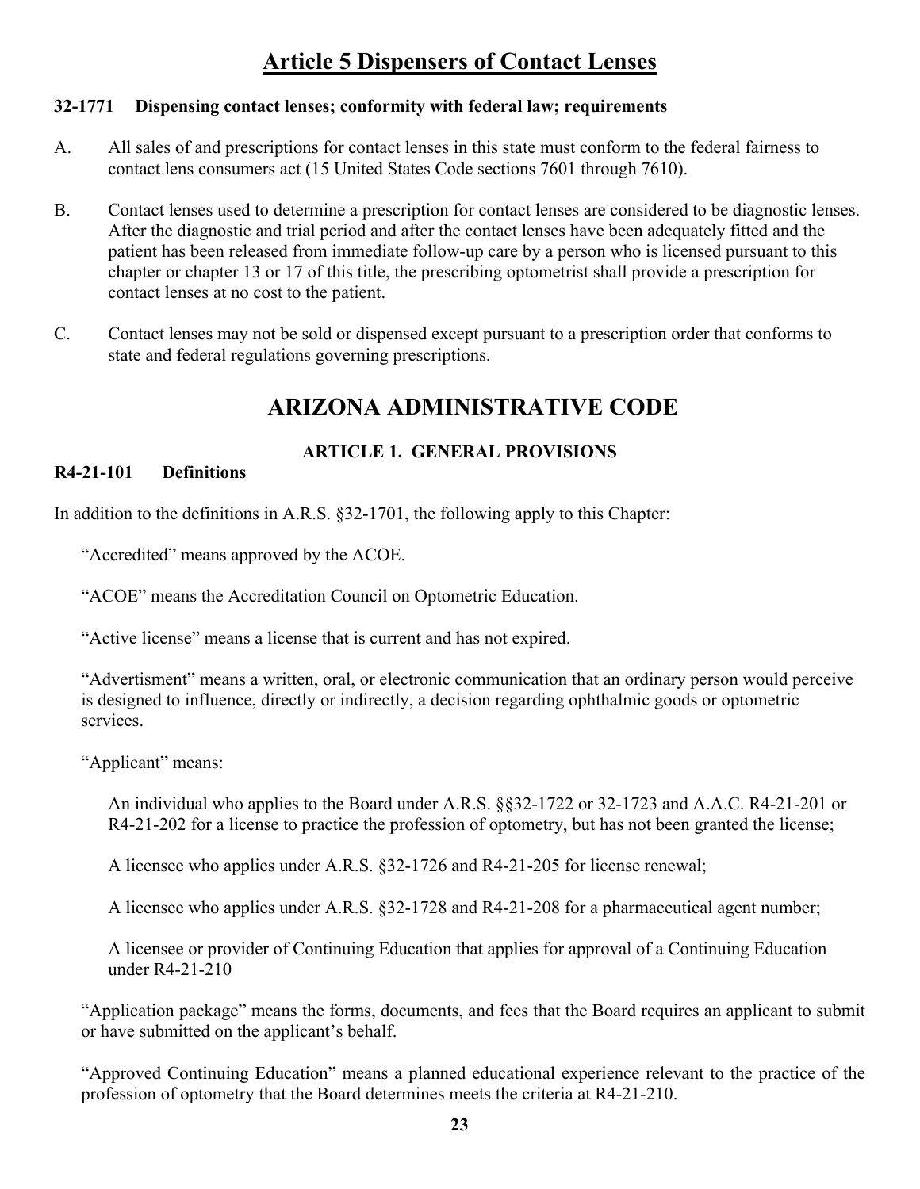# Article 5 Dispensers of Contact Lenses

**32-1771 Dispensing contact lenses; conformity with federal law; requirements**

A. All sales of and prescriptions for contact lenses in this state must conform to the federal fairness to contact lens consumers act (15 United States Code sections 7601 through 7610).

B. Contact lenses used to determine a prescription for contact lenses are considered to be diagnostic lenses. After the diagnostic and trial period and after the contact lenses have been adequately fitted and the patient has been released from immediate follow-up care by a person who is licensed pursuant to this chapter or chapter 13 or 17 of this title, the prescribing optometrist shall provide a prescription for contact lenses at no cost to the patient.

C. Contact lenses may not be sold or dispensed except pursuant to a prescription order that conforms to state and federal regulations governing prescriptions.

# ARIZONA ADMINISTRATIVE CODE

### ARTICLE 1. GENERAL PROVISIONS

**R4-21-101 Definitions**

In addition to the definitions in A.R.S. §32-1701, the following apply to this Chapter:

"Accredited" means approved by the ACOE.

"ACOE" means the Accreditation Council on Optometric Education.

"Active license" means a license that is current and has not expired.

"Advertisment" means a written, oral, or electronic communication that an ordinary person would perceive is designed to influence, directly or indirectly, a decision regarding ophthalmic goods or optometric services.

"Applicant" means:

An individual who applies to the Board under A.R.S. §§32-1722 or 32-1723 and A.A.C. R4-21-201 or R4-21-202 for a license to practice the profession of optometry, but has not been granted the license;

A licensee who applies under A.R.S. §32-1726 and R4-21-205 for license renewal;

A licensee who applies under A.R.S. §32-1728 and R4-21-208 for a pharmaceutical agent number;

A licensee or provider of Continuing Education that applies for approval of a Continuing Education under R4-21-210

"Application package" means the forms, documents, and fees that the Board requires an applicant to submit or have submitted on the applicant's behalf.

"Approved Continuing Education" means a planned educational experience relevant to the practice of the profession of optometry that the Board determines meets the criteria at R4-21-210.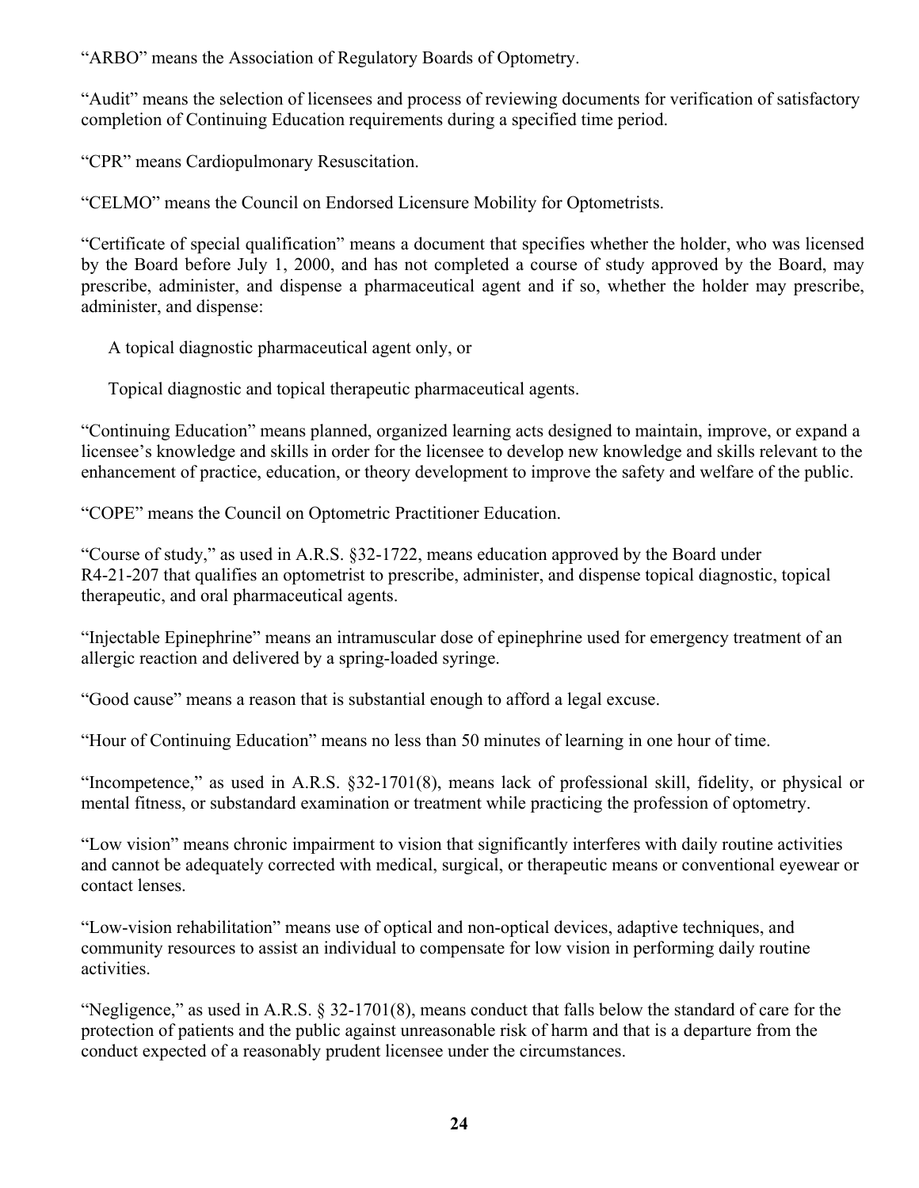"ARBO" means the Association of Regulatory Boards of Optometry.

"Audit" means the selection of licensees and process of reviewing documents for verification of satisfactory completion of Continuing Education requirements during a specified time period.

"CPR" means Cardiopulmonary Resuscitation.

"CELMO" means the Council on Endorsed Licensure Mobility for Optometrists.

"Certificate of special qualification" means a document that specifies whether the holder, who was licensed by the Board before July 1, 2000, and has not completed a course of study approved by the Board, may prescribe, administer, and dispense a pharmaceutical agent and if so, whether the holder may prescribe, administer, and dispense:

A topical diagnostic pharmaceutical agent only, or

Topical diagnostic and topical therapeutic pharmaceutical agents.

"Continuing Education" means planned, organized learning acts designed to maintain, improve, or expand a licensee's knowledge and skills in order for the licensee to develop new knowledge and skills relevant to the enhancement of practice, education, or theory development to improve the safety and welfare of the public.

"COPE" means the Council on Optometric Practitioner Education.

"Course of study," as used in A.R.S. §32-1722, means education approved by the Board under R4-21-207 that qualifies an optometrist to prescribe, administer, and dispense topical diagnostic, topical therapeutic, and oral pharmaceutical agents.

"Injectable Epinephrine" means an intramuscular dose of epinephrine used for emergency treatment of an allergic reaction and delivered by a spring-loaded syringe.

"Good cause" means a reason that is substantial enough to afford a legal excuse.

"Hour of Continuing Education" means no less than 50 minutes of learning in one hour of time.

"Incompetence," as used in A.R.S. §32-1701(8), means lack of professional skill, fidelity, or physical or mental fitness, or substandard examination or treatment while practicing the profession of optometry.

"Low vision" means chronic impairment to vision that significantly interferes with daily routine activities and cannot be adequately corrected with medical, surgical, or therapeutic means or conventional eyewear or contact lenses.

"Low-vision rehabilitation" means use of optical and non-optical devices, adaptive techniques, and community resources to assist an individual to compensate for low vision in performing daily routine activities.

"Negligence," as used in A.R.S. § 32-1701(8), means conduct that falls below the standard of care for the protection of patients and the public against unreasonable risk of harm and that is a departure from the conduct expected of a reasonably prudent licensee under the circumstances.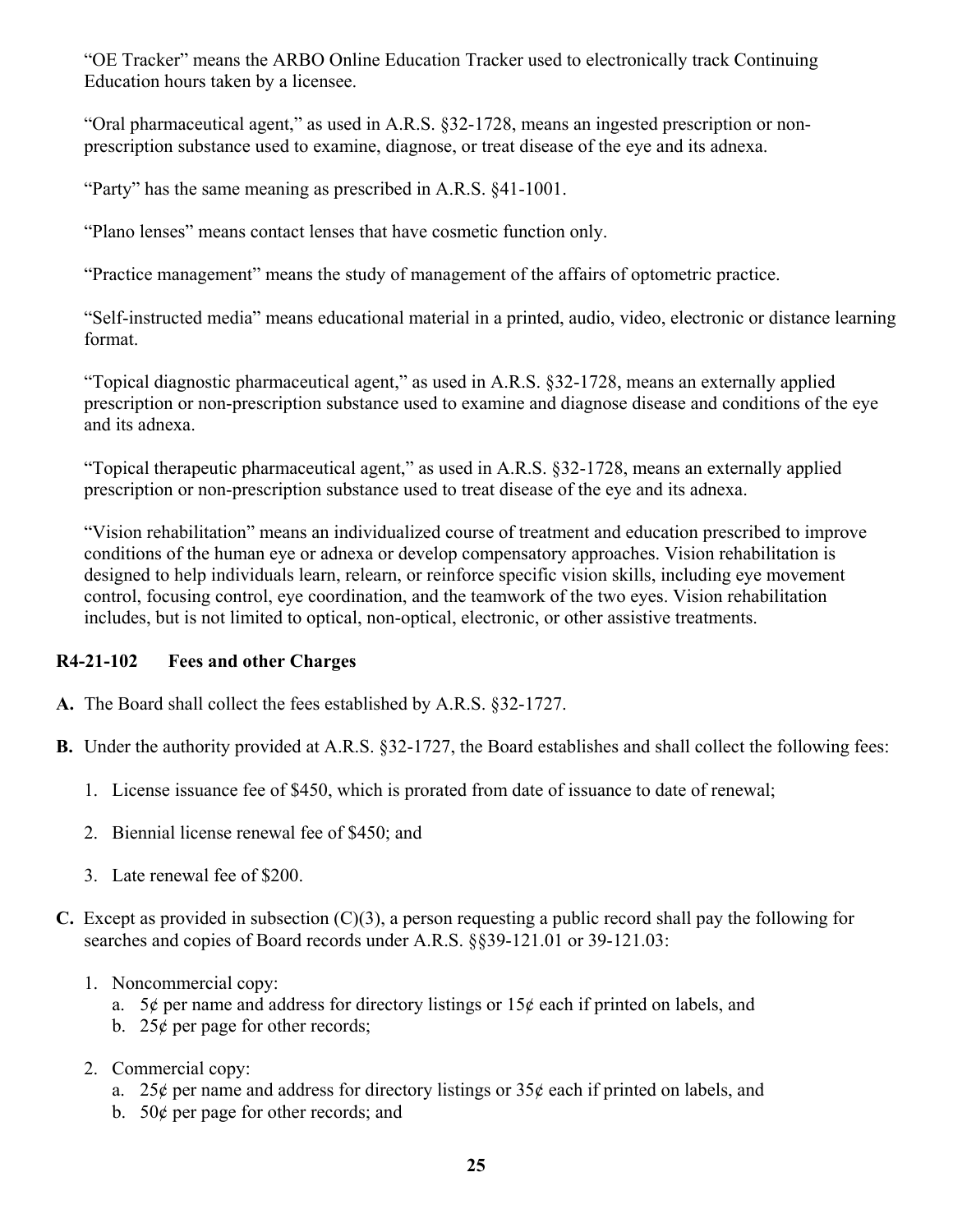"OE Tracker" means the ARBO Online Education Tracker used to electronically track Continuing Education hours taken by a licensee.

"Oral pharmaceutical agent," as used in A.R.S. §32-1728, means an ingested prescription or non-prescription substance used to examine, diagnose, or treat disease of the eye and its adnexa.

"Party" has the same meaning as prescribed in A.R.S. §41-1001.

"Plano lenses" means contact lenses that have cosmetic function only.

"Practice management" means the study of management of the affairs of optometric practice.

"Self-instructed media" means educational material in a printed, audio, video, electronic or distance learning format.

"Topical diagnostic pharmaceutical agent," as used in A.R.S. §32-1728, means an externally applied prescription or non-prescription substance used to examine and diagnose disease and conditions of the eye and its adnexa.

"Topical therapeutic pharmaceutical agent," as used in A.R.S. §32-1728, means an externally applied prescription or non-prescription substance used to treat disease of the eye and its adnexa.

"Vision rehabilitation" means an individualized course of treatment and education prescribed to improve conditions of the human eye or adnexa or develop compensatory approaches. Vision rehabilitation is designed to help individuals learn, relearn, or reinforce specific vision skills, including eye movement control, focusing control, eye coordination, and the teamwork of the two eyes. Vision rehabilitation includes, but is not limited to optical, non-optical, electronic, or other assistive treatments.

### R4-21-102 Fees and other Charges

**A.** The Board shall collect the fees established by A.R.S. §32-1727.

**B.** Under the authority provided at A.R.S. §32-1727, the Board establishes and shall collect the following fees:

1. License issuance fee of $450, which is prorated from date of issuance to date of renewal;
2. Biennial license renewal fee of $450; and
3. Late renewal fee of $200.

**C.** Except as provided in subsection (C)(3), a person requesting a public record shall pay the following for searches and copies of Board records under A.R.S. §§39-121.01 or 39-121.03:

1. Noncommercial copy:
   a. 5¢ per name and address for directory listings or 15¢ each if printed on labels, and
   b. 25¢ per page for other records;
2. Commercial copy:
   a. 25¢ per name and address for directory listings or 35¢ each if printed on labels, and
   b. 50¢ per page for other records; and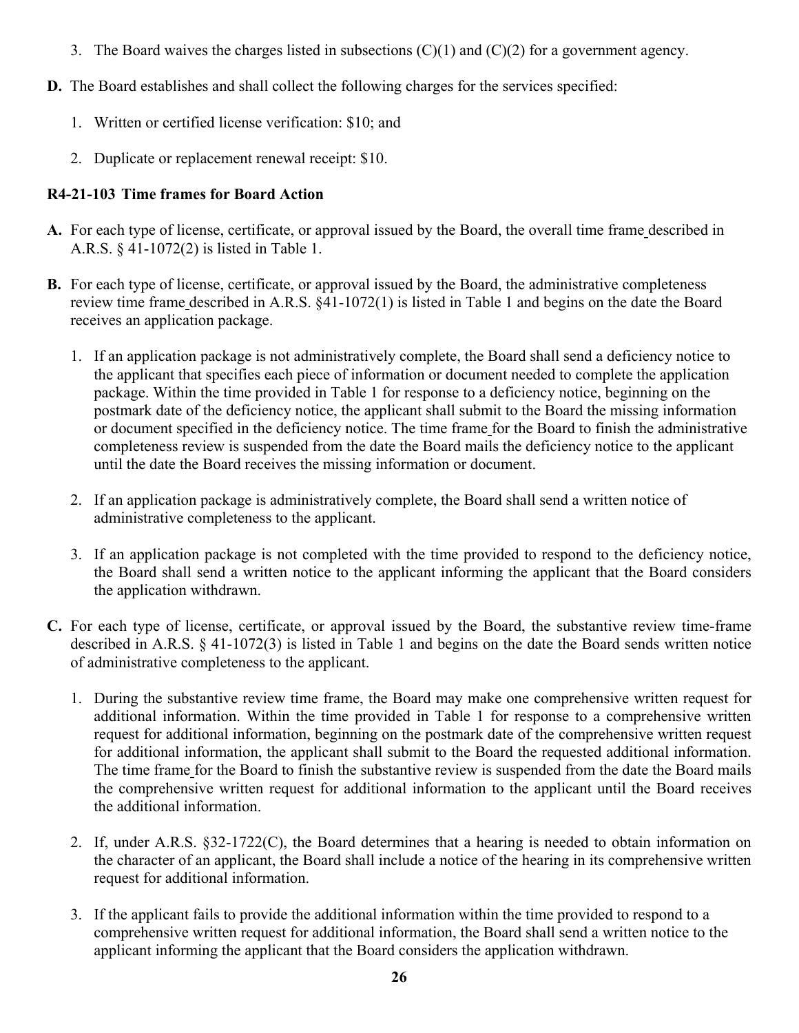3. The Board waives the charges listed in subsections (C)(1) and (C)(2) for a government agency.

**D.** The Board establishes and shall collect the following charges for the services specified:

1. Written or certified license verification: $10; and

2. Duplicate or replacement renewal receipt: $10.

### R4-21-103 Time frames for Board Action

**A.** For each type of license, certificate, or approval issued by the Board, the overall time frame described in A.R.S. § 41-1072(2) is listed in Table 1.

**B.** For each type of license, certificate, or approval issued by the Board, the administrative completeness review time frame described in A.R.S. §41-1072(1) is listed in Table 1 and begins on the date the Board receives an application package.

1. If an application package is not administratively complete, the Board shall send a deficiency notice to the applicant that specifies each piece of information or document needed to complete the application package. Within the time provided in Table 1 for response to a deficiency notice, beginning on the postmark date of the deficiency notice, the applicant shall submit to the Board the missing information or document specified in the deficiency notice. The time frame for the Board to finish the administrative completeness review is suspended from the date the Board mails the deficiency notice to the applicant until the date the Board receives the missing information or document.

2. If an application package is administratively complete, the Board shall send a written notice of administrative completeness to the applicant.

3. If an application package is not completed with the time provided to respond to the deficiency notice, the Board shall send a written notice to the applicant informing the applicant that the Board considers the application withdrawn.

**C.** For each type of license, certificate, or approval issued by the Board, the substantive review time-frame described in A.R.S. § 41-1072(3) is listed in Table 1 and begins on the date the Board sends written notice of administrative completeness to the applicant.

1. During the substantive review time frame, the Board may make one comprehensive written request for additional information. Within the time provided in Table 1 for response to a comprehensive written request for additional information, beginning on the postmark date of the comprehensive written request for additional information, the applicant shall submit to the Board the requested additional information. The time frame for the Board to finish the substantive review is suspended from the date the Board mails the comprehensive written request for additional information to the applicant until the Board receives the additional information.

2. If, under A.R.S. §32-1722(C), the Board determines that a hearing is needed to obtain information on the character of an applicant, the Board shall include a notice of the hearing in its comprehensive written request for additional information.

3. If the applicant fails to provide the additional information within the time provided to respond to a comprehensive written request for additional information, the Board shall send a written notice to the applicant informing the applicant that the Board considers the application withdrawn.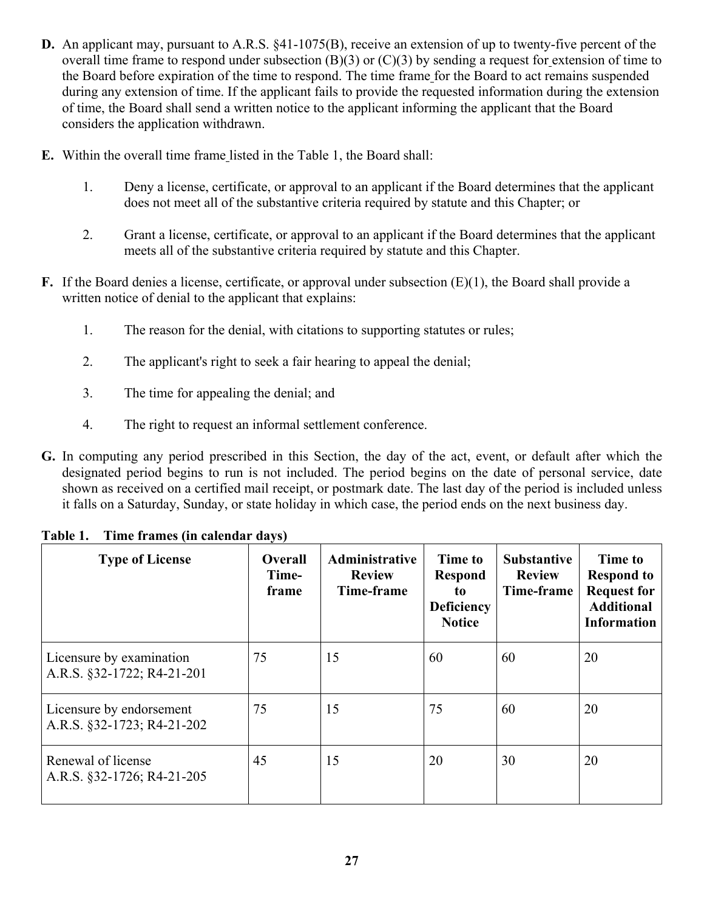**D.** An applicant may, pursuant to A.R.S. §41-1075(B), receive an extension of up to twenty-five percent of the overall time frame to respond under subsection (B)(3) or (C)(3) by sending a request for extension of time to the Board before expiration of the time to respond. The time frame for the Board to act remains suspended during any extension of time. If the applicant fails to provide the requested information during the extension of time, the Board shall send a written notice to the applicant informing the applicant that the Board considers the application withdrawn.

**E.** Within the overall time frame listed in the Table 1, the Board shall:

1. Deny a license, certificate, or approval to an applicant if the Board determines that the applicant does not meet all of the substantive criteria required by statute and this Chapter; or

2. Grant a license, certificate, or approval to an applicant if the Board determines that the applicant meets all of the substantive criteria required by statute and this Chapter.

**F.** If the Board denies a license, certificate, or approval under subsection (E)(1), the Board shall provide a written notice of denial to the applicant that explains:

1. The reason for the denial, with citations to supporting statutes or rules;

2. The applicant's right to seek a fair hearing to appeal the denial;

3. The time for appealing the denial; and

4. The right to request an informal settlement conference.

**G.** In computing any period prescribed in this Section, the day of the act, event, or default after which the designated period begins to run is not included. The period begins on the date of personal service, date shown as received on a certified mail receipt, or postmark date. The last day of the period is included unless it falls on a Saturday, Sunday, or state holiday in which case, the period ends on the next business day.

**Table 1. Time frames (in calendar days)**

| Type of License | Overall Time-frame | Administrative Review Time-frame | Time to Respond to Deficiency Notice | Substantive Review Time-frame | Time to Respond to Request for Additional Information |
|---|---|---|---|---|---|
| Licensure by examination A.R.S. §32-1722; R4-21-201 | 75 | 15 | 60 | 60 | 20 |
| Licensure by endorsement A.R.S. §32-1723; R4-21-202 | 75 | 15 | 75 | 60 | 20 |
| Renewal of license A.R.S. §32-1726; R4-21-205 | 45 | 15 | 20 | 30 | 20 |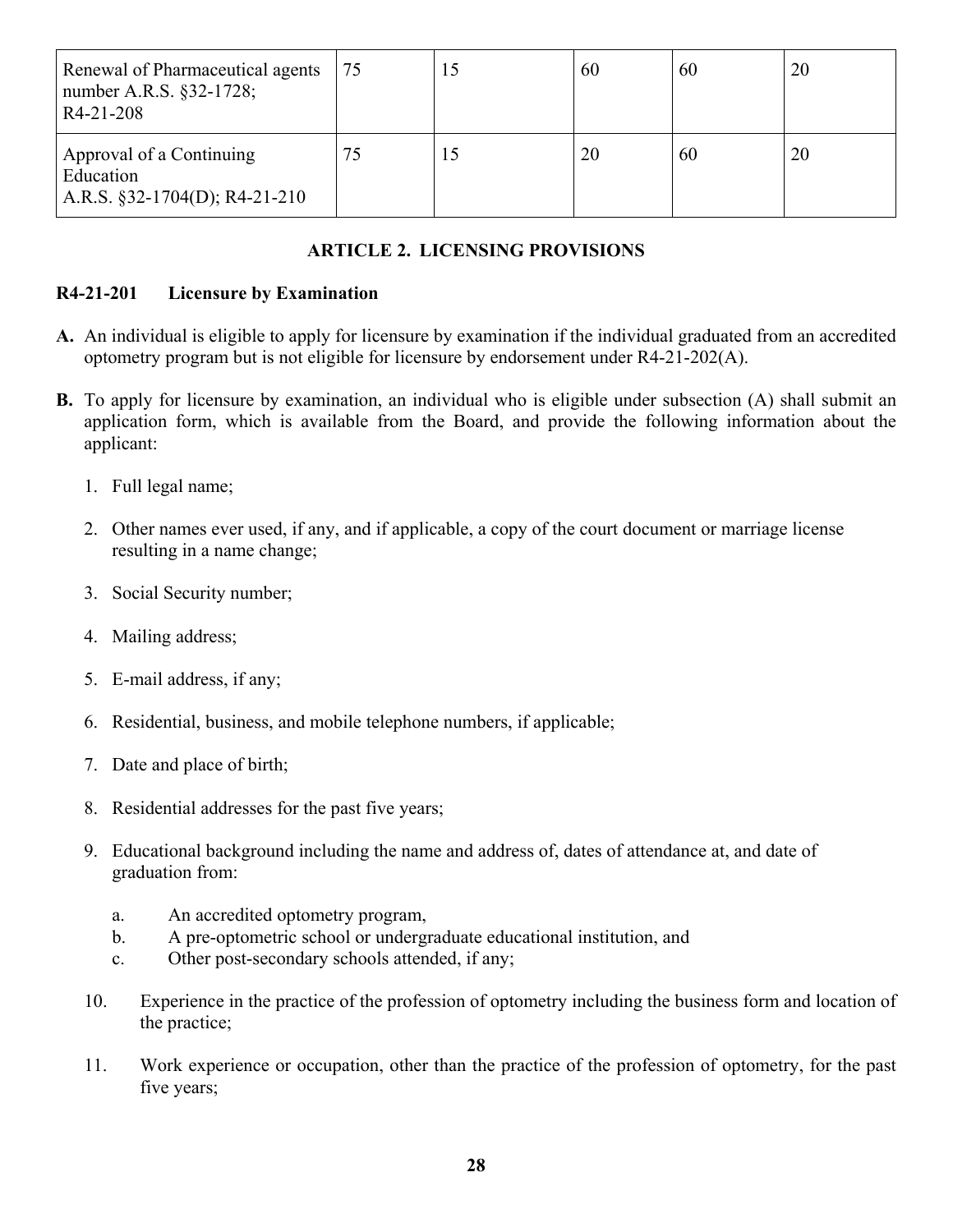| | | | | | |
|---|---|---|---|---|---|
| Renewal of Pharmaceutical agents number A.R.S. §32-1728; R4-21-208 | 75 | 15 | 60 | 60 | 20 |
| Approval of a Continuing Education A.R.S. §32-1704(D); R4-21-210 | 75 | 15 | 20 | 60 | 20 |

## ARTICLE 2. LICENSING PROVISIONS

### R4-21-201 Licensure by Examination

**A.** An individual is eligible to apply for licensure by examination if the individual graduated from an accredited optometry program but is not eligible for licensure by endorsement under R4-21-202(A).

**B.** To apply for licensure by examination, an individual who is eligible under subsection (A) shall submit an application form, which is available from the Board, and provide the following information about the applicant:

1. Full legal name;
2. Other names ever used, if any, and if applicable, a copy of the court document or marriage license resulting in a name change;
3. Social Security number;
4. Mailing address;
5. E-mail address, if any;
6. Residential, business, and mobile telephone numbers, if applicable;
7. Date and place of birth;
8. Residential addresses for the past five years;
9. Educational background including the name and address of, dates of attendance at, and date of graduation from:
   a. An accredited optometry program,
   b. A pre-optometric school or undergraduate educational institution, and
   c. Other post-secondary schools attended, if any;
10. Experience in the practice of the profession of optometry including the business form and location of the practice;
11. Work experience or occupation, other than the practice of the profession of optometry, for the past five years;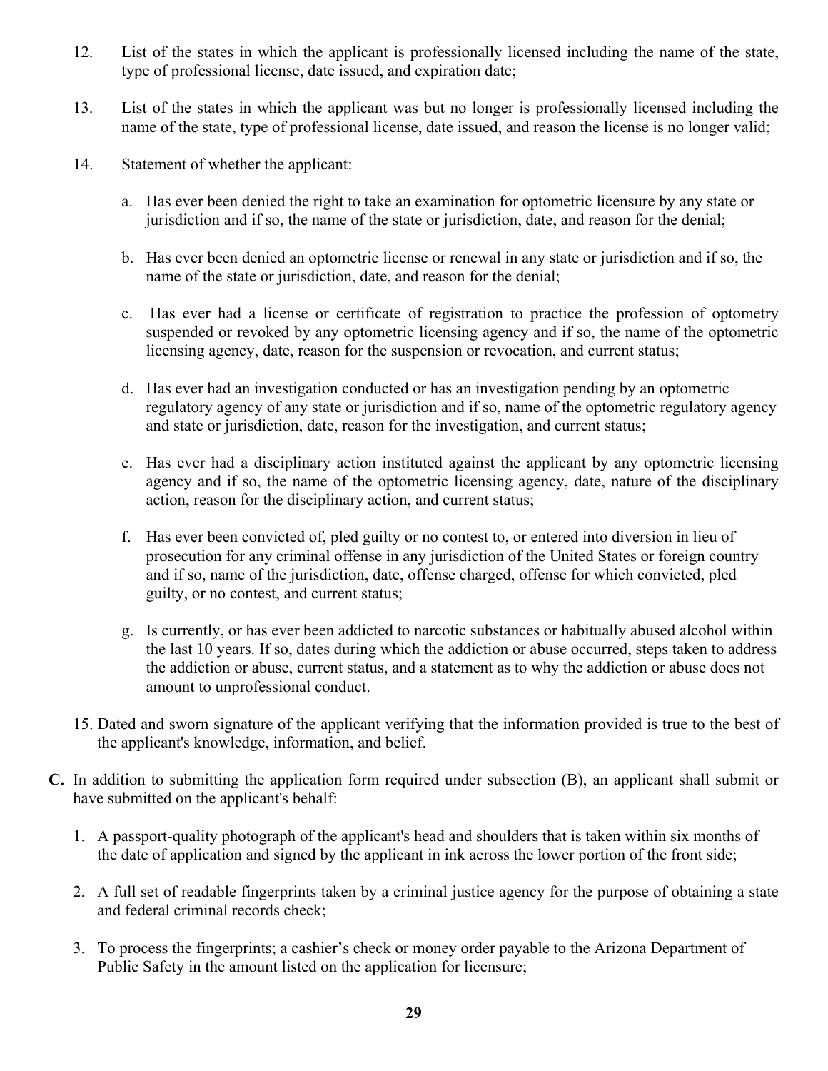12. List of the states in which the applicant is professionally licensed including the name of the state, type of professional license, date issued, and expiration date;

13. List of the states in which the applicant was but no longer is professionally licensed including the name of the state, type of professional license, date issued, and reason the license is no longer valid;

14. Statement of whether the applicant:

    a. Has ever been denied the right to take an examination for optometric licensure by any state or jurisdiction and if so, the name of the state or jurisdiction, date, and reason for the denial;

    b. Has ever been denied an optometric license or renewal in any state or jurisdiction and if so, the name of the state or jurisdiction, date, and reason for the denial;

    c. Has ever had a license or certificate of registration to practice the profession of optometry suspended or revoked by any optometric licensing agency and if so, the name of the optometric licensing agency, date, reason for the suspension or revocation, and current status;

    d. Has ever had an investigation conducted or has an investigation pending by an optometric regulatory agency of any state or jurisdiction and if so, name of the optometric regulatory agency and state or jurisdiction, date, reason for the investigation, and current status;

    e. Has ever had a disciplinary action instituted against the applicant by any optometric licensing agency and if so, the name of the optometric licensing agency, date, nature of the disciplinary action, reason for the disciplinary action, and current status;

    f. Has ever been convicted of, pled guilty or no contest to, or entered into diversion in lieu of prosecution for any criminal offense in any jurisdiction of the United States or foreign country and if so, name of the jurisdiction, date, offense charged, offense for which convicted, pled guilty, or no contest, and current status;

    g. Is currently, or has ever been addicted to narcotic substances or habitually abused alcohol within the last 10 years. If so, dates during which the addiction or abuse occurred, steps taken to address the addiction or abuse, current status, and a statement as to why the addiction or abuse does not amount to unprofessional conduct.

15. Dated and sworn signature of the applicant verifying that the information provided is true to the best of the applicant's knowledge, information, and belief.

**C.** In addition to submitting the application form required under subsection (B), an applicant shall submit or have submitted on the applicant's behalf:

1. A passport-quality photograph of the applicant's head and shoulders that is taken within six months of the date of application and signed by the applicant in ink across the lower portion of the front side;

2. A full set of readable fingerprints taken by a criminal justice agency for the purpose of obtaining a state and federal criminal records check;

3. To process the fingerprints; a cashier's check or money order payable to the Arizona Department of Public Safety in the amount listed on the application for licensure;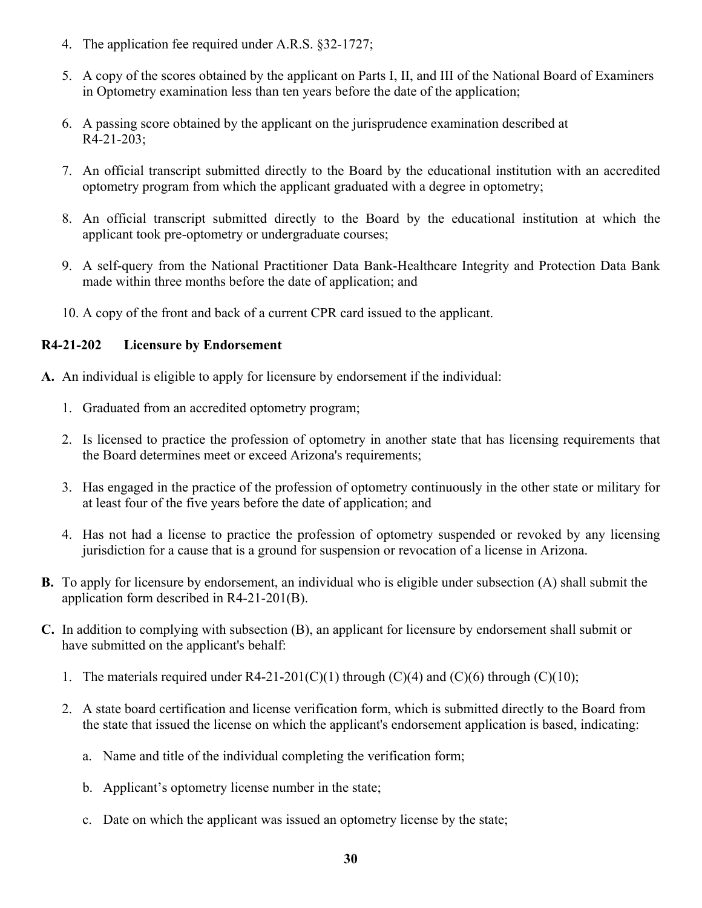4. The application fee required under A.R.S. §32-1727;

5. A copy of the scores obtained by the applicant on Parts I, II, and III of the National Board of Examiners in Optometry examination less than ten years before the date of the application;

6. A passing score obtained by the applicant on the jurisprudence examination described at R4-21-203;

7. An official transcript submitted directly to the Board by the educational institution with an accredited optometry program from which the applicant graduated with a degree in optometry;

8. An official transcript submitted directly to the Board by the educational institution at which the applicant took pre-optometry or undergraduate courses;

9. A self-query from the National Practitioner Data Bank-Healthcare Integrity and Protection Data Bank made within three months before the date of application; and

10. A copy of the front and back of a current CPR card issued to the applicant.

**R4-21-202 Licensure by Endorsement**

**A.** An individual is eligible to apply for licensure by endorsement if the individual:

1. Graduated from an accredited optometry program;

2. Is licensed to practice the profession of optometry in another state that has licensing requirements that the Board determines meet or exceed Arizona's requirements;

3. Has engaged in the practice of the profession of optometry continuously in the other state or military for at least four of the five years before the date of application; and

4. Has not had a license to practice the profession of optometry suspended or revoked by any licensing jurisdiction for a cause that is a ground for suspension or revocation of a license in Arizona.

**B.** To apply for licensure by endorsement, an individual who is eligible under subsection (A) shall submit the application form described in R4-21-201(B).

**C.** In addition to complying with subsection (B), an applicant for licensure by endorsement shall submit or have submitted on the applicant's behalf:

1. The materials required under R4-21-201(C)(1) through (C)(4) and (C)(6) through (C)(10);

2. A state board certification and license verification form, which is submitted directly to the Board from the state that issued the license on which the applicant's endorsement application is based, indicating:

   a. Name and title of the individual completing the verification form;

   b. Applicant's optometry license number in the state;

   c. Date on which the applicant was issued an optometry license by the state;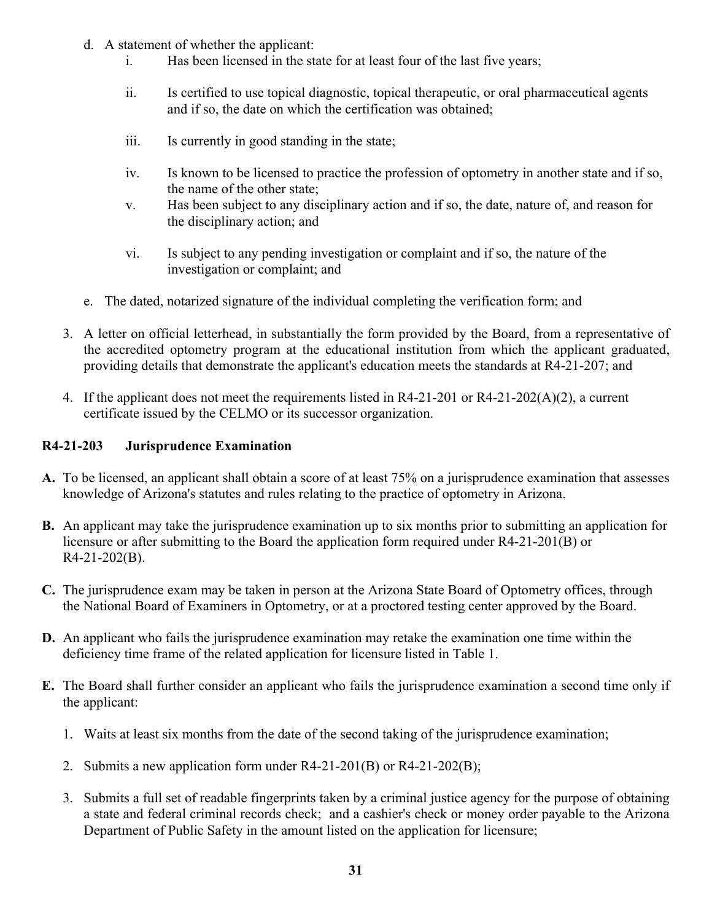d. A statement of whether the applicant:
      i. Has been licensed in the state for at least four of the last five years;
      ii. Is certified to use topical diagnostic, topical therapeutic, or oral pharmaceutical agents and if so, the date on which the certification was obtained;
      iii. Is currently in good standing in the state;
      iv. Is known to be licensed to practice the profession of optometry in another state and if so, the name of the other state;
      v. Has been subject to any disciplinary action and if so, the date, nature of, and reason for the disciplinary action; and
      vi. Is subject to any pending investigation or complaint and if so, the nature of the investigation or complaint; and
   e. The dated, notarized signature of the individual completing the verification form; and
3. A letter on official letterhead, in substantially the form provided by the Board, from a representative of the accredited optometry program at the educational institution from which the applicant graduated, providing details that demonstrate the applicant's education meets the standards at R4-21-207; and
4. If the applicant does not meet the requirements listed in R4-21-201 or R4-21-202(A)(2), a current certificate issued by the CELMO or its successor organization.

**R4-21-203 Jurisprudence Examination**

**A.** To be licensed, an applicant shall obtain a score of at least 75% on a jurisprudence examination that assesses knowledge of Arizona's statutes and rules relating to the practice of optometry in Arizona.

**B.** An applicant may take the jurisprudence examination up to six months prior to submitting an application for licensure or after submitting to the Board the application form required under R4-21-201(B) or R4-21-202(B).

**C.** The jurisprudence exam may be taken in person at the Arizona State Board of Optometry offices, through the National Board of Examiners in Optometry, or at a proctored testing center approved by the Board.

**D.** An applicant who fails the jurisprudence examination may retake the examination one time within the deficiency time frame of the related application for licensure listed in Table 1.

**E.** The Board shall further consider an applicant who fails the jurisprudence examination a second time only if the applicant:

1. Waits at least six months from the date of the second taking of the jurisprudence examination;
2. Submits a new application form under R4-21-201(B) or R4-21-202(B);
3. Submits a full set of readable fingerprints taken by a criminal justice agency for the purpose of obtaining a state and federal criminal records check; and a cashier's check or money order payable to the Arizona Department of Public Safety in the amount listed on the application for licensure;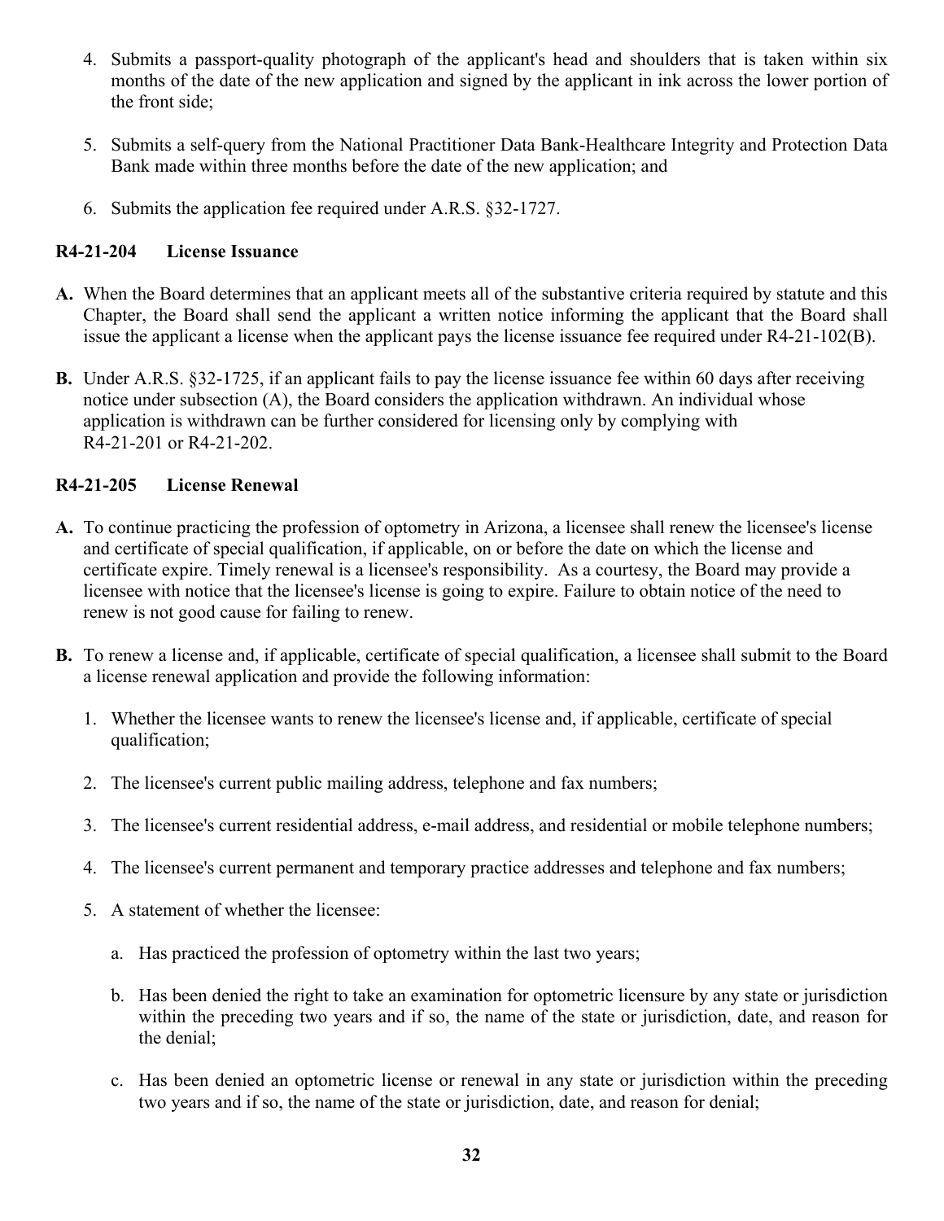4. Submits a passport-quality photograph of the applicant's head and shoulders that is taken within six months of the date of the new application and signed by the applicant in ink across the lower portion of the front side;

5. Submits a self-query from the National Practitioner Data Bank-Healthcare Integrity and Protection Data Bank made within three months before the date of the new application; and

6. Submits the application fee required under A.R.S. §32-1727.

### R4-21-204 License Issuance

**A.** When the Board determines that an applicant meets all of the substantive criteria required by statute and this Chapter, the Board shall send the applicant a written notice informing the applicant that the Board shall issue the applicant a license when the applicant pays the license issuance fee required under R4-21-102(B).

**B.** Under A.R.S. §32-1725, if an applicant fails to pay the license issuance fee within 60 days after receiving notice under subsection (A), the Board considers the application withdrawn. An individual whose application is withdrawn can be further considered for licensing only by complying with R4-21-201 or R4-21-202.

### R4-21-205 License Renewal

**A.** To continue practicing the profession of optometry in Arizona, a licensee shall renew the licensee's license and certificate of special qualification, if applicable, on or before the date on which the license and certificate expire. Timely renewal is a licensee's responsibility. As a courtesy, the Board may provide a licensee with notice that the licensee's license is going to expire. Failure to obtain notice of the need to renew is not good cause for failing to renew.

**B.** To renew a license and, if applicable, certificate of special qualification, a licensee shall submit to the Board a license renewal application and provide the following information:

1. Whether the licensee wants to renew the licensee's license and, if applicable, certificate of special qualification;

2. The licensee's current public mailing address, telephone and fax numbers;

3. The licensee's current residential address, e-mail address, and residential or mobile telephone numbers;

4. The licensee's current permanent and temporary practice addresses and telephone and fax numbers;

5. A statement of whether the licensee:

   a. Has practiced the profession of optometry within the last two years;

   b. Has been denied the right to take an examination for optometric licensure by any state or jurisdiction within the preceding two years and if so, the name of the state or jurisdiction, date, and reason for the denial;

   c. Has been denied an optometric license or renewal in any state or jurisdiction within the preceding two years and if so, the name of the state or jurisdiction, date, and reason for denial;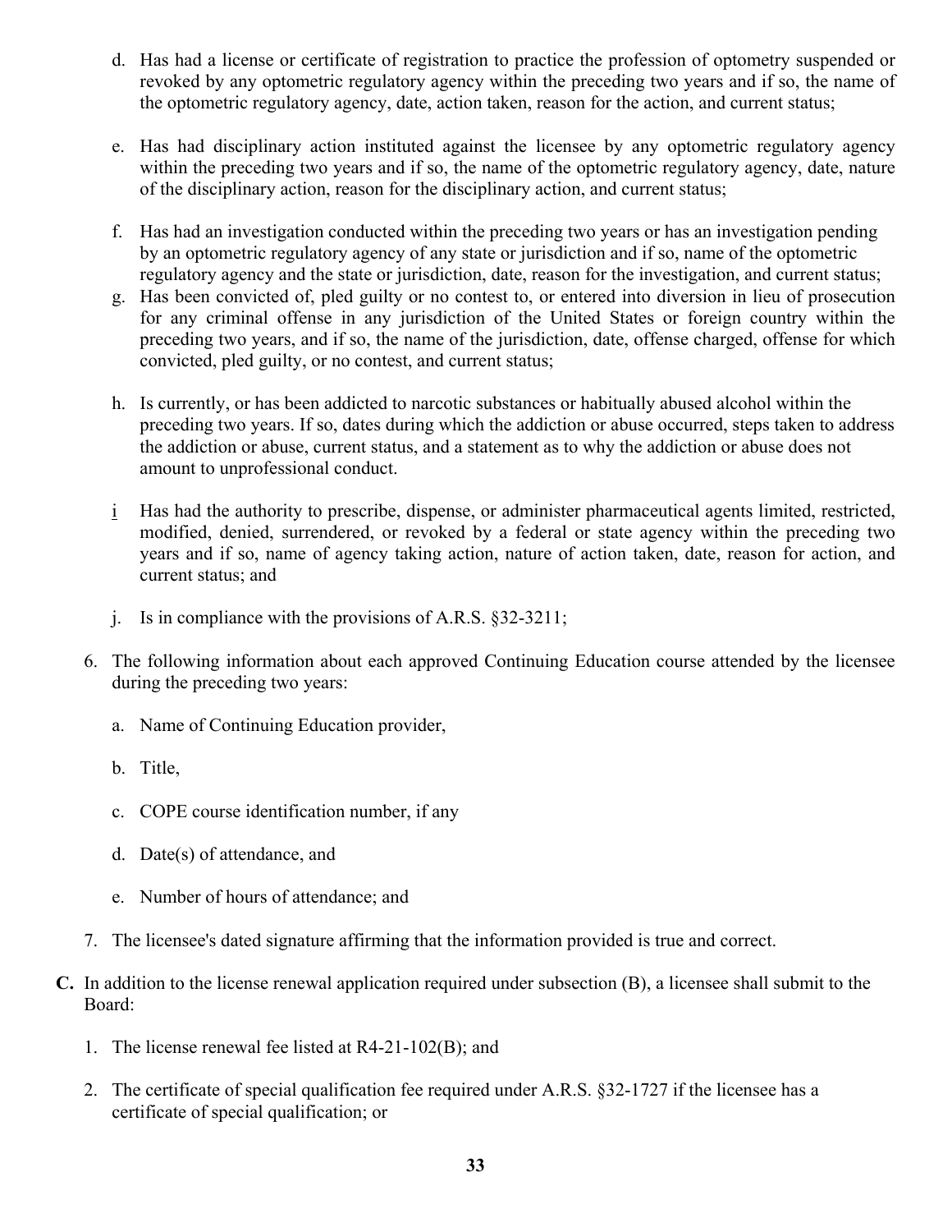d. Has had a license or certificate of registration to practice the profession of optometry suspended or revoked by any optometric regulatory agency within the preceding two years and if so, the name of the optometric regulatory agency, date, action taken, reason for the action, and current status;

e. Has had disciplinary action instituted against the licensee by any optometric regulatory agency within the preceding two years and if so, the name of the optometric regulatory agency, date, nature of the disciplinary action, reason for the disciplinary action, and current status;

f. Has had an investigation conducted within the preceding two years or has an investigation pending by an optometric regulatory agency of any state or jurisdiction and if so, name of the optometric regulatory agency and the state or jurisdiction, date, reason for the investigation, and current status;

g. Has been convicted of, pled guilty or no contest to, or entered into diversion in lieu of prosecution for any criminal offense in any jurisdiction of the United States or foreign country within the preceding two years, and if so, the name of the jurisdiction, date, offense charged, offense for which convicted, pled guilty, or no contest, and current status;

h. Is currently, or has been addicted to narcotic substances or habitually abused alcohol within the preceding two years. If so, dates during which the addiction or abuse occurred, steps taken to address the addiction or abuse, current status, and a statement as to why the addiction or abuse does not amount to unprofessional conduct.

i Has had the authority to prescribe, dispense, or administer pharmaceutical agents limited, restricted, modified, denied, surrendered, or revoked by a federal or state agency within the preceding two years and if so, name of agency taking action, nature of action taken, date, reason for action, and current status; and

j. Is in compliance with the provisions of A.R.S. §32-3211;

6. The following information about each approved Continuing Education course attended by the licensee during the preceding two years:

   a. Name of Continuing Education provider,

   b. Title,

   c. COPE course identification number, if any

   d. Date(s) of attendance, and

   e. Number of hours of attendance; and

7. The licensee's dated signature affirming that the information provided is true and correct.

**C.** In addition to the license renewal application required under subsection (B), a licensee shall submit to the Board:

1. The license renewal fee listed at R4-21-102(B); and

2. The certificate of special qualification fee required under A.R.S. §32-1727 if the licensee has a certificate of special qualification; or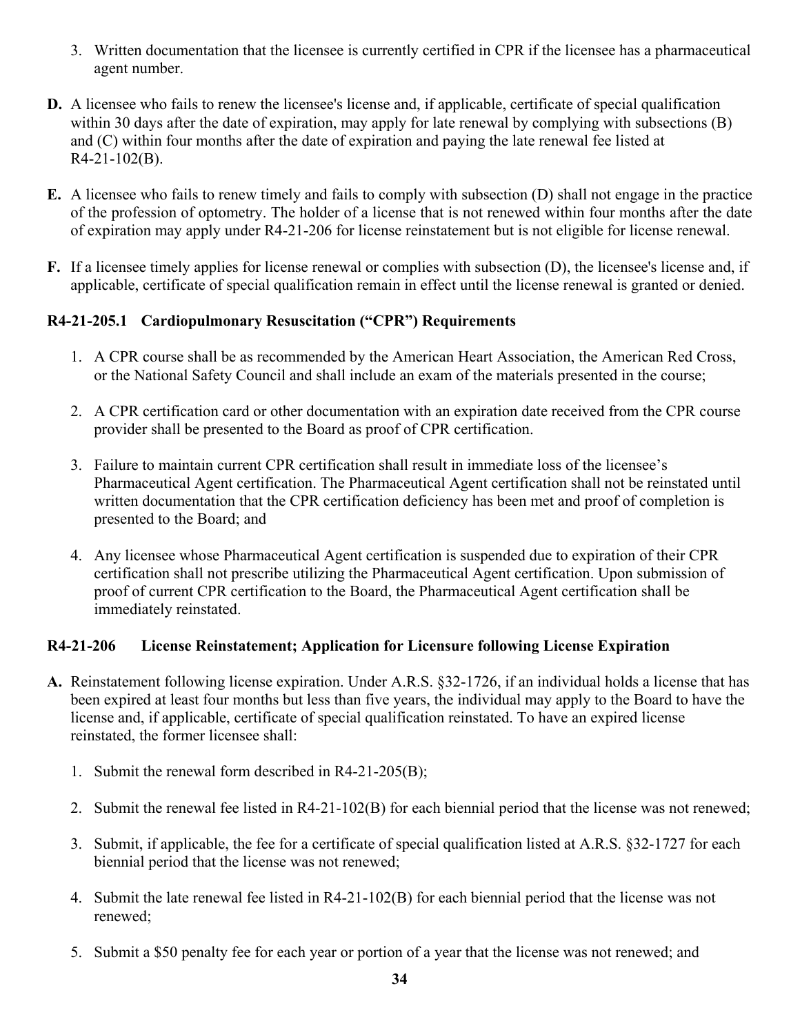3. Written documentation that the licensee is currently certified in CPR if the licensee has a pharmaceutical agent number.

**D.** A licensee who fails to renew the licensee's license and, if applicable, certificate of special qualification within 30 days after the date of expiration, may apply for late renewal by complying with subsections (B) and (C) within four months after the date of expiration and paying the late renewal fee listed at R4-21-102(B).

**E.** A licensee who fails to renew timely and fails to comply with subsection (D) shall not engage in the practice of the profession of optometry. The holder of a license that is not renewed within four months after the date of expiration may apply under R4-21-206 for license reinstatement but is not eligible for license renewal.

**F.** If a licensee timely applies for license renewal or complies with subsection (D), the licensee's license and, if applicable, certificate of special qualification remain in effect until the license renewal is granted or denied.

### R4-21-205.1 Cardiopulmonary Resuscitation ("CPR") Requirements

1. A CPR course shall be as recommended by the American Heart Association, the American Red Cross, or the National Safety Council and shall include an exam of the materials presented in the course;

2. A CPR certification card or other documentation with an expiration date received from the CPR course provider shall be presented to the Board as proof of CPR certification.

3. Failure to maintain current CPR certification shall result in immediate loss of the licensee's Pharmaceutical Agent certification. The Pharmaceutical Agent certification shall not be reinstated until written documentation that the CPR certification deficiency has been met and proof of completion is presented to the Board; and

4. Any licensee whose Pharmaceutical Agent certification is suspended due to expiration of their CPR certification shall not prescribe utilizing the Pharmaceutical Agent certification. Upon submission of proof of current CPR certification to the Board, the Pharmaceutical Agent certification shall be immediately reinstated.

### R4-21-206 License Reinstatement; Application for Licensure following License Expiration

**A.** Reinstatement following license expiration. Under A.R.S. §32-1726, if an individual holds a license that has been expired at least four months but less than five years, the individual may apply to the Board to have the license and, if applicable, certificate of special qualification reinstated. To have an expired license reinstated, the former licensee shall:

1. Submit the renewal form described in R4-21-205(B);

2. Submit the renewal fee listed in R4-21-102(B) for each biennial period that the license was not renewed;

3. Submit, if applicable, the fee for a certificate of special qualification listed at A.R.S. §32-1727 for each biennial period that the license was not renewed;

4. Submit the late renewal fee listed in R4-21-102(B) for each biennial period that the license was not renewed;

5. Submit a $50 penalty fee for each year or portion of a year that the license was not renewed; and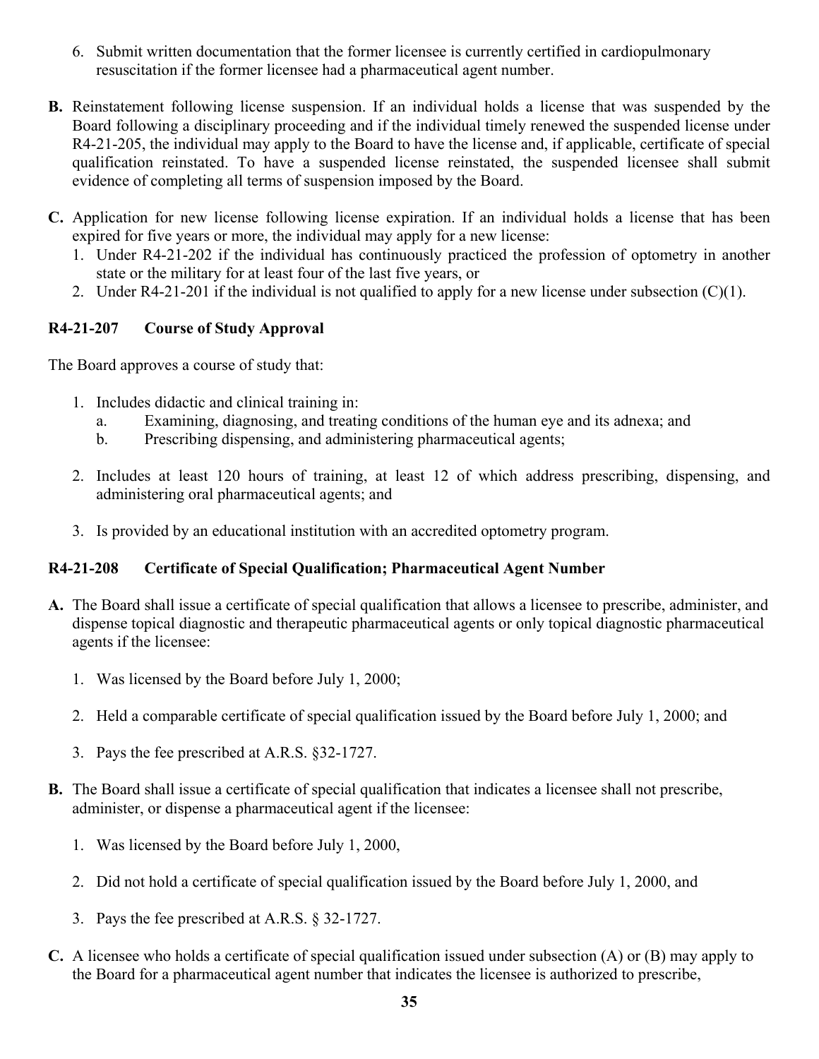6. Submit written documentation that the former licensee is currently certified in cardiopulmonary resuscitation if the former licensee had a pharmaceutical agent number.

**B.** Reinstatement following license suspension. If an individual holds a license that was suspended by the Board following a disciplinary proceeding and if the individual timely renewed the suspended license under R4-21-205, the individual may apply to the Board to have the license and, if applicable, certificate of special qualification reinstated. To have a suspended license reinstated, the suspended licensee shall submit evidence of completing all terms of suspension imposed by the Board.

**C.** Application for new license following license expiration. If an individual holds a license that has been expired for five years or more, the individual may apply for a new license:

1. Under R4-21-202 if the individual has continuously practiced the profession of optometry in another state or the military for at least four of the last five years, or
2. Under R4-21-201 if the individual is not qualified to apply for a new license under subsection (C)(1).

### R4-21-207 Course of Study Approval

The Board approves a course of study that:

1. Includes didactic and clinical training in:
   a. Examining, diagnosing, and treating conditions of the human eye and its adnexa; and
   b. Prescribing dispensing, and administering pharmaceutical agents;

2. Includes at least 120 hours of training, at least 12 of which address prescribing, dispensing, and administering oral pharmaceutical agents; and

3. Is provided by an educational institution with an accredited optometry program.

### R4-21-208 Certificate of Special Qualification; Pharmaceutical Agent Number

**A.** The Board shall issue a certificate of special qualification that allows a licensee to prescribe, administer, and dispense topical diagnostic and therapeutic pharmaceutical agents or only topical diagnostic pharmaceutical agents if the licensee:

1. Was licensed by the Board before July 1, 2000;

2. Held a comparable certificate of special qualification issued by the Board before July 1, 2000; and

3. Pays the fee prescribed at A.R.S. §32-1727.

**B.** The Board shall issue a certificate of special qualification that indicates a licensee shall not prescribe, administer, or dispense a pharmaceutical agent if the licensee:

1. Was licensed by the Board before July 1, 2000,

2. Did not hold a certificate of special qualification issued by the Board before July 1, 2000, and

3. Pays the fee prescribed at A.R.S. § 32-1727.

**C.** A licensee who holds a certificate of special qualification issued under subsection (A) or (B) may apply to the Board for a pharmaceutical agent number that indicates the licensee is authorized to prescribe,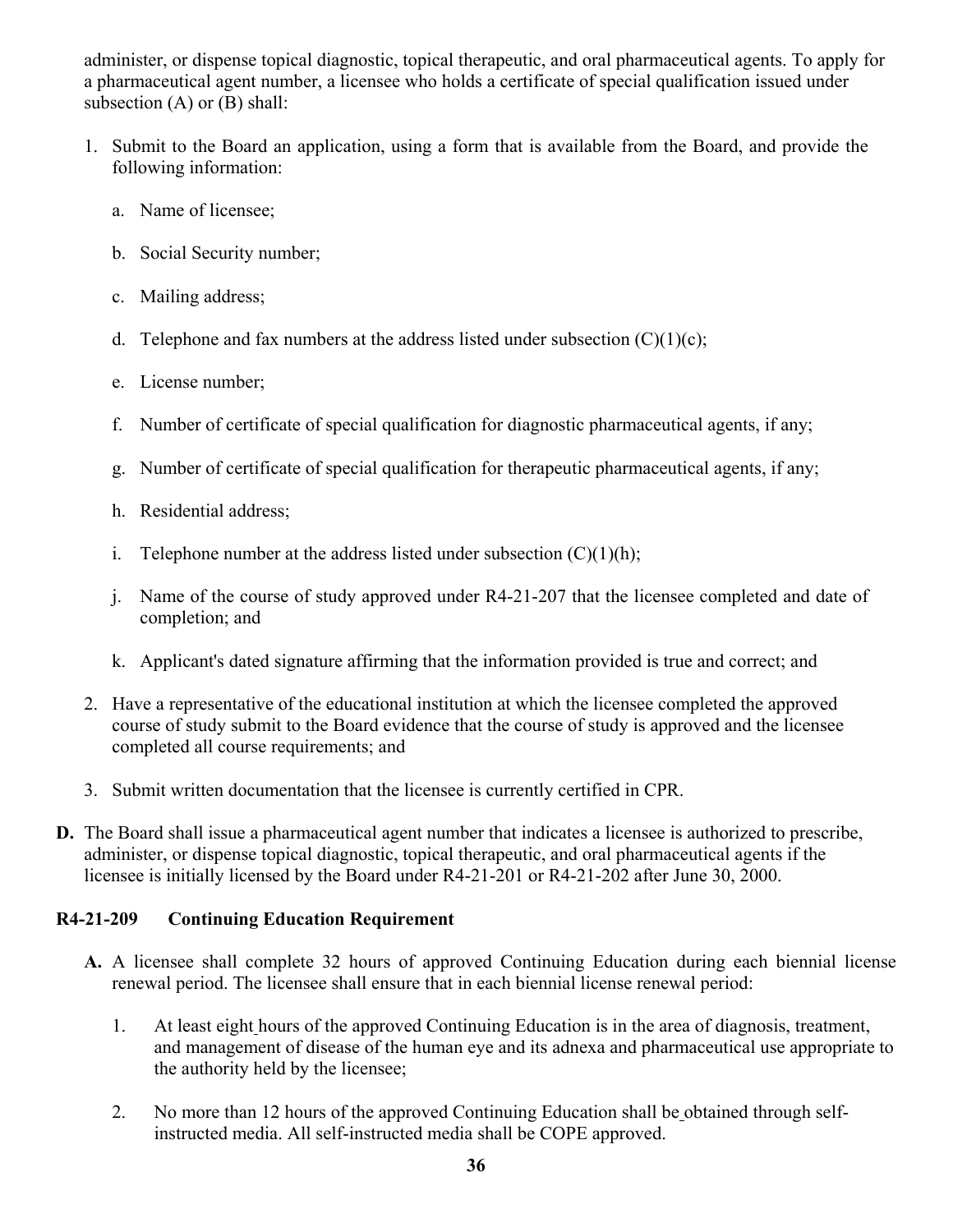administer, or dispense topical diagnostic, topical therapeutic, and oral pharmaceutical agents. To apply for a pharmaceutical agent number, a licensee who holds a certificate of special qualification issued under subsection (A) or (B) shall:

1. Submit to the Board an application, using a form that is available from the Board, and provide the following information:
    a. Name of licensee;
    b. Social Security number;
    c. Mailing address;
    d. Telephone and fax numbers at the address listed under subsection (C)(1)(c);
    e. License number;
    f. Number of certificate of special qualification for diagnostic pharmaceutical agents, if any;
    g. Number of certificate of special qualification for therapeutic pharmaceutical agents, if any;
    h. Residential address;
    i. Telephone number at the address listed under subsection (C)(1)(h);
    j. Name of the course of study approved under R4-21-207 that the licensee completed and date of completion; and
    k. Applicant's dated signature affirming that the information provided is true and correct; and
2. Have a representative of the educational institution at which the licensee completed the approved course of study submit to the Board evidence that the course of study is approved and the licensee completed all course requirements; and
3. Submit written documentation that the licensee is currently certified in CPR.

**D.** The Board shall issue a pharmaceutical agent number that indicates a licensee is authorized to prescribe, administer, or dispense topical diagnostic, topical therapeutic, and oral pharmaceutical agents if the licensee is initially licensed by the Board under R4-21-201 or R4-21-202 after June 30, 2000.

### R4-21-209 Continuing Education Requirement

**A.** A licensee shall complete 32 hours of approved Continuing Education during each biennial license renewal period. The licensee shall ensure that in each biennial license renewal period:

1. At least eight hours of the approved Continuing Education is in the area of diagnosis, treatment, and management of disease of the human eye and its adnexa and pharmaceutical use appropriate to the authority held by the licensee;
2. No more than 12 hours of the approved Continuing Education shall be obtained through self-instructed media. All self-instructed media shall be COPE approved.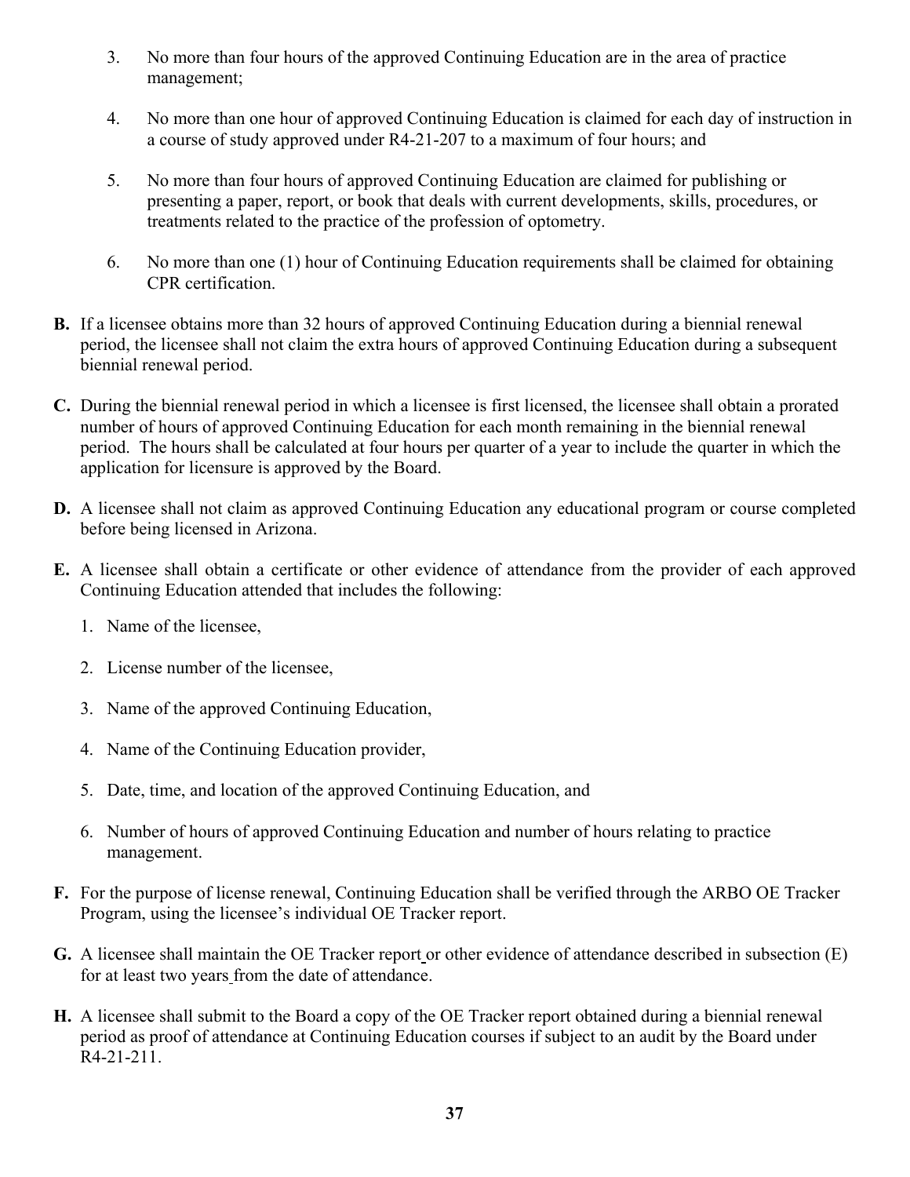3. No more than four hours of the approved Continuing Education are in the area of practice management;

4. No more than one hour of approved Continuing Education is claimed for each day of instruction in a course of study approved under R4-21-207 to a maximum of four hours; and

5. No more than four hours of approved Continuing Education are claimed for publishing or presenting a paper, report, or book that deals with current developments, skills, procedures, or treatments related to the practice of the profession of optometry.

6. No more than one (1) hour of Continuing Education requirements shall be claimed for obtaining CPR certification.

**B.** If a licensee obtains more than 32 hours of approved Continuing Education during a biennial renewal period, the licensee shall not claim the extra hours of approved Continuing Education during a subsequent biennial renewal period.

**C.** During the biennial renewal period in which a licensee is first licensed, the licensee shall obtain a prorated number of hours of approved Continuing Education for each month remaining in the biennial renewal period. The hours shall be calculated at four hours per quarter of a year to include the quarter in which the application for licensure is approved by the Board.

**D.** A licensee shall not claim as approved Continuing Education any educational program or course completed before being licensed in Arizona.

**E.** A licensee shall obtain a certificate or other evidence of attendance from the provider of each approved Continuing Education attended that includes the following:

1. Name of the licensee,
2. License number of the licensee,
3. Name of the approved Continuing Education,
4. Name of the Continuing Education provider,
5. Date, time, and location of the approved Continuing Education, and
6. Number of hours of approved Continuing Education and number of hours relating to practice management.

**F.** For the purpose of license renewal, Continuing Education shall be verified through the ARBO OE Tracker Program, using the licensee's individual OE Tracker report.

**G.** A licensee shall maintain the OE Tracker report or other evidence of attendance described in subsection (E) for at least two years from the date of attendance.

**H.** A licensee shall submit to the Board a copy of the OE Tracker report obtained during a biennial renewal period as proof of attendance at Continuing Education courses if subject to an audit by the Board under R4-21-211.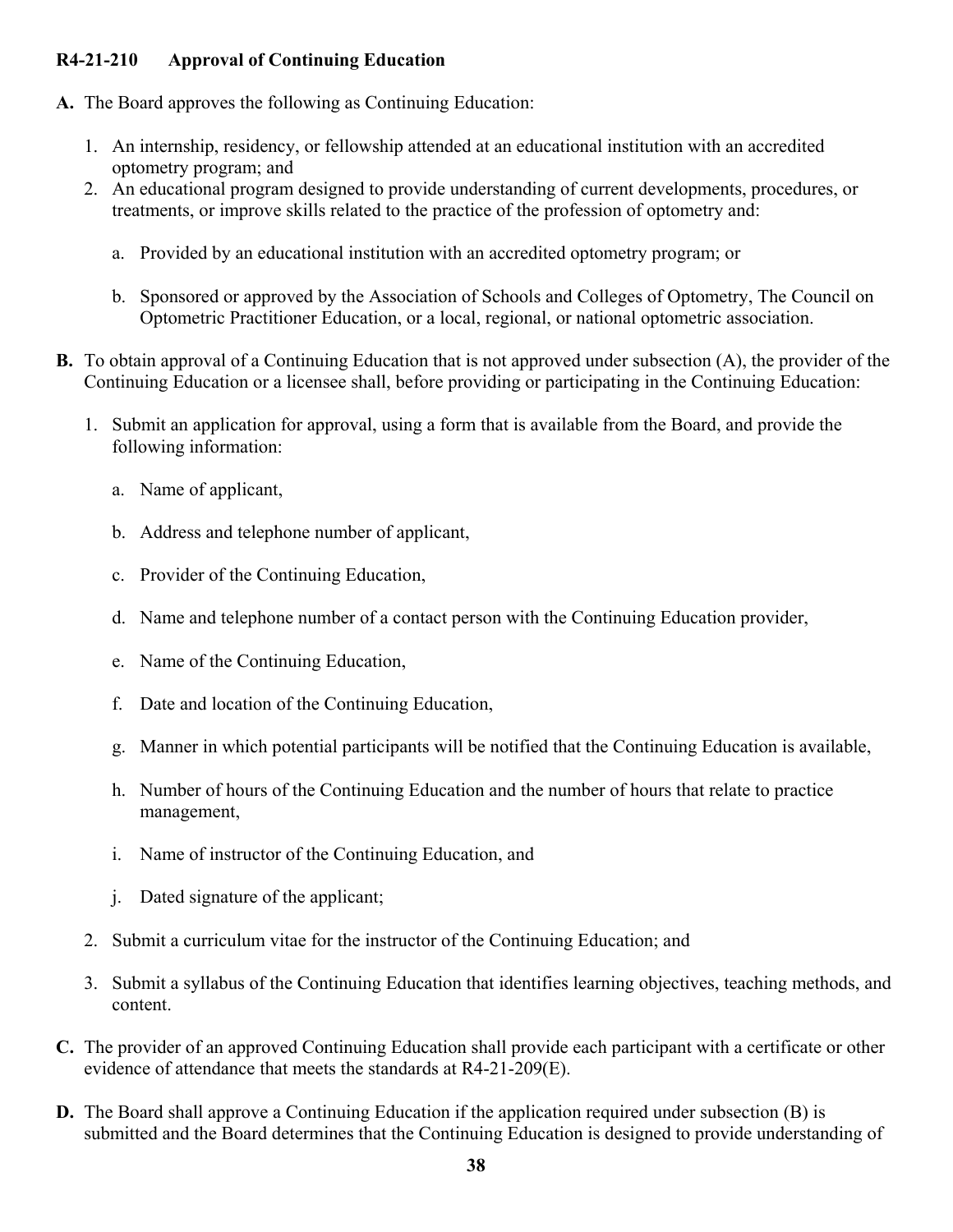**R4-21-210 Approval of Continuing Education**

**A.** The Board approves the following as Continuing Education:

1. An internship, residency, or fellowship attended at an educational institution with an accredited optometry program; and
2. An educational program designed to provide understanding of current developments, procedures, or treatments, or improve skills related to the practice of the profession of optometry and:

    a. Provided by an educational institution with an accredited optometry program; or

    b. Sponsored or approved by the Association of Schools and Colleges of Optometry, The Council on Optometric Practitioner Education, or a local, regional, or national optometric association.

**B.** To obtain approval of a Continuing Education that is not approved under subsection (A), the provider of the Continuing Education or a licensee shall, before providing or participating in the Continuing Education:

1. Submit an application for approval, using a form that is available from the Board, and provide the following information:

    a. Name of applicant,

    b. Address and telephone number of applicant,

    c. Provider of the Continuing Education,

    d. Name and telephone number of a contact person with the Continuing Education provider,

    e. Name of the Continuing Education,

    f. Date and location of the Continuing Education,

    g. Manner in which potential participants will be notified that the Continuing Education is available,

    h. Number of hours of the Continuing Education and the number of hours that relate to practice management,

    i. Name of instructor of the Continuing Education, and

    j. Dated signature of the applicant;

2. Submit a curriculum vitae for the instructor of the Continuing Education; and

3. Submit a syllabus of the Continuing Education that identifies learning objectives, teaching methods, and content.

**C.** The provider of an approved Continuing Education shall provide each participant with a certificate or other evidence of attendance that meets the standards at R4-21-209(E).

**D.** The Board shall approve a Continuing Education if the application required under subsection (B) is submitted and the Board determines that the Continuing Education is designed to provide understanding of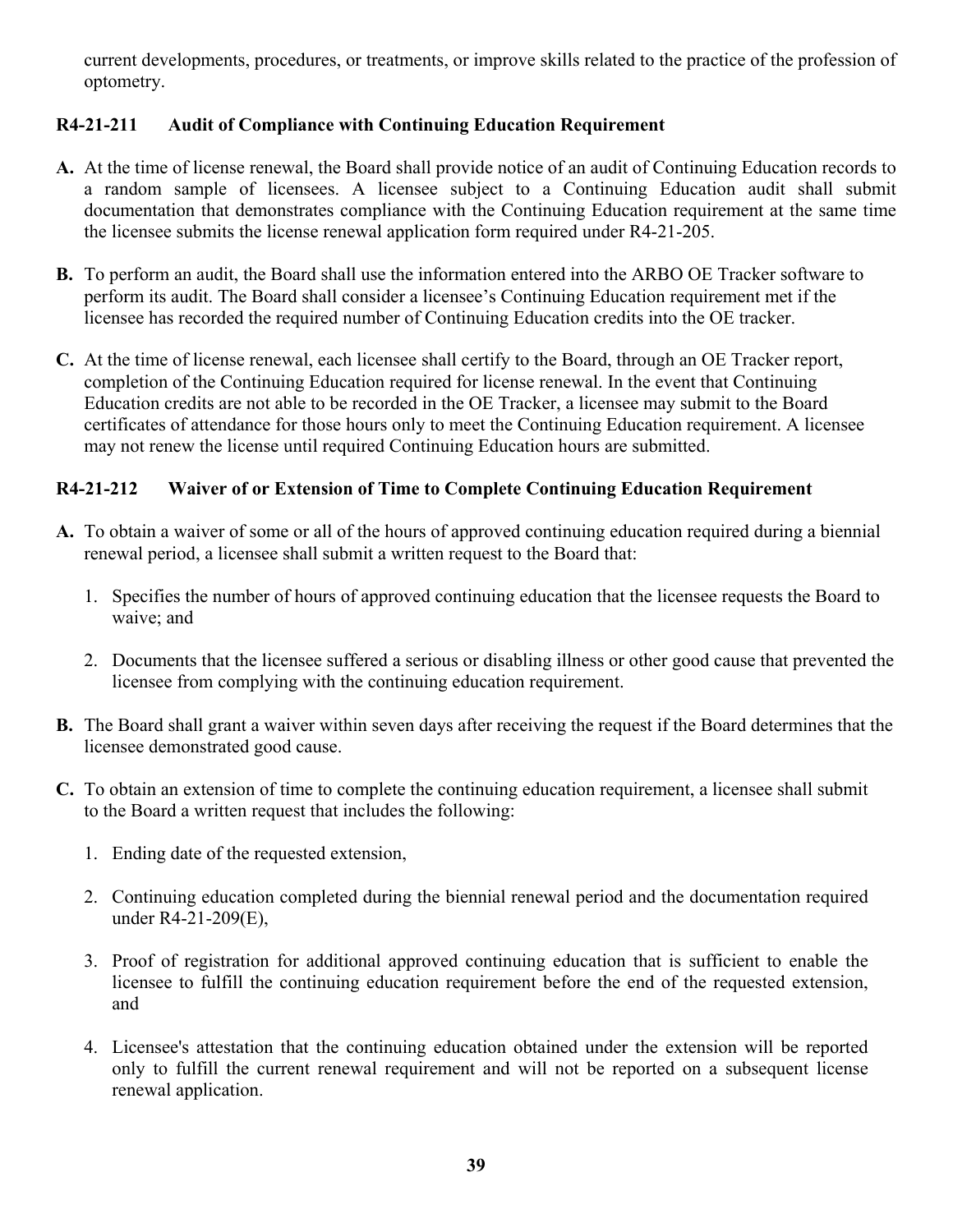current developments, procedures, or treatments, or improve skills related to the practice of the profession of optometry.

### R4-21-211 Audit of Compliance with Continuing Education Requirement

**A.** At the time of license renewal, the Board shall provide notice of an audit of Continuing Education records to a random sample of licensees. A licensee subject to a Continuing Education audit shall submit documentation that demonstrates compliance with the Continuing Education requirement at the same time the licensee submits the license renewal application form required under R4-21-205.

**B.** To perform an audit, the Board shall use the information entered into the ARBO OE Tracker software to perform its audit. The Board shall consider a licensee's Continuing Education requirement met if the licensee has recorded the required number of Continuing Education credits into the OE tracker.

**C.** At the time of license renewal, each licensee shall certify to the Board, through an OE Tracker report, completion of the Continuing Education required for license renewal. In the event that Continuing Education credits are not able to be recorded in the OE Tracker, a licensee may submit to the Board certificates of attendance for those hours only to meet the Continuing Education requirement. A licensee may not renew the license until required Continuing Education hours are submitted.

### R4-21-212 Waiver of or Extension of Time to Complete Continuing Education Requirement

**A.** To obtain a waiver of some or all of the hours of approved continuing education required during a biennial renewal period, a licensee shall submit a written request to the Board that:

1. Specifies the number of hours of approved continuing education that the licensee requests the Board to waive; and
2. Documents that the licensee suffered a serious or disabling illness or other good cause that prevented the licensee from complying with the continuing education requirement.

**B.** The Board shall grant a waiver within seven days after receiving the request if the Board determines that the licensee demonstrated good cause.

**C.** To obtain an extension of time to complete the continuing education requirement, a licensee shall submit to the Board a written request that includes the following:

1. Ending date of the requested extension,
2. Continuing education completed during the biennial renewal period and the documentation required under R4-21-209(E),
3. Proof of registration for additional approved continuing education that is sufficient to enable the licensee to fulfill the continuing education requirement before the end of the requested extension, and
4. Licensee's attestation that the continuing education obtained under the extension will be reported only to fulfill the current renewal requirement and will not be reported on a subsequent license renewal application.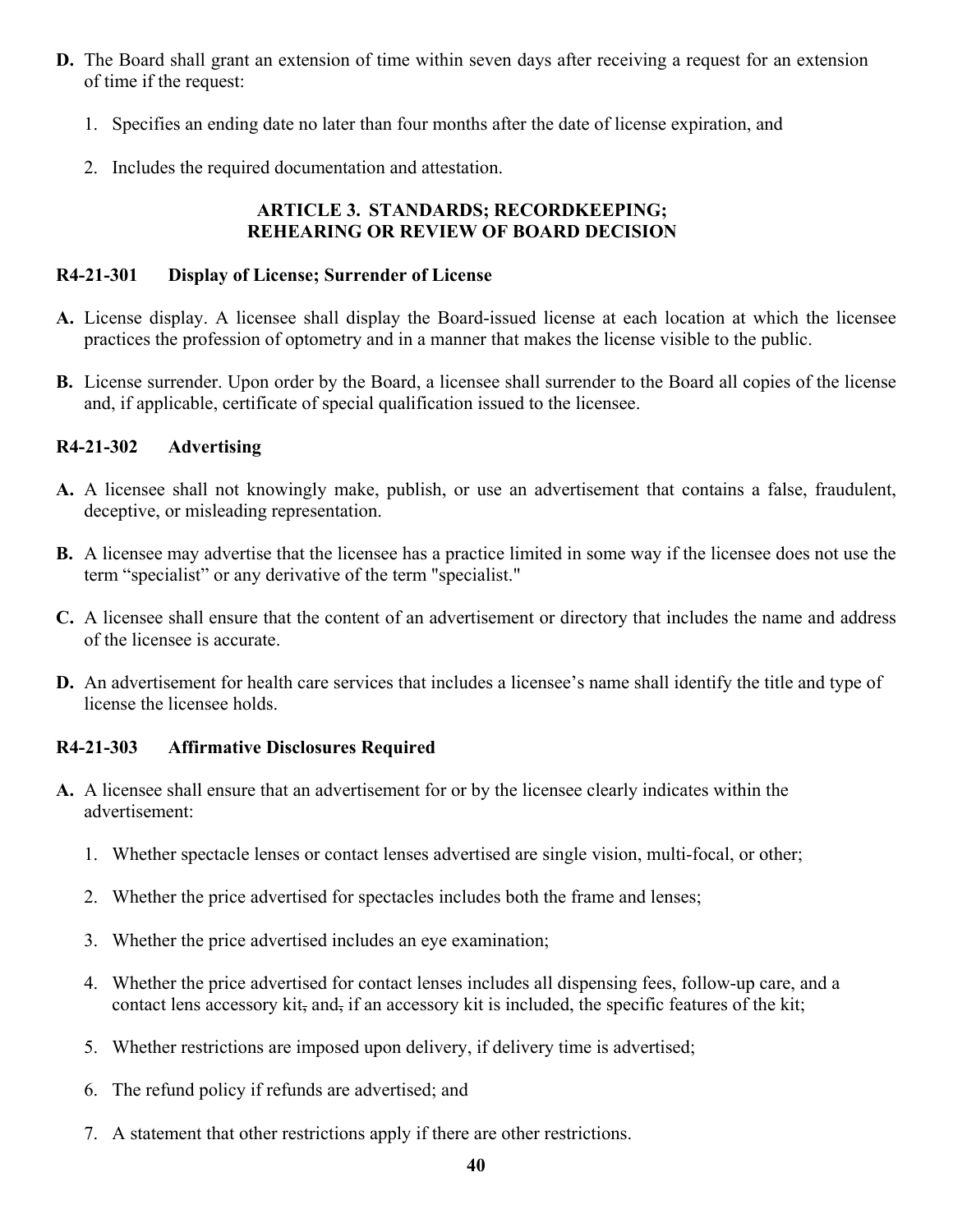**D.** The Board shall grant an extension of time within seven days after receiving a request for an extension of time if the request:

1. Specifies an ending date no later than four months after the date of license expiration, and

2. Includes the required documentation and attestation.

## ARTICLE 3. STANDARDS; RECORDKEEPING; REHEARING OR REVIEW OF BOARD DECISION

### R4-21-301 Display of License; Surrender of License

**A.** License display. A licensee shall display the Board-issued license at each location at which the licensee practices the profession of optometry and in a manner that makes the license visible to the public.

**B.** License surrender. Upon order by the Board, a licensee shall surrender to the Board all copies of the license and, if applicable, certificate of special qualification issued to the licensee.

### R4-21-302 Advertising

**A.** A licensee shall not knowingly make, publish, or use an advertisement that contains a false, fraudulent, deceptive, or misleading representation.

**B.** A licensee may advertise that the licensee has a practice limited in some way if the licensee does not use the term "specialist" or any derivative of the term "specialist."

**C.** A licensee shall ensure that the content of an advertisement or directory that includes the name and address of the licensee is accurate.

**D.** An advertisement for health care services that includes a licensee's name shall identify the title and type of license the licensee holds.

### R4-21-303 Affirmative Disclosures Required

**A.** A licensee shall ensure that an advertisement for or by the licensee clearly indicates within the advertisement:

1. Whether spectacle lenses or contact lenses advertised are single vision, multi-focal, or other;

2. Whether the price advertised for spectacles includes both the frame and lenses;

3. Whether the price advertised includes an eye examination;

4. Whether the price advertised for contact lenses includes all dispensing fees, follow-up care, and a contact lens accessory kit~~,~~ and~~,~~ if an accessory kit is included, the specific features of the kit;

5. Whether restrictions are imposed upon delivery, if delivery time is advertised;

6. The refund policy if refunds are advertised; and

7. A statement that other restrictions apply if there are other restrictions.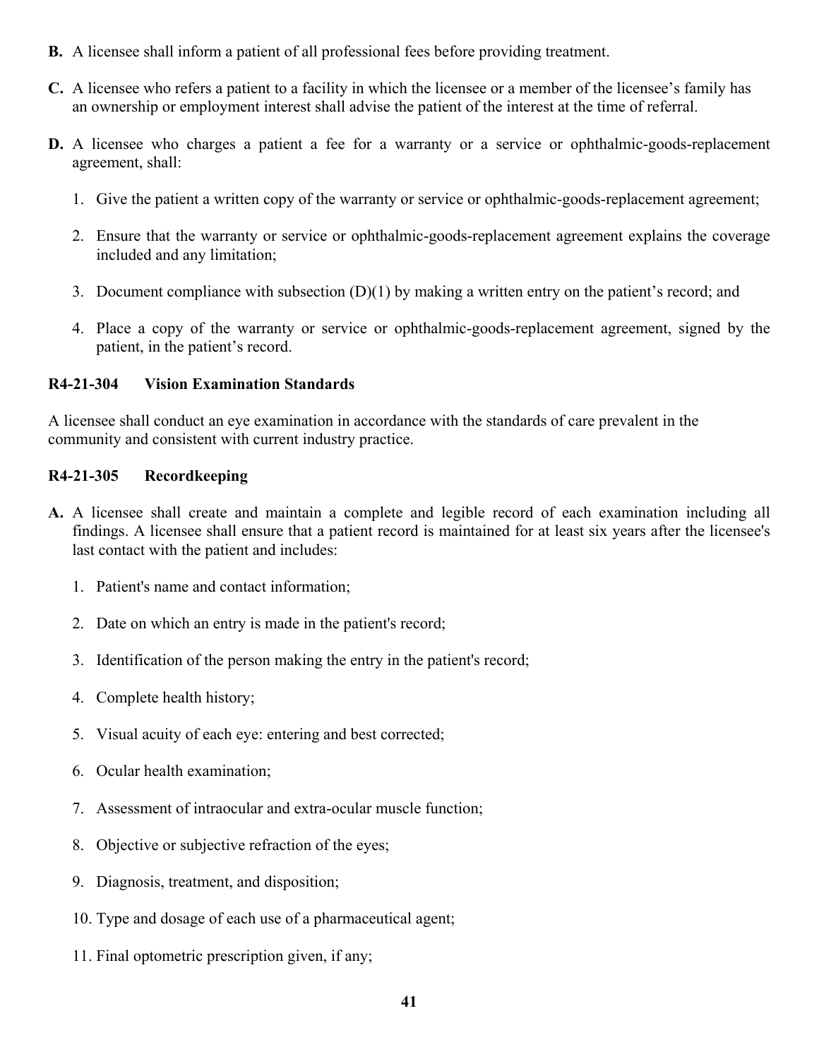**B.** A licensee shall inform a patient of all professional fees before providing treatment.

**C.** A licensee who refers a patient to a facility in which the licensee or a member of the licensee's family has an ownership or employment interest shall advise the patient of the interest at the time of referral.

**D.** A licensee who charges a patient a fee for a warranty or a service or ophthalmic-goods-replacement agreement, shall:

1. Give the patient a written copy of the warranty or service or ophthalmic-goods-replacement agreement;
2. Ensure that the warranty or service or ophthalmic-goods-replacement agreement explains the coverage included and any limitation;
3. Document compliance with subsection (D)(1) by making a written entry on the patient's record; and
4. Place a copy of the warranty or service or ophthalmic-goods-replacement agreement, signed by the patient, in the patient's record.

### R4-21-304 Vision Examination Standards

A licensee shall conduct an eye examination in accordance with the standards of care prevalent in the community and consistent with current industry practice.

### R4-21-305 Recordkeeping

**A.** A licensee shall create and maintain a complete and legible record of each examination including all findings. A licensee shall ensure that a patient record is maintained for at least six years after the licensee's last contact with the patient and includes:

1. Patient's name and contact information;
2. Date on which an entry is made in the patient's record;
3. Identification of the person making the entry in the patient's record;
4. Complete health history;
5. Visual acuity of each eye: entering and best corrected;
6. Ocular health examination;
7. Assessment of intraocular and extra-ocular muscle function;
8. Objective or subjective refraction of the eyes;
9. Diagnosis, treatment, and disposition;
10. Type and dosage of each use of a pharmaceutical agent;
11. Final optometric prescription given, if any;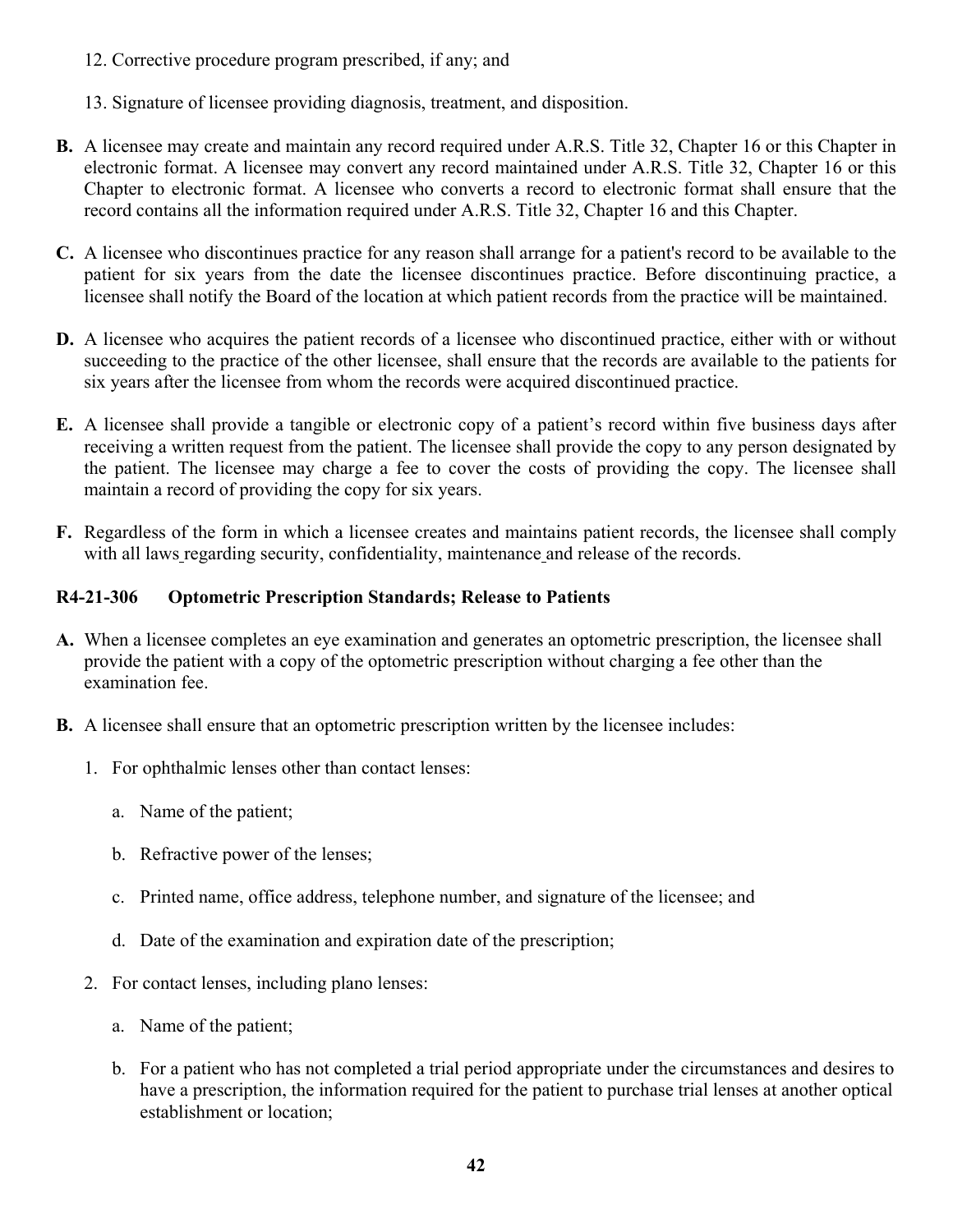12. Corrective procedure program prescribed, if any; and

13. Signature of licensee providing diagnosis, treatment, and disposition.

**B.** A licensee may create and maintain any record required under A.R.S. Title 32, Chapter 16 or this Chapter in electronic format. A licensee may convert any record maintained under A.R.S. Title 32, Chapter 16 or this Chapter to electronic format. A licensee who converts a record to electronic format shall ensure that the record contains all the information required under A.R.S. Title 32, Chapter 16 and this Chapter.

**C.** A licensee who discontinues practice for any reason shall arrange for a patient's record to be available to the patient for six years from the date the licensee discontinues practice. Before discontinuing practice, a licensee shall notify the Board of the location at which patient records from the practice will be maintained.

**D.** A licensee who acquires the patient records of a licensee who discontinued practice, either with or without succeeding to the practice of the other licensee, shall ensure that the records are available to the patients for six years after the licensee from whom the records were acquired discontinued practice.

**E.** A licensee shall provide a tangible or electronic copy of a patient's record within five business days after receiving a written request from the patient. The licensee shall provide the copy to any person designated by the patient. The licensee may charge a fee to cover the costs of providing the copy. The licensee shall maintain a record of providing the copy for six years.

**F.** Regardless of the form in which a licensee creates and maintains patient records, the licensee shall comply with all laws regarding security, confidentiality, maintenance and release of the records.

### R4-21-306 Optometric Prescription Standards; Release to Patients

**A.** When a licensee completes an eye examination and generates an optometric prescription, the licensee shall provide the patient with a copy of the optometric prescription without charging a fee other than the examination fee.

**B.** A licensee shall ensure that an optometric prescription written by the licensee includes:

1. For ophthalmic lenses other than contact lenses:

   a. Name of the patient;

   b. Refractive power of the lenses;

   c. Printed name, office address, telephone number, and signature of the licensee; and

   d. Date of the examination and expiration date of the prescription;

2. For contact lenses, including plano lenses:

   a. Name of the patient;

   b. For a patient who has not completed a trial period appropriate under the circumstances and desires to have a prescription, the information required for the patient to purchase trial lenses at another optical establishment or location;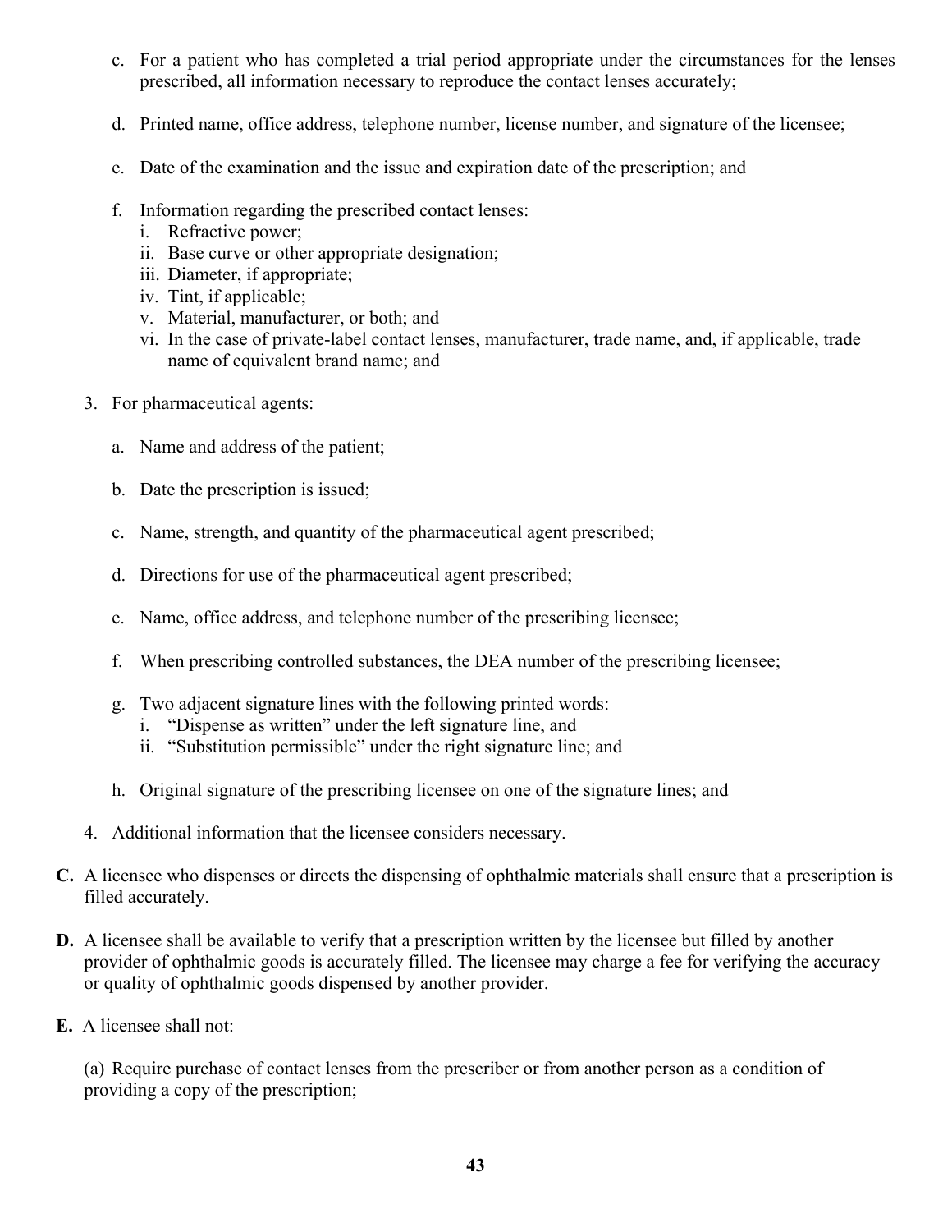c. For a patient who has completed a trial period appropriate under the circumstances for the lenses prescribed, all information necessary to reproduce the contact lenses accurately;

   d. Printed name, office address, telephone number, license number, and signature of the licensee;

   e. Date of the examination and the issue and expiration date of the prescription; and

   f. Information regarding the prescribed contact lenses:
      i. Refractive power;
      ii. Base curve or other appropriate designation;
      iii. Diameter, if appropriate;
      iv. Tint, if applicable;
      v. Material, manufacturer, or both; and
      vi. In the case of private-label contact lenses, manufacturer, trade name, and, if applicable, trade name of equivalent brand name; and

3. For pharmaceutical agents:

   a. Name and address of the patient;

   b. Date the prescription is issued;

   c. Name, strength, and quantity of the pharmaceutical agent prescribed;

   d. Directions for use of the pharmaceutical agent prescribed;

   e. Name, office address, and telephone number of the prescribing licensee;

   f. When prescribing controlled substances, the DEA number of the prescribing licensee;

   g. Two adjacent signature lines with the following printed words:
      i. "Dispense as written" under the left signature line, and
      ii. "Substitution permissible" under the right signature line; and

   h. Original signature of the prescribing licensee on one of the signature lines; and

4. Additional information that the licensee considers necessary.

**C.** A licensee who dispenses or directs the dispensing of ophthalmic materials shall ensure that a prescription is filled accurately.

**D.** A licensee shall be available to verify that a prescription written by the licensee but filled by another provider of ophthalmic goods is accurately filled. The licensee may charge a fee for verifying the accuracy or quality of ophthalmic goods dispensed by another provider.

**E.** A licensee shall not:

(a) Require purchase of contact lenses from the prescriber or from another person as a condition of providing a copy of the prescription;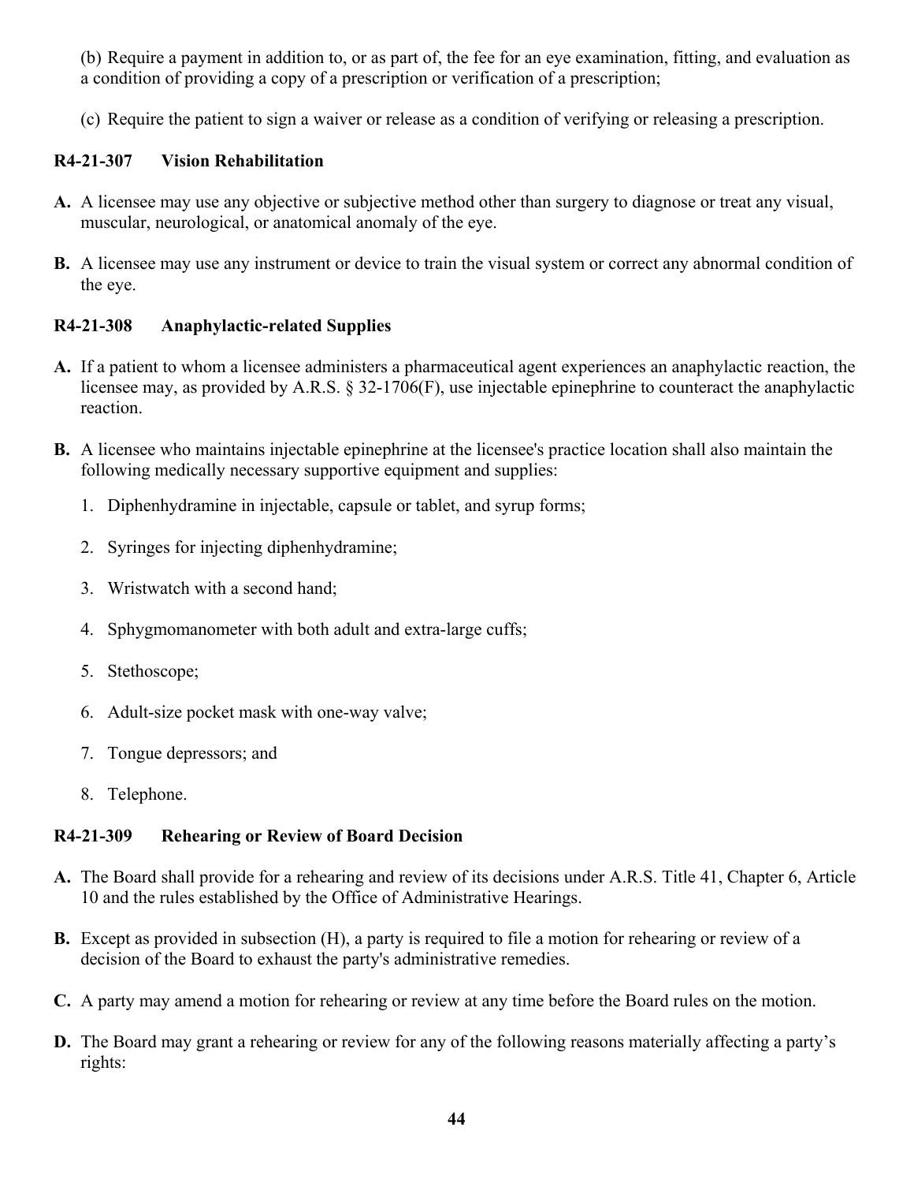(b) Require a payment in addition to, or as part of, the fee for an eye examination, fitting, and evaluation as a condition of providing a copy of a prescription or verification of a prescription;

(c) Require the patient to sign a waiver or release as a condition of verifying or releasing a prescription.

### R4-21-307 Vision Rehabilitation

**A.** A licensee may use any objective or subjective method other than surgery to diagnose or treat any visual, muscular, neurological, or anatomical anomaly of the eye.

**B.** A licensee may use any instrument or device to train the visual system or correct any abnormal condition of the eye.

### R4-21-308 Anaphylactic-related Supplies

**A.** If a patient to whom a licensee administers a pharmaceutical agent experiences an anaphylactic reaction, the licensee may, as provided by A.R.S. § 32-1706(F), use injectable epinephrine to counteract the anaphylactic reaction.

**B.** A licensee who maintains injectable epinephrine at the licensee's practice location shall also maintain the following medically necessary supportive equipment and supplies:

1. Diphenhydramine in injectable, capsule or tablet, and syrup forms;
2. Syringes for injecting diphenhydramine;
3. Wristwatch with a second hand;
4. Sphygmomanometer with both adult and extra-large cuffs;
5. Stethoscope;
6. Adult-size pocket mask with one-way valve;
7. Tongue depressors; and
8. Telephone.

### R4-21-309 Rehearing or Review of Board Decision

**A.** The Board shall provide for a rehearing and review of its decisions under A.R.S. Title 41, Chapter 6, Article 10 and the rules established by the Office of Administrative Hearings.

**B.** Except as provided in subsection (H), a party is required to file a motion for rehearing or review of a decision of the Board to exhaust the party's administrative remedies.

**C.** A party may amend a motion for rehearing or review at any time before the Board rules on the motion.

**D.** The Board may grant a rehearing or review for any of the following reasons materially affecting a party's rights: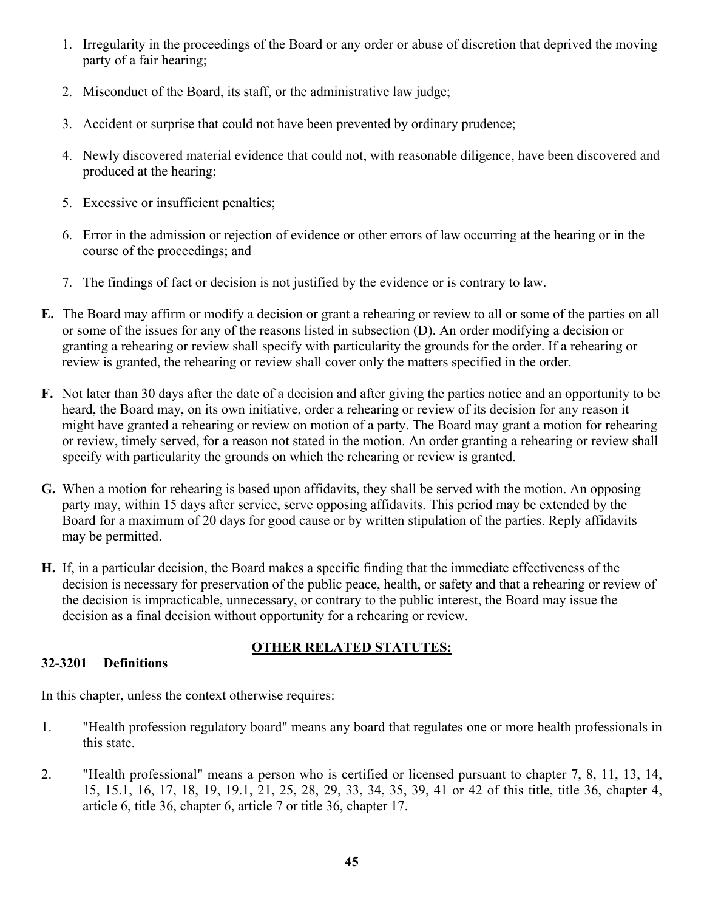1. Irregularity in the proceedings of the Board or any order or abuse of discretion that deprived the moving party of a fair hearing;

2. Misconduct of the Board, its staff, or the administrative law judge;

3. Accident or surprise that could not have been prevented by ordinary prudence;

4. Newly discovered material evidence that could not, with reasonable diligence, have been discovered and produced at the hearing;

5. Excessive or insufficient penalties;

6. Error in the admission or rejection of evidence or other errors of law occurring at the hearing or in the course of the proceedings; and

7. The findings of fact or decision is not justified by the evidence or is contrary to law.

**E.** The Board may affirm or modify a decision or grant a rehearing or review to all or some of the parties on all or some of the issues for any of the reasons listed in subsection (D). An order modifying a decision or granting a rehearing or review shall specify with particularity the grounds for the order. If a rehearing or review is granted, the rehearing or review shall cover only the matters specified in the order.

**F.** Not later than 30 days after the date of a decision and after giving the parties notice and an opportunity to be heard, the Board may, on its own initiative, order a rehearing or review of its decision for any reason it might have granted a rehearing or review on motion of a party. The Board may grant a motion for rehearing or review, timely served, for a reason not stated in the motion. An order granting a rehearing or review shall specify with particularity the grounds on which the rehearing or review is granted.

**G.** When a motion for rehearing is based upon affidavits, they shall be served with the motion. An opposing party may, within 15 days after service, serve opposing affidavits. This period may be extended by the Board for a maximum of 20 days for good cause or by written stipulation of the parties. Reply affidavits may be permitted.

**H.** If, in a particular decision, the Board makes a specific finding that the immediate effectiveness of the decision is necessary for preservation of the public peace, health, or safety and that a rehearing or review of the decision is impracticable, unnecessary, or contrary to the public interest, the Board may issue the decision as a final decision without opportunity for a rehearing or review.

## OTHER RELATED STATUTES:

**32-3201 Definitions**

In this chapter, unless the context otherwise requires:

1. "Health profession regulatory board" means any board that regulates one or more health professionals in this state.

2. "Health professional" means a person who is certified or licensed pursuant to chapter 7, 8, 11, 13, 14, 15, 15.1, 16, 17, 18, 19, 19.1, 21, 25, 28, 29, 33, 34, 35, 39, 41 or 42 of this title, title 36, chapter 4, article 6, title 36, chapter 6, article 7 or title 36, chapter 17.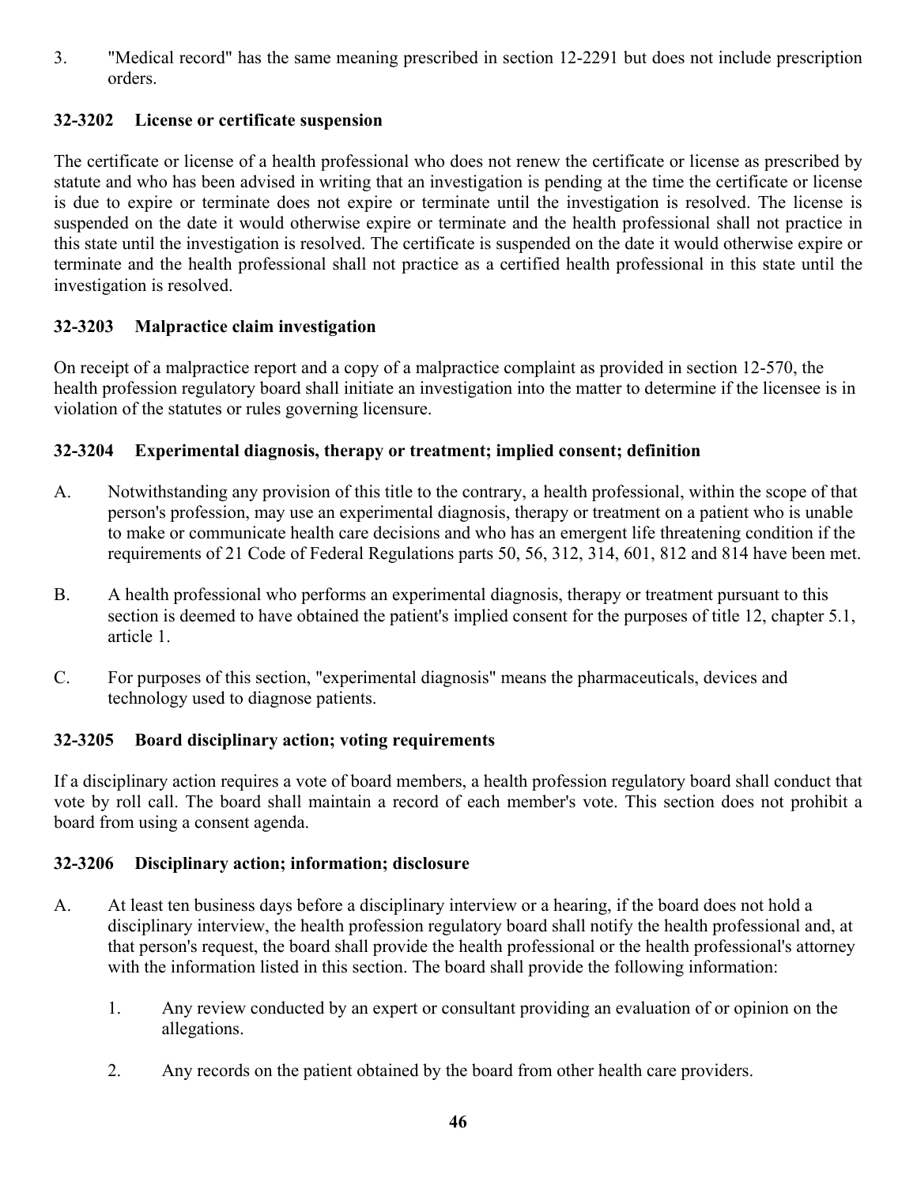3. "Medical record" has the same meaning prescribed in section 12-2291 but does not include prescription orders.

### 32-3202 License or certificate suspension

The certificate or license of a health professional who does not renew the certificate or license as prescribed by statute and who has been advised in writing that an investigation is pending at the time the certificate or license is due to expire or terminate does not expire or terminate until the investigation is resolved. The license is suspended on the date it would otherwise expire or terminate and the health professional shall not practice in this state until the investigation is resolved. The certificate is suspended on the date it would otherwise expire or terminate and the health professional shall not practice as a certified health professional in this state until the investigation is resolved.

### 32-3203 Malpractice claim investigation

On receipt of a malpractice report and a copy of a malpractice complaint as provided in section 12-570, the health profession regulatory board shall initiate an investigation into the matter to determine if the licensee is in violation of the statutes or rules governing licensure.

### 32-3204 Experimental diagnosis, therapy or treatment; implied consent; definition

A. Notwithstanding any provision of this title to the contrary, a health professional, within the scope of that person's profession, may use an experimental diagnosis, therapy or treatment on a patient who is unable to make or communicate health care decisions and who has an emergent life threatening condition if the requirements of 21 Code of Federal Regulations parts 50, 56, 312, 314, 601, 812 and 814 have been met.

B. A health professional who performs an experimental diagnosis, therapy or treatment pursuant to this section is deemed to have obtained the patient's implied consent for the purposes of title 12, chapter 5.1, article 1.

C. For purposes of this section, "experimental diagnosis" means the pharmaceuticals, devices and technology used to diagnose patients.

### 32-3205 Board disciplinary action; voting requirements

If a disciplinary action requires a vote of board members, a health profession regulatory board shall conduct that vote by roll call. The board shall maintain a record of each member's vote. This section does not prohibit a board from using a consent agenda.

### 32-3206 Disciplinary action; information; disclosure

A. At least ten business days before a disciplinary interview or a hearing, if the board does not hold a disciplinary interview, the health profession regulatory board shall notify the health professional and, at that person's request, the board shall provide the health professional or the health professional's attorney with the information listed in this section. The board shall provide the following information:

   1. Any review conducted by an expert or consultant providing an evaluation of or opinion on the allegations.

   2. Any records on the patient obtained by the board from other health care providers.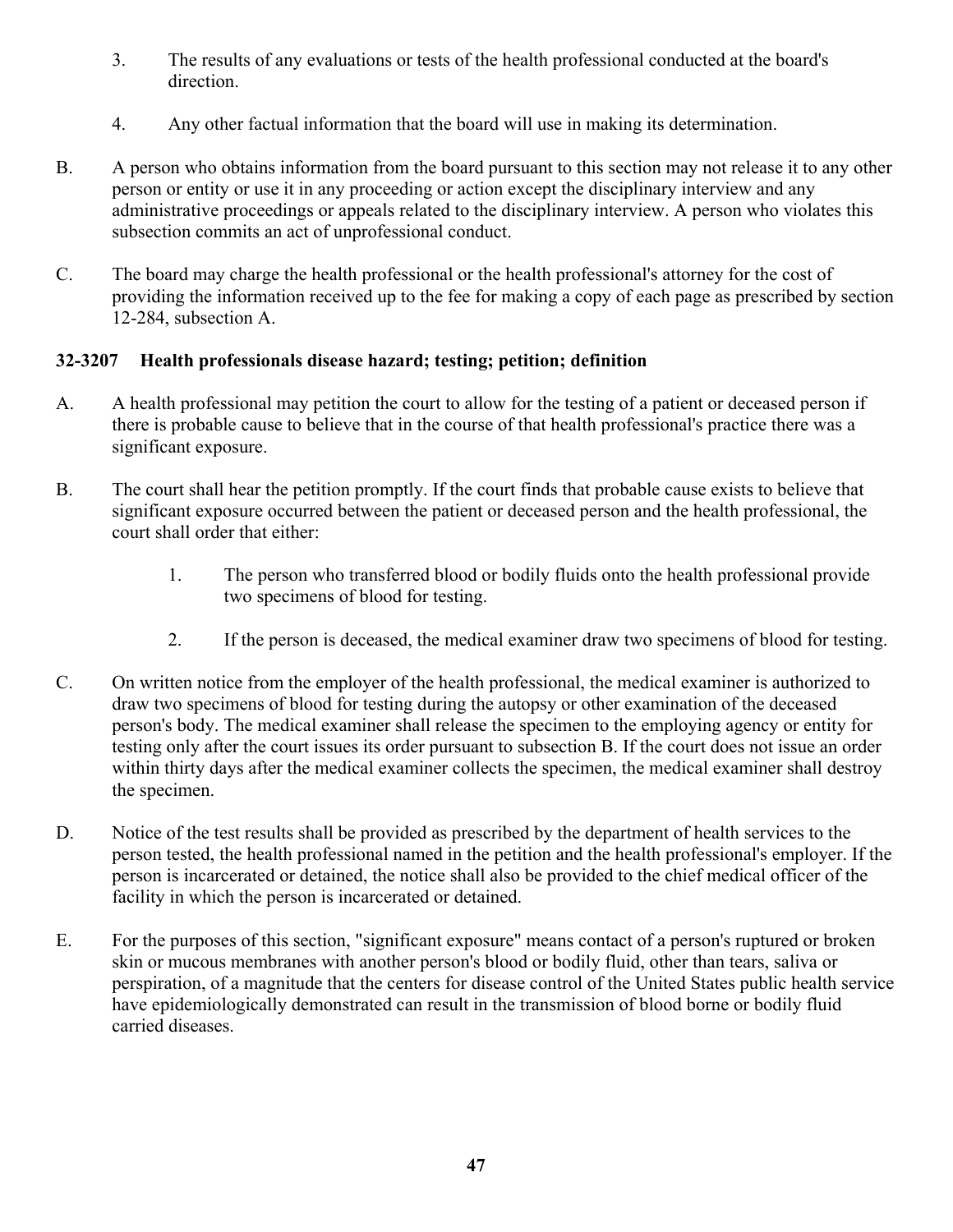3. The results of any evaluations or tests of the health professional conducted at the board's direction.

4. Any other factual information that the board will use in making its determination.

B. A person who obtains information from the board pursuant to this section may not release it to any other person or entity or use it in any proceeding or action except the disciplinary interview and any administrative proceedings or appeals related to the disciplinary interview. A person who violates this subsection commits an act of unprofessional conduct.

C. The board may charge the health professional or the health professional's attorney for the cost of providing the information received up to the fee for making a copy of each page as prescribed by section 12-284, subsection A.

### 32-3207 Health professionals disease hazard; testing; petition; definition

A. A health professional may petition the court to allow for the testing of a patient or deceased person if there is probable cause to believe that in the course of that health professional's practice there was a significant exposure.

B. The court shall hear the petition promptly. If the court finds that probable cause exists to believe that significant exposure occurred between the patient or deceased person and the health professional, the court shall order that either:

   1. The person who transferred blood or bodily fluids onto the health professional provide two specimens of blood for testing.

   2. If the person is deceased, the medical examiner draw two specimens of blood for testing.

C. On written notice from the employer of the health professional, the medical examiner is authorized to draw two specimens of blood for testing during the autopsy or other examination of the deceased person's body. The medical examiner shall release the specimen to the employing agency or entity for testing only after the court issues its order pursuant to subsection B. If the court does not issue an order within thirty days after the medical examiner collects the specimen, the medical examiner shall destroy the specimen.

D. Notice of the test results shall be provided as prescribed by the department of health services to the person tested, the health professional named in the petition and the health professional's employer. If the person is incarcerated or detained, the notice shall also be provided to the chief medical officer of the facility in which the person is incarcerated or detained.

E. For the purposes of this section, "significant exposure" means contact of a person's ruptured or broken skin or mucous membranes with another person's blood or bodily fluid, other than tears, saliva or perspiration, of a magnitude that the centers for disease control of the United States public health service have epidemiologically demonstrated can result in the transmission of blood borne or bodily fluid carried diseases.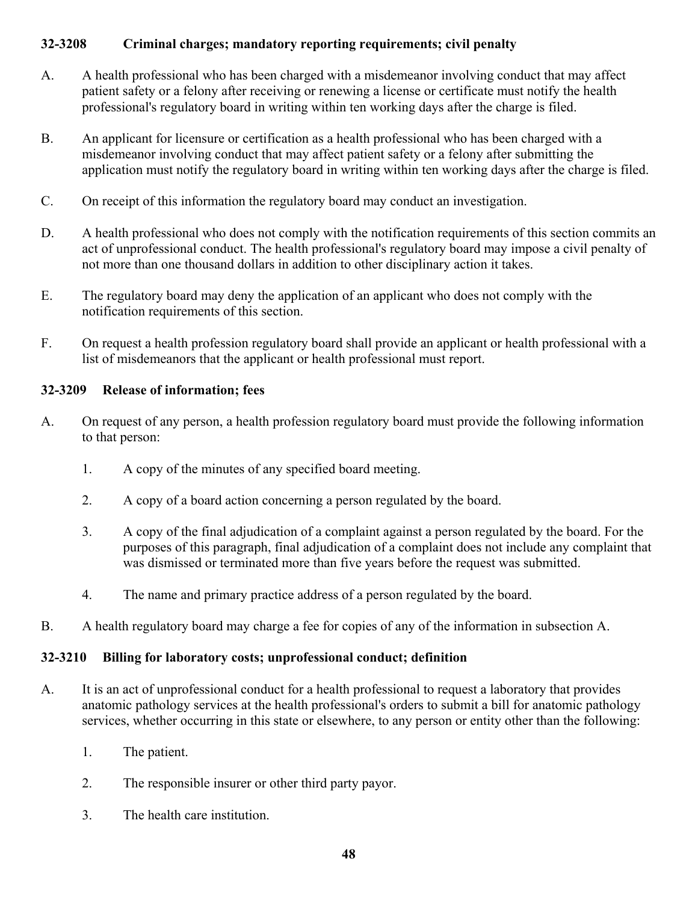### 32-3208 Criminal charges; mandatory reporting requirements; civil penalty

A. A health professional who has been charged with a misdemeanor involving conduct that may affect patient safety or a felony after receiving or renewing a license or certificate must notify the health professional's regulatory board in writing within ten working days after the charge is filed.

B. An applicant for licensure or certification as a health professional who has been charged with a misdemeanor involving conduct that may affect patient safety or a felony after submitting the application must notify the regulatory board in writing within ten working days after the charge is filed.

C. On receipt of this information the regulatory board may conduct an investigation.

D. A health professional who does not comply with the notification requirements of this section commits an act of unprofessional conduct. The health professional's regulatory board may impose a civil penalty of not more than one thousand dollars in addition to other disciplinary action it takes.

E. The regulatory board may deny the application of an applicant who does not comply with the notification requirements of this section.

F. On request a health profession regulatory board shall provide an applicant or health professional with a list of misdemeanors that the applicant or health professional must report.

### 32-3209 Release of information; fees

A. On request of any person, a health profession regulatory board must provide the following information to that person:

1. A copy of the minutes of any specified board meeting.
2. A copy of a board action concerning a person regulated by the board.
3. A copy of the final adjudication of a complaint against a person regulated by the board. For the purposes of this paragraph, final adjudication of a complaint does not include any complaint that was dismissed or terminated more than five years before the request was submitted.
4. The name and primary practice address of a person regulated by the board.

B. A health regulatory board may charge a fee for copies of any of the information in subsection A.

### 32-3210 Billing for laboratory costs; unprofessional conduct; definition

A. It is an act of unprofessional conduct for a health professional to request a laboratory that provides anatomic pathology services at the health professional's orders to submit a bill for anatomic pathology services, whether occurring in this state or elsewhere, to any person or entity other than the following:

1. The patient.
2. The responsible insurer or other third party payor.
3. The health care institution.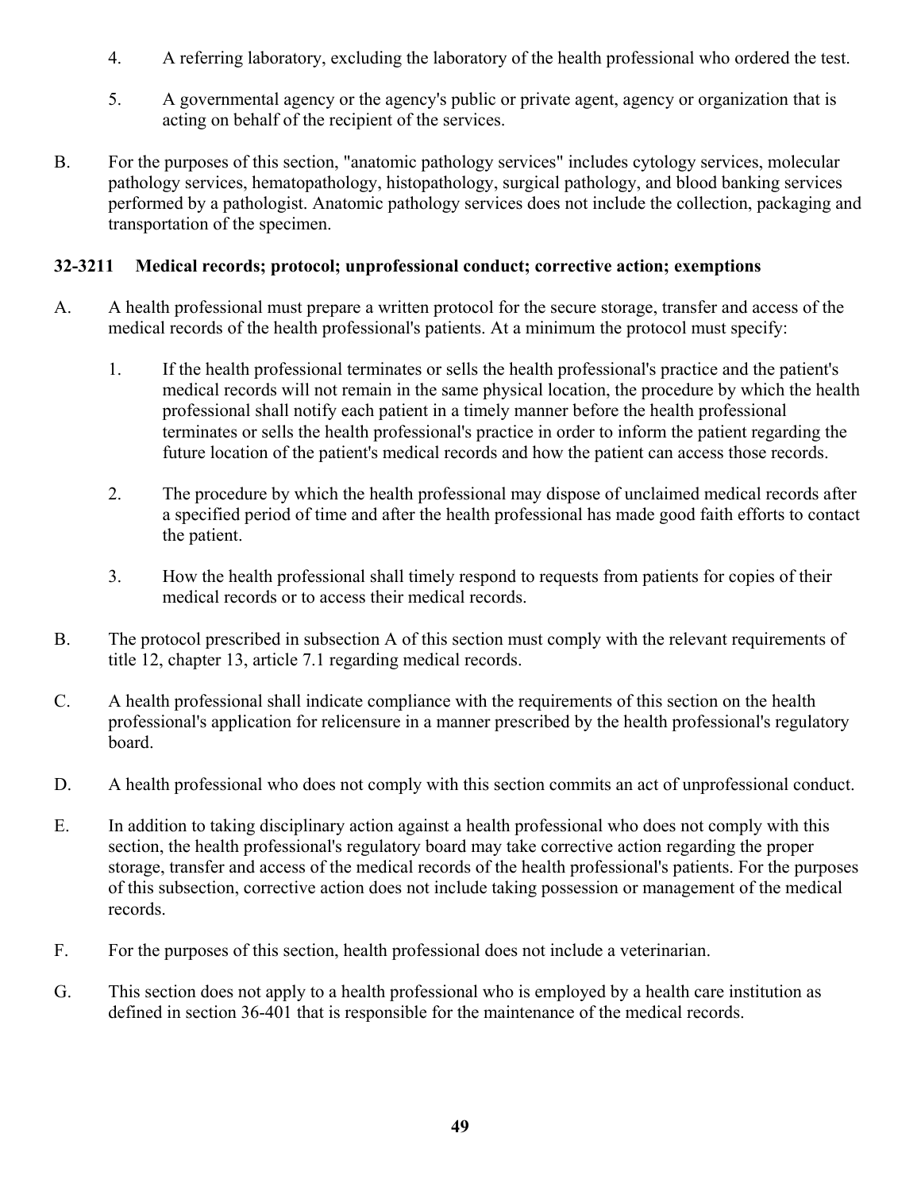4. A referring laboratory, excluding the laboratory of the health professional who ordered the test.

5. A governmental agency or the agency's public or private agent, agency or organization that is acting on behalf of the recipient of the services.

B. For the purposes of this section, "anatomic pathology services" includes cytology services, molecular pathology services, hematopathology, histopathology, surgical pathology, and blood banking services performed by a pathologist. Anatomic pathology services does not include the collection, packaging and transportation of the specimen.

### 32-3211 Medical records; protocol; unprofessional conduct; corrective action; exemptions

A. A health professional must prepare a written protocol for the secure storage, transfer and access of the medical records of the health professional's patients. At a minimum the protocol must specify:

1. If the health professional terminates or sells the health professional's practice and the patient's medical records will not remain in the same physical location, the procedure by which the health professional shall notify each patient in a timely manner before the health professional terminates or sells the health professional's practice in order to inform the patient regarding the future location of the patient's medical records and how the patient can access those records.

2. The procedure by which the health professional may dispose of unclaimed medical records after a specified period of time and after the health professional has made good faith efforts to contact the patient.

3. How the health professional shall timely respond to requests from patients for copies of their medical records or to access their medical records.

B. The protocol prescribed in subsection A of this section must comply with the relevant requirements of title 12, chapter 13, article 7.1 regarding medical records.

C. A health professional shall indicate compliance with the requirements of this section on the health professional's application for relicensure in a manner prescribed by the health professional's regulatory board.

D. A health professional who does not comply with this section commits an act of unprofessional conduct.

E. In addition to taking disciplinary action against a health professional who does not comply with this section, the health professional's regulatory board may take corrective action regarding the proper storage, transfer and access of the medical records of the health professional's patients. For the purposes of this subsection, corrective action does not include taking possession or management of the medical records.

F. For the purposes of this section, health professional does not include a veterinarian.

G. This section does not apply to a health professional who is employed by a health care institution as defined in section 36-401 that is responsible for the maintenance of the medical records.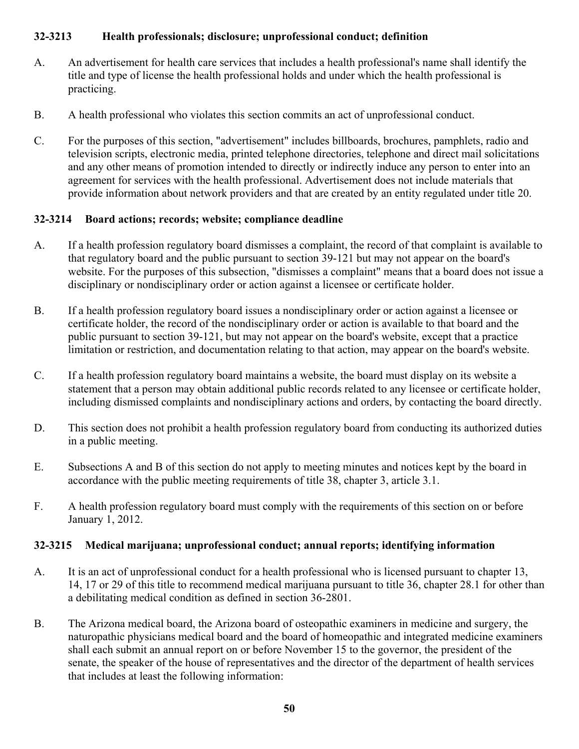### 32-3213 Health professionals; disclosure; unprofessional conduct; definition

A. An advertisement for health care services that includes a health professional's name shall identify the title and type of license the health professional holds and under which the health professional is practicing.

B. A health professional who violates this section commits an act of unprofessional conduct.

C. For the purposes of this section, "advertisement" includes billboards, brochures, pamphlets, radio and television scripts, electronic media, printed telephone directories, telephone and direct mail solicitations and any other means of promotion intended to directly or indirectly induce any person to enter into an agreement for services with the health professional. Advertisement does not include materials that provide information about network providers and that are created by an entity regulated under title 20.

### 32-3214 Board actions; records; website; compliance deadline

A. If a health profession regulatory board dismisses a complaint, the record of that complaint is available to that regulatory board and the public pursuant to section 39-121 but may not appear on the board's website. For the purposes of this subsection, "dismisses a complaint" means that a board does not issue a disciplinary or nondisciplinary order or action against a licensee or certificate holder.

B. If a health profession regulatory board issues a nondisciplinary order or action against a licensee or certificate holder, the record of the nondisciplinary order or action is available to that board and the public pursuant to section 39-121, but may not appear on the board's website, except that a practice limitation or restriction, and documentation relating to that action, may appear on the board's website.

C. If a health profession regulatory board maintains a website, the board must display on its website a statement that a person may obtain additional public records related to any licensee or certificate holder, including dismissed complaints and nondisciplinary actions and orders, by contacting the board directly.

D. This section does not prohibit a health profession regulatory board from conducting its authorized duties in a public meeting.

E. Subsections A and B of this section do not apply to meeting minutes and notices kept by the board in accordance with the public meeting requirements of title 38, chapter 3, article 3.1.

F. A health profession regulatory board must comply with the requirements of this section on or before January 1, 2012.

### 32-3215 Medical marijuana; unprofessional conduct; annual reports; identifying information

A. It is an act of unprofessional conduct for a health professional who is licensed pursuant to chapter 13, 14, 17 or 29 of this title to recommend medical marijuana pursuant to title 36, chapter 28.1 for other than a debilitating medical condition as defined in section 36-2801.

B. The Arizona medical board, the Arizona board of osteopathic examiners in medicine and surgery, the naturopathic physicians medical board and the board of homeopathic and integrated medicine examiners shall each submit an annual report on or before November 15 to the governor, the president of the senate, the speaker of the house of representatives and the director of the department of health services that includes at least the following information: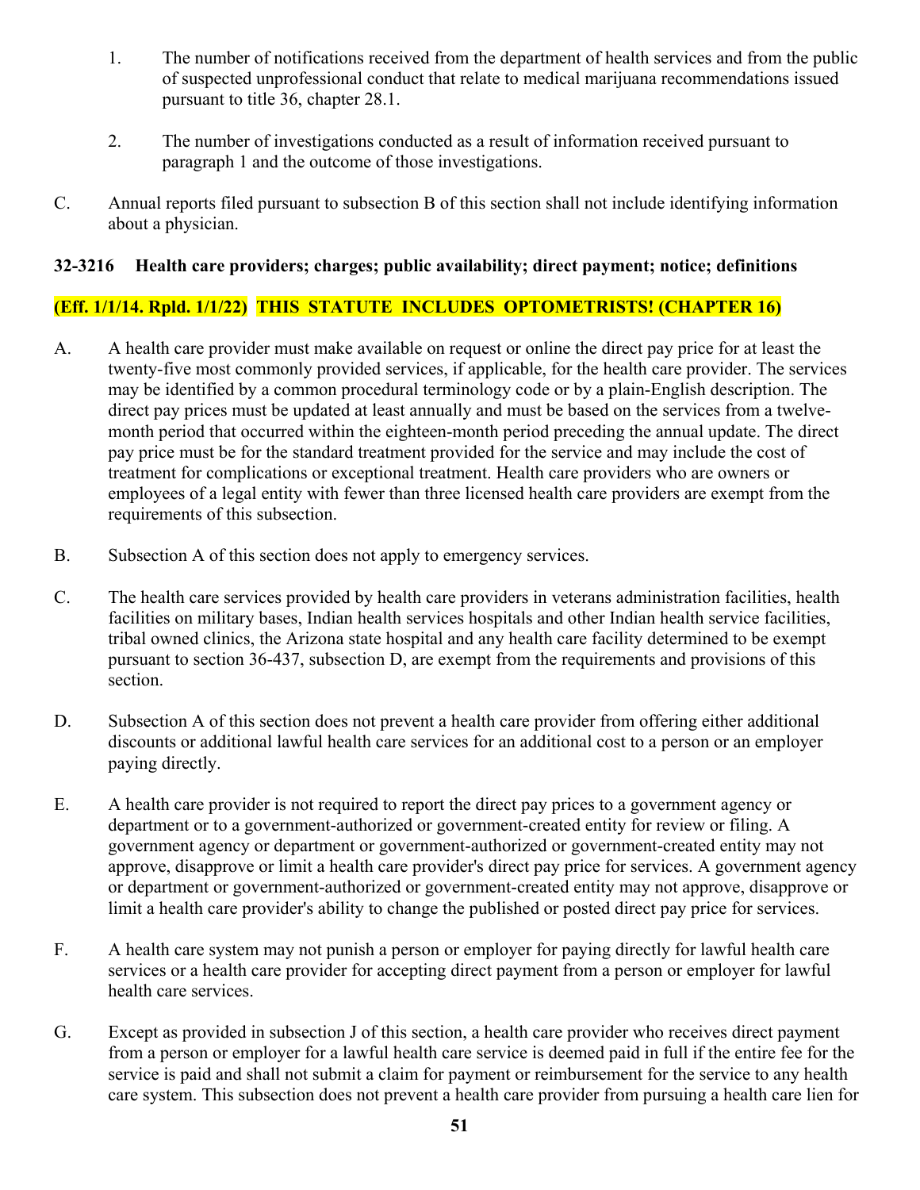1. The number of notifications received from the department of health services and from the public of suspected unprofessional conduct that relate to medical marijuana recommendations issued pursuant to title 36, chapter 28.1.

2. The number of investigations conducted as a result of information received pursuant to paragraph 1 and the outcome of those investigations.

C. Annual reports filed pursuant to subsection B of this section shall not include identifying information about a physician.

**32-3216 Health care providers; charges; public availability; direct payment; notice; definitions**

**(Eff. 1/1/14. Rpld. 1/1/22) THIS STATUTE INCLUDES OPTOMETRISTS! (CHAPTER 16)**

A. A health care provider must make available on request or online the direct pay price for at least the twenty-five most commonly provided services, if applicable, for the health care provider. The services may be identified by a common procedural terminology code or by a plain-English description. The direct pay prices must be updated at least annually and must be based on the services from a twelve-month period that occurred within the eighteen-month period preceding the annual update. The direct pay price must be for the standard treatment provided for the service and may include the cost of treatment for complications or exceptional treatment. Health care providers who are owners or employees of a legal entity with fewer than three licensed health care providers are exempt from the requirements of this subsection.

B. Subsection A of this section does not apply to emergency services.

C. The health care services provided by health care providers in veterans administration facilities, health facilities on military bases, Indian health services hospitals and other Indian health service facilities, tribal owned clinics, the Arizona state hospital and any health care facility determined to be exempt pursuant to section 36-437, subsection D, are exempt from the requirements and provisions of this section.

D. Subsection A of this section does not prevent a health care provider from offering either additional discounts or additional lawful health care services for an additional cost to a person or an employer paying directly.

E. A health care provider is not required to report the direct pay prices to a government agency or department or to a government-authorized or government-created entity for review or filing. A government agency or department or government-authorized or government-created entity may not approve, disapprove or limit a health care provider's direct pay price for services. A government agency or department or government-authorized or government-created entity may not approve, disapprove or limit a health care provider's ability to change the published or posted direct pay price for services.

F. A health care system may not punish a person or employer for paying directly for lawful health care services or a health care provider for accepting direct payment from a person or employer for lawful health care services.

G. Except as provided in subsection J of this section, a health care provider who receives direct payment from a person or employer for a lawful health care service is deemed paid in full if the entire fee for the service is paid and shall not submit a claim for payment or reimbursement for the service to any health care system. This subsection does not prevent a health care provider from pursuing a health care lien for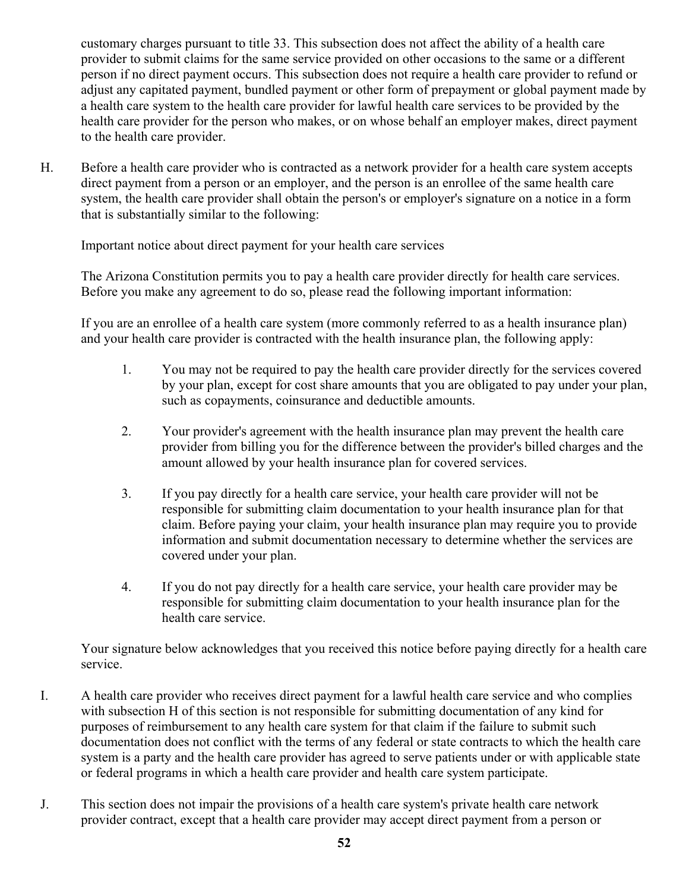customary charges pursuant to title 33. This subsection does not affect the ability of a health care provider to submit claims for the same service provided on other occasions to the same or a different person if no direct payment occurs. This subsection does not require a health care provider to refund or adjust any capitated payment, bundled payment or other form of prepayment or global payment made by a health care system to the health care provider for lawful health care services to be provided by the health care provider for the person who makes, or on whose behalf an employer makes, direct payment to the health care provider.

H. Before a health care provider who is contracted as a network provider for a health care system accepts direct payment from a person or an employer, and the person is an enrollee of the same health care system, the health care provider shall obtain the person's or employer's signature on a notice in a form that is substantially similar to the following:

Important notice about direct payment for your health care services

The Arizona Constitution permits you to pay a health care provider directly for health care services. Before you make any agreement to do so, please read the following important information:

If you are an enrollee of a health care system (more commonly referred to as a health insurance plan) and your health care provider is contracted with the health insurance plan, the following apply:

1. You may not be required to pay the health care provider directly for the services covered by your plan, except for cost share amounts that you are obligated to pay under your plan, such as copayments, coinsurance and deductible amounts.

2. Your provider's agreement with the health insurance plan may prevent the health care provider from billing you for the difference between the provider's billed charges and the amount allowed by your health insurance plan for covered services.

3. If you pay directly for a health care service, your health care provider will not be responsible for submitting claim documentation to your health insurance plan for that claim. Before paying your claim, your health insurance plan may require you to provide information and submit documentation necessary to determine whether the services are covered under your plan.

4. If you do not pay directly for a health care service, your health care provider may be responsible for submitting claim documentation to your health insurance plan for the health care service.

Your signature below acknowledges that you received this notice before paying directly for a health care service.

I. A health care provider who receives direct payment for a lawful health care service and who complies with subsection H of this section is not responsible for submitting documentation of any kind for purposes of reimbursement to any health care system for that claim if the failure to submit such documentation does not conflict with the terms of any federal or state contracts to which the health care system is a party and the health care provider has agreed to serve patients under or with applicable state or federal programs in which a health care provider and health care system participate.

J. This section does not impair the provisions of a health care system's private health care network provider contract, except that a health care provider may accept direct payment from a person or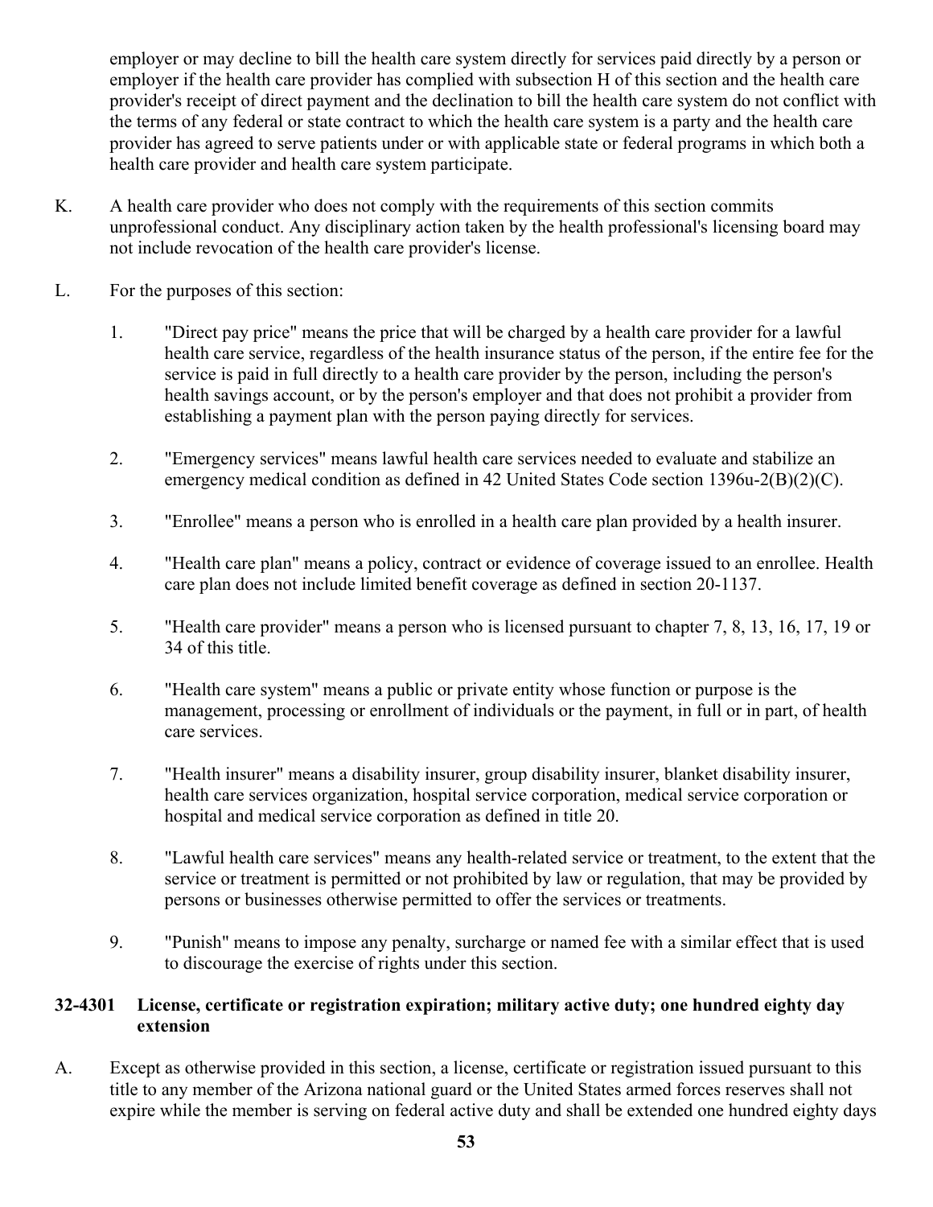employer or may decline to bill the health care system directly for services paid directly by a person or employer if the health care provider has complied with subsection H of this section and the health care provider's receipt of direct payment and the declination to bill the health care system do not conflict with the terms of any federal or state contract to which the health care system is a party and the health care provider has agreed to serve patients under or with applicable state or federal programs in which both a health care provider and health care system participate.

K. A health care provider who does not comply with the requirements of this section commits unprofessional conduct. Any disciplinary action taken by the health professional's licensing board may not include revocation of the health care provider's license.

L. For the purposes of this section:

1. "Direct pay price" means the price that will be charged by a health care provider for a lawful health care service, regardless of the health insurance status of the person, if the entire fee for the service is paid in full directly to a health care provider by the person, including the person's health savings account, or by the person's employer and that does not prohibit a provider from establishing a payment plan with the person paying directly for services.

2. "Emergency services" means lawful health care services needed to evaluate and stabilize an emergency medical condition as defined in 42 United States Code section 1396u-2(B)(2)(C).

3. "Enrollee" means a person who is enrolled in a health care plan provided by a health insurer.

4. "Health care plan" means a policy, contract or evidence of coverage issued to an enrollee. Health care plan does not include limited benefit coverage as defined in section 20-1137.

5. "Health care provider" means a person who is licensed pursuant to chapter 7, 8, 13, 16, 17, 19 or 34 of this title.

6. "Health care system" means a public or private entity whose function or purpose is the management, processing or enrollment of individuals or the payment, in full or in part, of health care services.

7. "Health insurer" means a disability insurer, group disability insurer, blanket disability insurer, health care services organization, hospital service corporation, medical service corporation or hospital and medical service corporation as defined in title 20.

8. "Lawful health care services" means any health-related service or treatment, to the extent that the service or treatment is permitted or not prohibited by law or regulation, that may be provided by persons or businesses otherwise permitted to offer the services or treatments.

9. "Punish" means to impose any penalty, surcharge or named fee with a similar effect that is used to discourage the exercise of rights under this section.

### 32-4301 License, certificate or registration expiration; military active duty; one hundred eighty day extension

A. Except as otherwise provided in this section, a license, certificate or registration issued pursuant to this title to any member of the Arizona national guard or the United States armed forces reserves shall not expire while the member is serving on federal active duty and shall be extended one hundred eighty days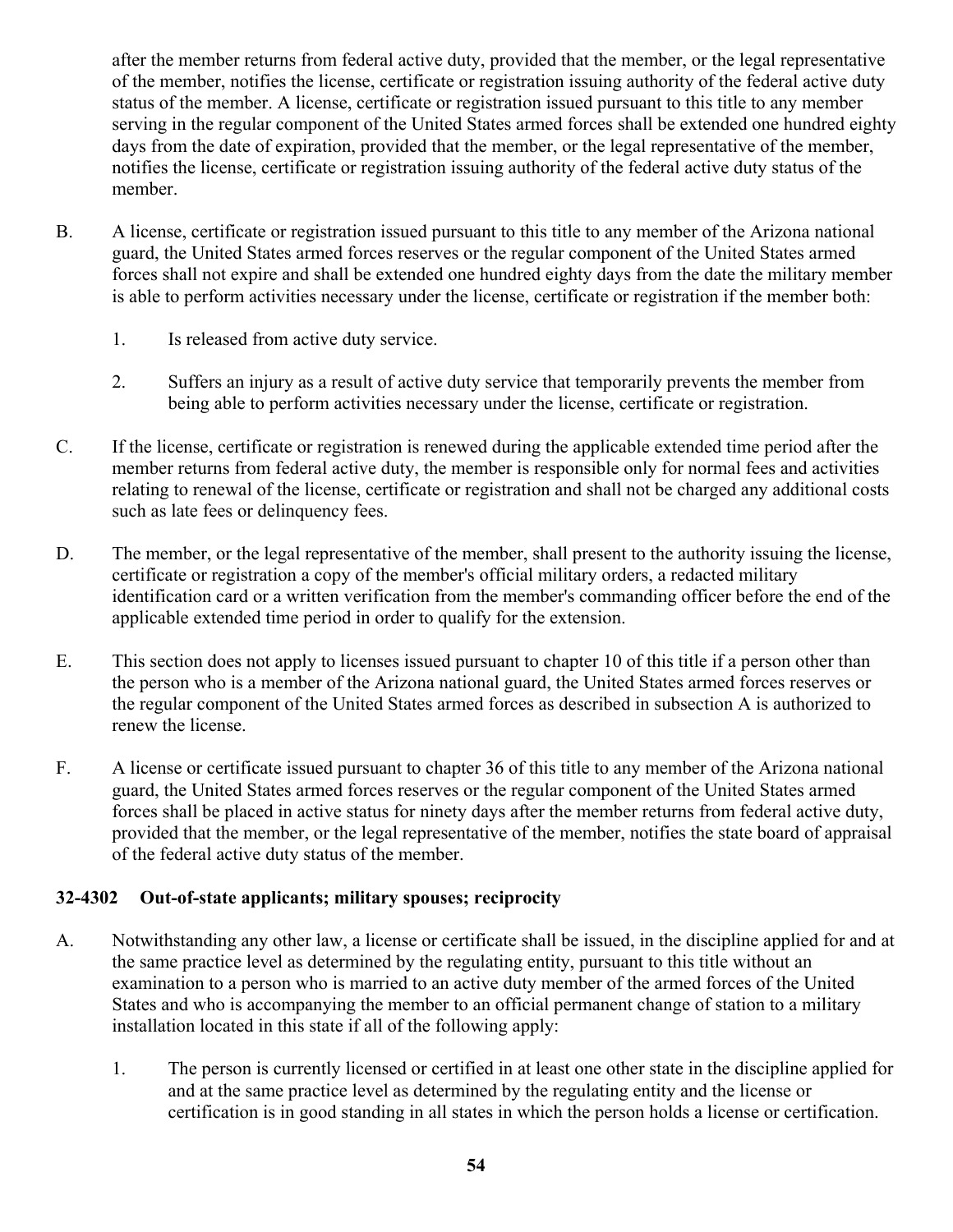after the member returns from federal active duty, provided that the member, or the legal representative of the member, notifies the license, certificate or registration issuing authority of the federal active duty status of the member. A license, certificate or registration issued pursuant to this title to any member serving in the regular component of the United States armed forces shall be extended one hundred eighty days from the date of expiration, provided that the member, or the legal representative of the member, notifies the license, certificate or registration issuing authority of the federal active duty status of the member.

B. A license, certificate or registration issued pursuant to this title to any member of the Arizona national guard, the United States armed forces reserves or the regular component of the United States armed forces shall not expire and shall be extended one hundred eighty days from the date the military member is able to perform activities necessary under the license, certificate or registration if the member both:

 1. Is released from active duty service.

 2. Suffers an injury as a result of active duty service that temporarily prevents the member from being able to perform activities necessary under the license, certificate or registration.

C. If the license, certificate or registration is renewed during the applicable extended time period after the member returns from federal active duty, the member is responsible only for normal fees and activities relating to renewal of the license, certificate or registration and shall not be charged any additional costs such as late fees or delinquency fees.

D. The member, or the legal representative of the member, shall present to the authority issuing the license, certificate or registration a copy of the member's official military orders, a redacted military identification card or a written verification from the member's commanding officer before the end of the applicable extended time period in order to qualify for the extension.

E. This section does not apply to licenses issued pursuant to chapter 10 of this title if a person other than the person who is a member of the Arizona national guard, the United States armed forces reserves or the regular component of the United States armed forces as described in subsection A is authorized to renew the license.

F. A license or certificate issued pursuant to chapter 36 of this title to any member of the Arizona national guard, the United States armed forces reserves or the regular component of the United States armed forces shall be placed in active status for ninety days after the member returns from federal active duty, provided that the member, or the legal representative of the member, notifies the state board of appraisal of the federal active duty status of the member.

**32-4302 Out-of-state applicants; military spouses; reciprocity**

A. Notwithstanding any other law, a license or certificate shall be issued, in the discipline applied for and at the same practice level as determined by the regulating entity, pursuant to this title without an examination to a person who is married to an active duty member of the armed forces of the United States and who is accompanying the member to an official permanent change of station to a military installation located in this state if all of the following apply:

 1. The person is currently licensed or certified in at least one other state in the discipline applied for and at the same practice level as determined by the regulating entity and the license or certification is in good standing in all states in which the person holds a license or certification.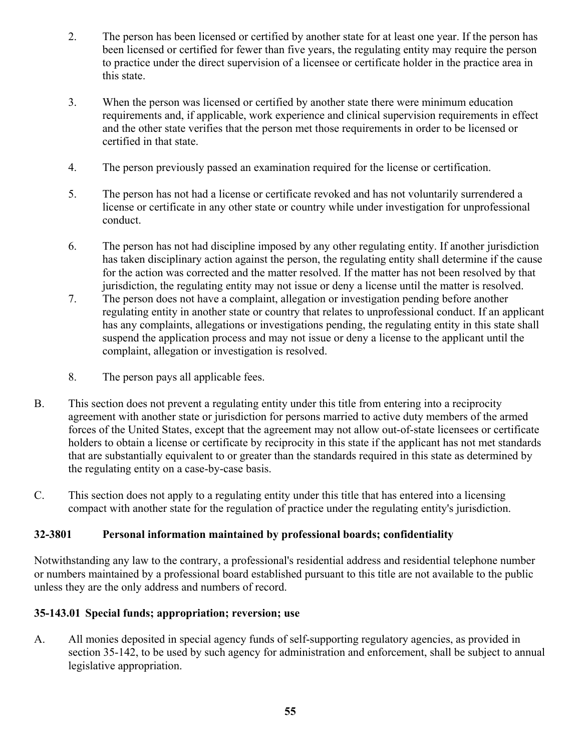2. The person has been licensed or certified by another state for at least one year. If the person has been licensed or certified for fewer than five years, the regulating entity may require the person to practice under the direct supervision of a licensee or certificate holder in the practice area in this state.

3. When the person was licensed or certified by another state there were minimum education requirements and, if applicable, work experience and clinical supervision requirements in effect and the other state verifies that the person met those requirements in order to be licensed or certified in that state.

4. The person previously passed an examination required for the license or certification.

5. The person has not had a license or certificate revoked and has not voluntarily surrendered a license or certificate in any other state or country while under investigation for unprofessional conduct.

6. The person has not had discipline imposed by any other regulating entity. If another jurisdiction has taken disciplinary action against the person, the regulating entity shall determine if the cause for the action was corrected and the matter resolved. If the matter has not been resolved by that jurisdiction, the regulating entity may not issue or deny a license until the matter is resolved.

7. The person does not have a complaint, allegation or investigation pending before another regulating entity in another state or country that relates to unprofessional conduct. If an applicant has any complaints, allegations or investigations pending, the regulating entity in this state shall suspend the application process and may not issue or deny a license to the applicant until the complaint, allegation or investigation is resolved.

8. The person pays all applicable fees.

B. This section does not prevent a regulating entity under this title from entering into a reciprocity agreement with another state or jurisdiction for persons married to active duty members of the armed forces of the United States, except that the agreement may not allow out-of-state licensees or certificate holders to obtain a license or certificate by reciprocity in this state if the applicant has not met standards that are substantially equivalent to or greater than the standards required in this state as determined by the regulating entity on a case-by-case basis.

C. This section does not apply to a regulating entity under this title that has entered into a licensing compact with another state for the regulation of practice under the regulating entity's jurisdiction.

### 32-3801 Personal information maintained by professional boards; confidentiality

Notwithstanding any law to the contrary, a professional's residential address and residential telephone number or numbers maintained by a professional board established pursuant to this title are not available to the public unless they are the only address and numbers of record.

### 35-143.01 Special funds; appropriation; reversion; use

A. All monies deposited in special agency funds of self-supporting regulatory agencies, as provided in section 35-142, to be used by such agency for administration and enforcement, shall be subject to annual legislative appropriation.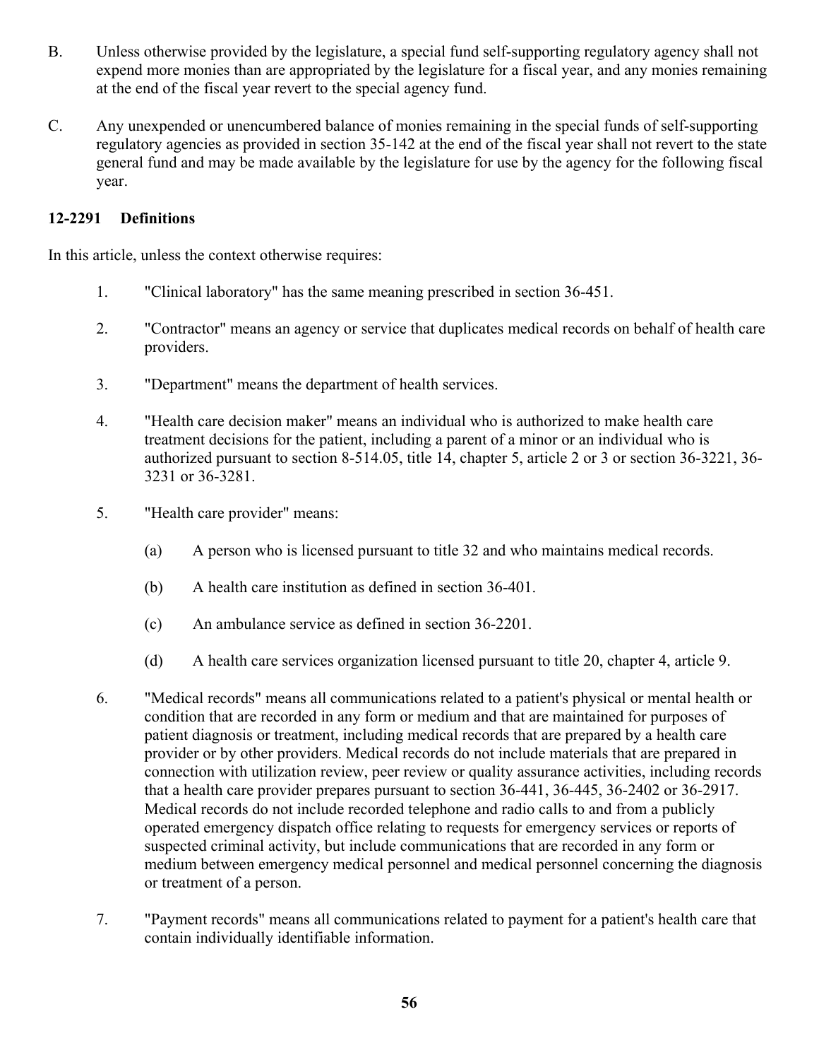B. Unless otherwise provided by the legislature, a special fund self-supporting regulatory agency shall not expend more monies than are appropriated by the legislature for a fiscal year, and any monies remaining at the end of the fiscal year revert to the special agency fund.

C. Any unexpended or unencumbered balance of monies remaining in the special funds of self-supporting regulatory agencies as provided in section 35-142 at the end of the fiscal year shall not revert to the state general fund and may be made available by the legislature for use by the agency for the following fiscal year.

**12-2291 Definitions**

In this article, unless the context otherwise requires:

1. "Clinical laboratory" has the same meaning prescribed in section 36-451.

2. "Contractor" means an agency or service that duplicates medical records on behalf of health care providers.

3. "Department" means the department of health services.

4. "Health care decision maker" means an individual who is authorized to make health care treatment decisions for the patient, including a parent of a minor or an individual who is authorized pursuant to section 8-514.05, title 14, chapter 5, article 2 or 3 or section 36-3221, 36-3231 or 36-3281.

5. "Health care provider" means:

   (a) A person who is licensed pursuant to title 32 and who maintains medical records.

   (b) A health care institution as defined in section 36-401.

   (c) An ambulance service as defined in section 36-2201.

   (d) A health care services organization licensed pursuant to title 20, chapter 4, article 9.

6. "Medical records" means all communications related to a patient's physical or mental health or condition that are recorded in any form or medium and that are maintained for purposes of patient diagnosis or treatment, including medical records that are prepared by a health care provider or by other providers. Medical records do not include materials that are prepared in connection with utilization review, peer review or quality assurance activities, including records that a health care provider prepares pursuant to section 36-441, 36-445, 36-2402 or 36-2917. Medical records do not include recorded telephone and radio calls to and from a publicly operated emergency dispatch office relating to requests for emergency services or reports of suspected criminal activity, but include communications that are recorded in any form or medium between emergency medical personnel and medical personnel concerning the diagnosis or treatment of a person.

7. "Payment records" means all communications related to payment for a patient's health care that contain individually identifiable information.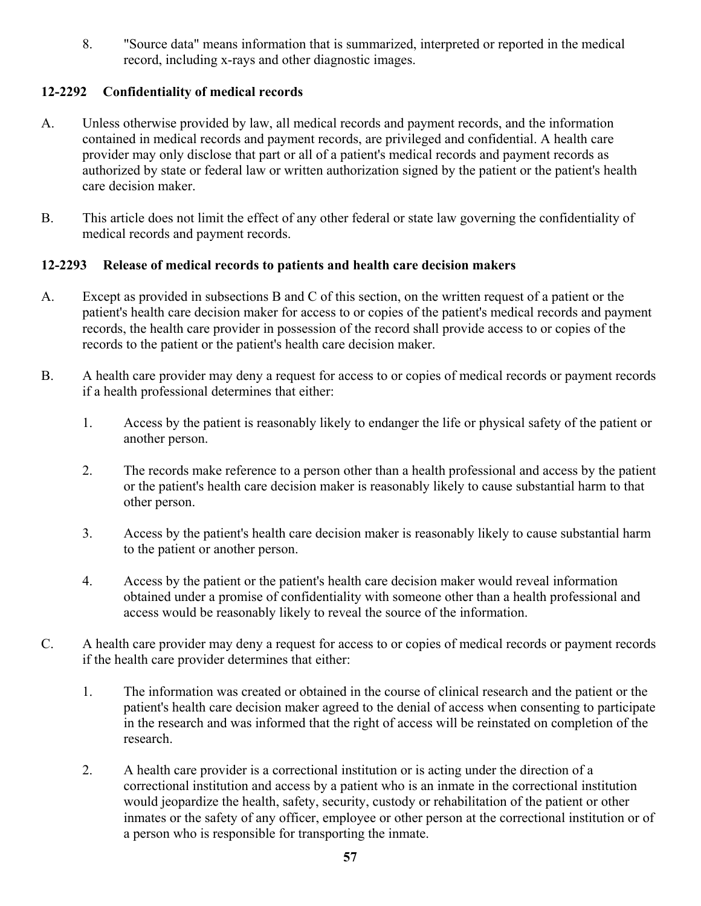8. "Source data" means information that is summarized, interpreted or reported in the medical record, including x-rays and other diagnostic images.

### 12-2292 Confidentiality of medical records

A. Unless otherwise provided by law, all medical records and payment records, and the information contained in medical records and payment records, are privileged and confidential. A health care provider may only disclose that part or all of a patient's medical records and payment records as authorized by state or federal law or written authorization signed by the patient or the patient's health care decision maker.

B. This article does not limit the effect of any other federal or state law governing the confidentiality of medical records and payment records.

### 12-2293 Release of medical records to patients and health care decision makers

A. Except as provided in subsections B and C of this section, on the written request of a patient or the patient's health care decision maker for access to or copies of the patient's medical records and payment records, the health care provider in possession of the record shall provide access to or copies of the records to the patient or the patient's health care decision maker.

B. A health care provider may deny a request for access to or copies of medical records or payment records if a health professional determines that either:

   1. Access by the patient is reasonably likely to endanger the life or physical safety of the patient or another person.

   2. The records make reference to a person other than a health professional and access by the patient or the patient's health care decision maker is reasonably likely to cause substantial harm to that other person.

   3. Access by the patient's health care decision maker is reasonably likely to cause substantial harm to the patient or another person.

   4. Access by the patient or the patient's health care decision maker would reveal information obtained under a promise of confidentiality with someone other than a health professional and access would be reasonably likely to reveal the source of the information.

C. A health care provider may deny a request for access to or copies of medical records or payment records if the health care provider determines that either:

   1. The information was created or obtained in the course of clinical research and the patient or the patient's health care decision maker agreed to the denial of access when consenting to participate in the research and was informed that the right of access will be reinstated on completion of the research.

   2. A health care provider is a correctional institution or is acting under the direction of a correctional institution and access by a patient who is an inmate in the correctional institution would jeopardize the health, safety, security, custody or rehabilitation of the patient or other inmates or the safety of any officer, employee or other person at the correctional institution or of a person who is responsible for transporting the inmate.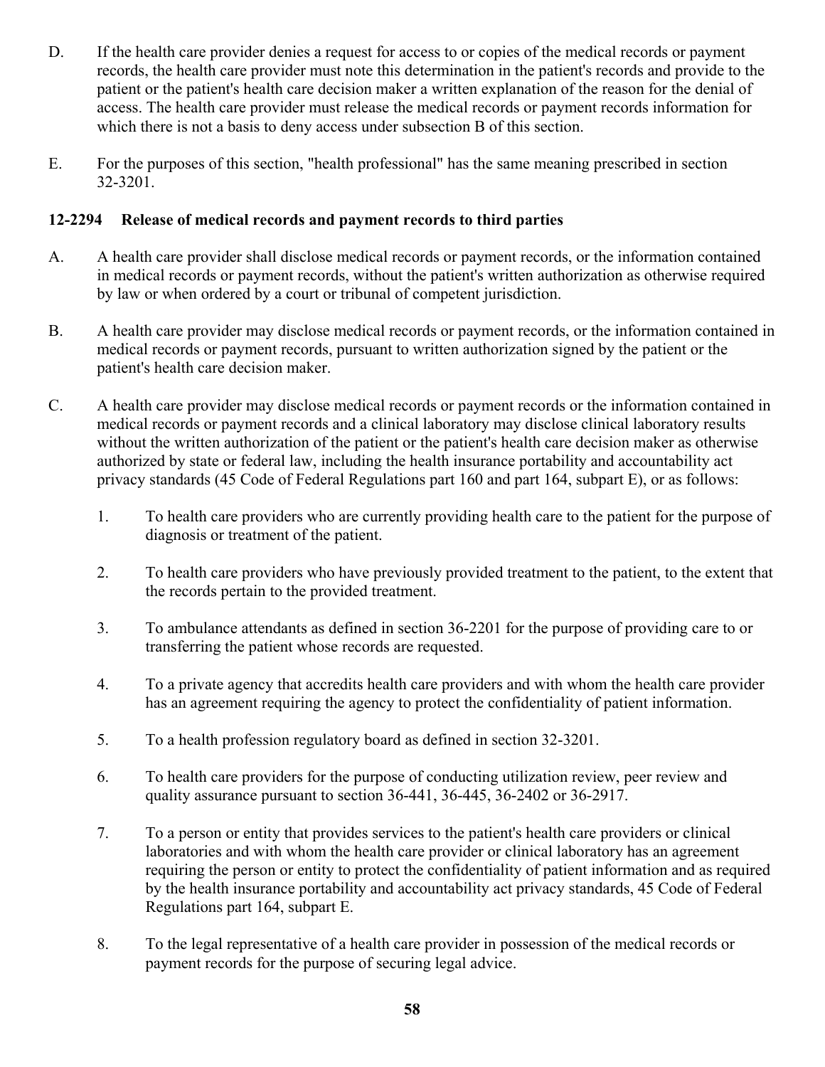D. If the health care provider denies a request for access to or copies of the medical records or payment records, the health care provider must note this determination in the patient's records and provide to the patient or the patient's health care decision maker a written explanation of the reason for the denial of access. The health care provider must release the medical records or payment records information for which there is not a basis to deny access under subsection B of this section.

E. For the purposes of this section, "health professional" has the same meaning prescribed in section 32-3201.

**12-2294 Release of medical records and payment records to third parties**

A. A health care provider shall disclose medical records or payment records, or the information contained in medical records or payment records, without the patient's written authorization as otherwise required by law or when ordered by a court or tribunal of competent jurisdiction.

B. A health care provider may disclose medical records or payment records, or the information contained in medical records or payment records, pursuant to written authorization signed by the patient or the patient's health care decision maker.

C. A health care provider may disclose medical records or payment records or the information contained in medical records or payment records and a clinical laboratory may disclose clinical laboratory results without the written authorization of the patient or the patient's health care decision maker as otherwise authorized by state or federal law, including the health insurance portability and accountability act privacy standards (45 Code of Federal Regulations part 160 and part 164, subpart E), or as follows:

1. To health care providers who are currently providing health care to the patient for the purpose of diagnosis or treatment of the patient.

2. To health care providers who have previously provided treatment to the patient, to the extent that the records pertain to the provided treatment.

3. To ambulance attendants as defined in section 36-2201 for the purpose of providing care to or transferring the patient whose records are requested.

4. To a private agency that accredits health care providers and with whom the health care provider has an agreement requiring the agency to protect the confidentiality of patient information.

5. To a health profession regulatory board as defined in section 32-3201.

6. To health care providers for the purpose of conducting utilization review, peer review and quality assurance pursuant to section 36-441, 36-445, 36-2402 or 36-2917.

7. To a person or entity that provides services to the patient's health care providers or clinical laboratories and with whom the health care provider or clinical laboratory has an agreement requiring the person or entity to protect the confidentiality of patient information and as required by the health insurance portability and accountability act privacy standards, 45 Code of Federal Regulations part 164, subpart E.

8. To the legal representative of a health care provider in possession of the medical records or payment records for the purpose of securing legal advice.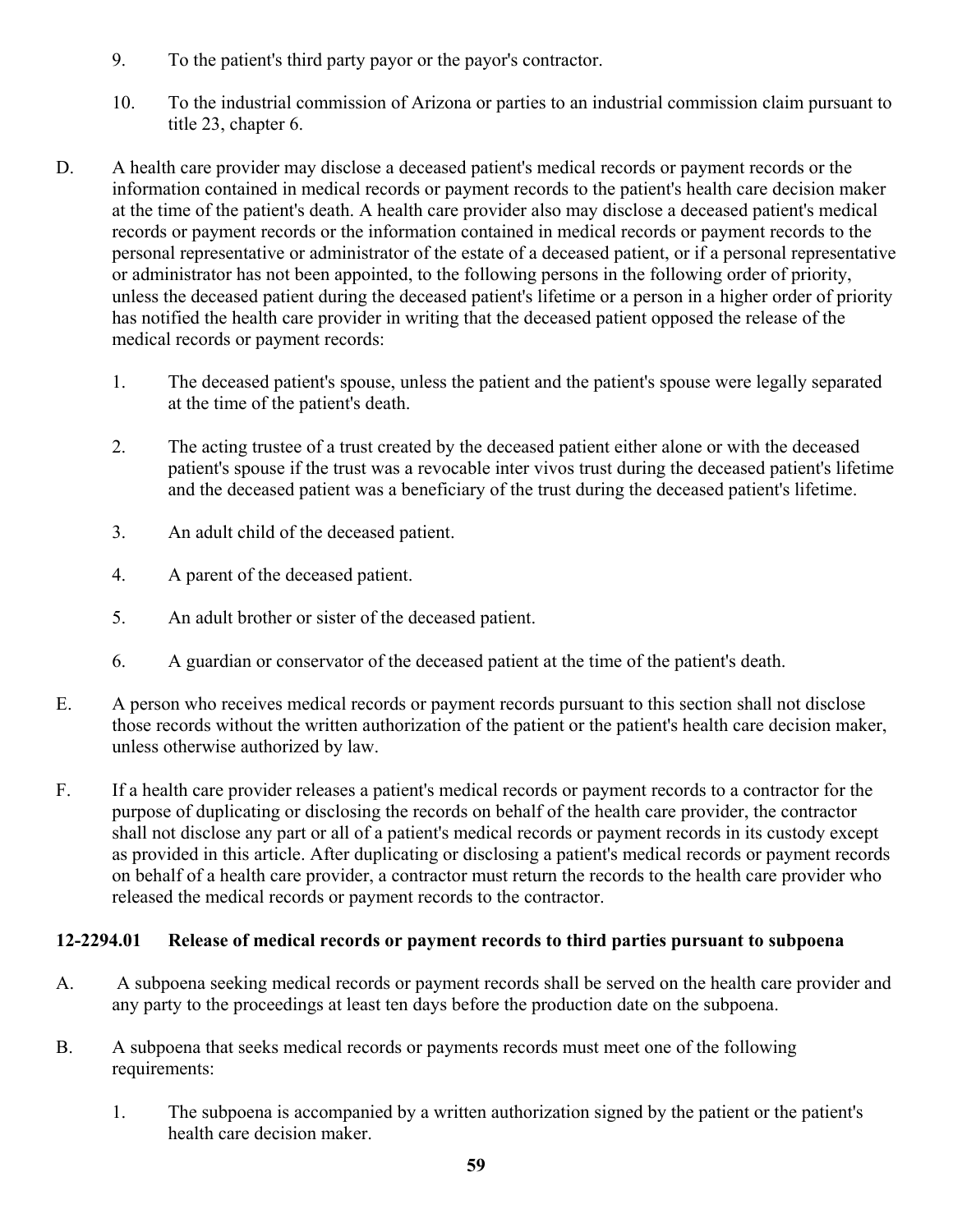9. To the patient's third party payor or the payor's contractor.

10. To the industrial commission of Arizona or parties to an industrial commission claim pursuant to title 23, chapter 6.

D. A health care provider may disclose a deceased patient's medical records or payment records or the information contained in medical records or payment records to the patient's health care decision maker at the time of the patient's death. A health care provider also may disclose a deceased patient's medical records or payment records or the information contained in medical records or payment records to the personal representative or administrator of the estate of a deceased patient, or if a personal representative or administrator has not been appointed, to the following persons in the following order of priority, unless the deceased patient during the deceased patient's lifetime or a person in a higher order of priority has notified the health care provider in writing that the deceased patient opposed the release of the medical records or payment records:

1. The deceased patient's spouse, unless the patient and the patient's spouse were legally separated at the time of the patient's death.

2. The acting trustee of a trust created by the deceased patient either alone or with the deceased patient's spouse if the trust was a revocable inter vivos trust during the deceased patient's lifetime and the deceased patient was a beneficiary of the trust during the deceased patient's lifetime.

3. An adult child of the deceased patient.

4. A parent of the deceased patient.

5. An adult brother or sister of the deceased patient.

6. A guardian or conservator of the deceased patient at the time of the patient's death.

E. A person who receives medical records or payment records pursuant to this section shall not disclose those records without the written authorization of the patient or the patient's health care decision maker, unless otherwise authorized by law.

F. If a health care provider releases a patient's medical records or payment records to a contractor for the purpose of duplicating or disclosing the records on behalf of the health care provider, the contractor shall not disclose any part or all of a patient's medical records or payment records in its custody except as provided in this article. After duplicating or disclosing a patient's medical records or payment records on behalf of a health care provider, a contractor must return the records to the health care provider who released the medical records or payment records to the contractor.

### 12-2294.01 Release of medical records or payment records to third parties pursuant to subpoena

A. A subpoena seeking medical records or payment records shall be served on the health care provider and any party to the proceedings at least ten days before the production date on the subpoena.

B. A subpoena that seeks medical records or payments records must meet one of the following requirements:

1. The subpoena is accompanied by a written authorization signed by the patient or the patient's health care decision maker.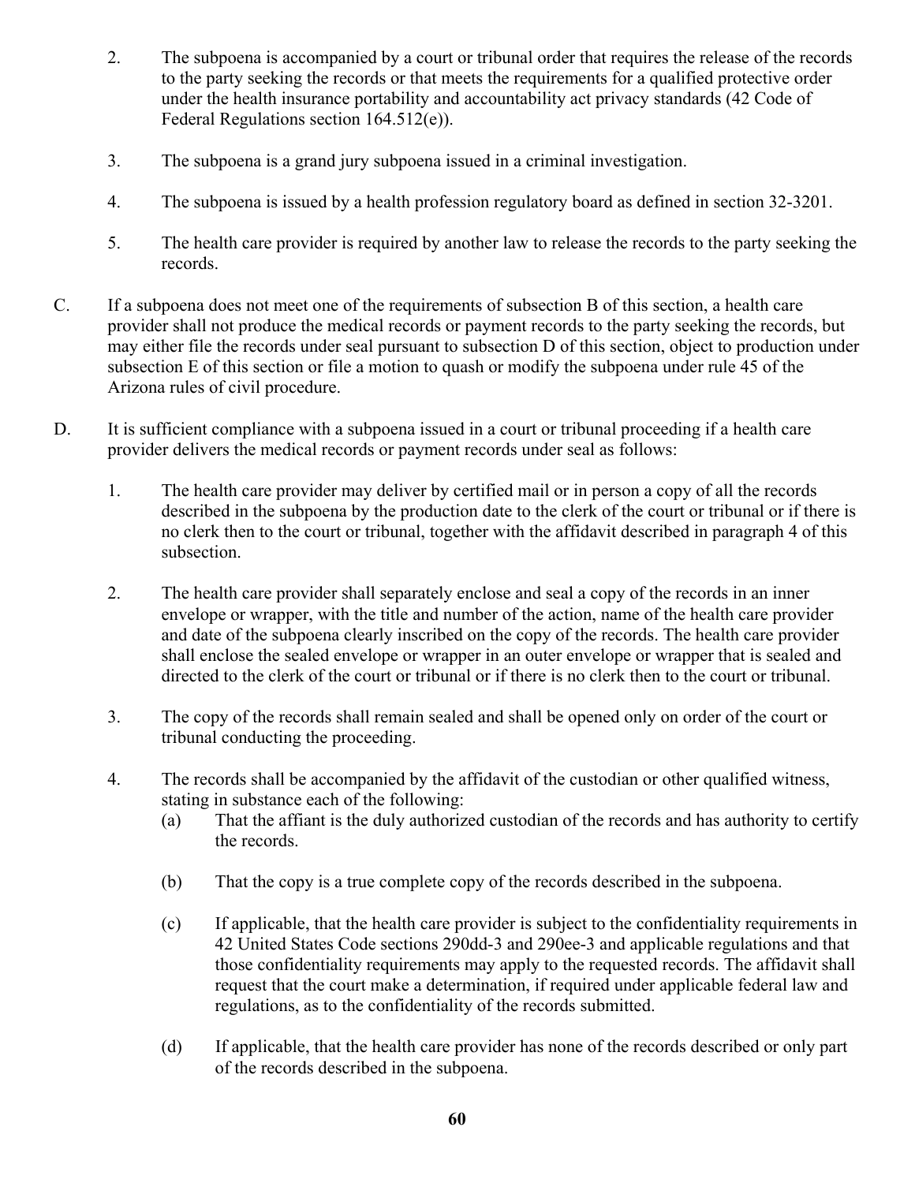2. The subpoena is accompanied by a court or tribunal order that requires the release of the records to the party seeking the records or that meets the requirements for a qualified protective order under the health insurance portability and accountability act privacy standards (42 Code of Federal Regulations section 164.512(e)).

3. The subpoena is a grand jury subpoena issued in a criminal investigation.

4. The subpoena is issued by a health profession regulatory board as defined in section 32-3201.

5. The health care provider is required by another law to release the records to the party seeking the records.

C. If a subpoena does not meet one of the requirements of subsection B of this section, a health care provider shall not produce the medical records or payment records to the party seeking the records, but may either file the records under seal pursuant to subsection D of this section, object to production under subsection E of this section or file a motion to quash or modify the subpoena under rule 45 of the Arizona rules of civil procedure.

D. It is sufficient compliance with a subpoena issued in a court or tribunal proceeding if a health care provider delivers the medical records or payment records under seal as follows:

1. The health care provider may deliver by certified mail or in person a copy of all the records described in the subpoena by the production date to the clerk of the court or tribunal or if there is no clerk then to the court or tribunal, together with the affidavit described in paragraph 4 of this subsection.

2. The health care provider shall separately enclose and seal a copy of the records in an inner envelope or wrapper, with the title and number of the action, name of the health care provider and date of the subpoena clearly inscribed on the copy of the records. The health care provider shall enclose the sealed envelope or wrapper in an outer envelope or wrapper that is sealed and directed to the clerk of the court or tribunal or if there is no clerk then to the court or tribunal.

3. The copy of the records shall remain sealed and shall be opened only on order of the court or tribunal conducting the proceeding.

4. The records shall be accompanied by the affidavit of the custodian or other qualified witness, stating in substance each of the following:

   (a) That the affiant is the duly authorized custodian of the records and has authority to certify the records.

   (b) That the copy is a true complete copy of the records described in the subpoena.

   (c) If applicable, that the health care provider is subject to the confidentiality requirements in 42 United States Code sections 290dd-3 and 290ee-3 and applicable regulations and that those confidentiality requirements may apply to the requested records. The affidavit shall request that the court make a determination, if required under applicable federal law and regulations, as to the confidentiality of the records submitted.

   (d) If applicable, that the health care provider has none of the records described or only part of the records described in the subpoena.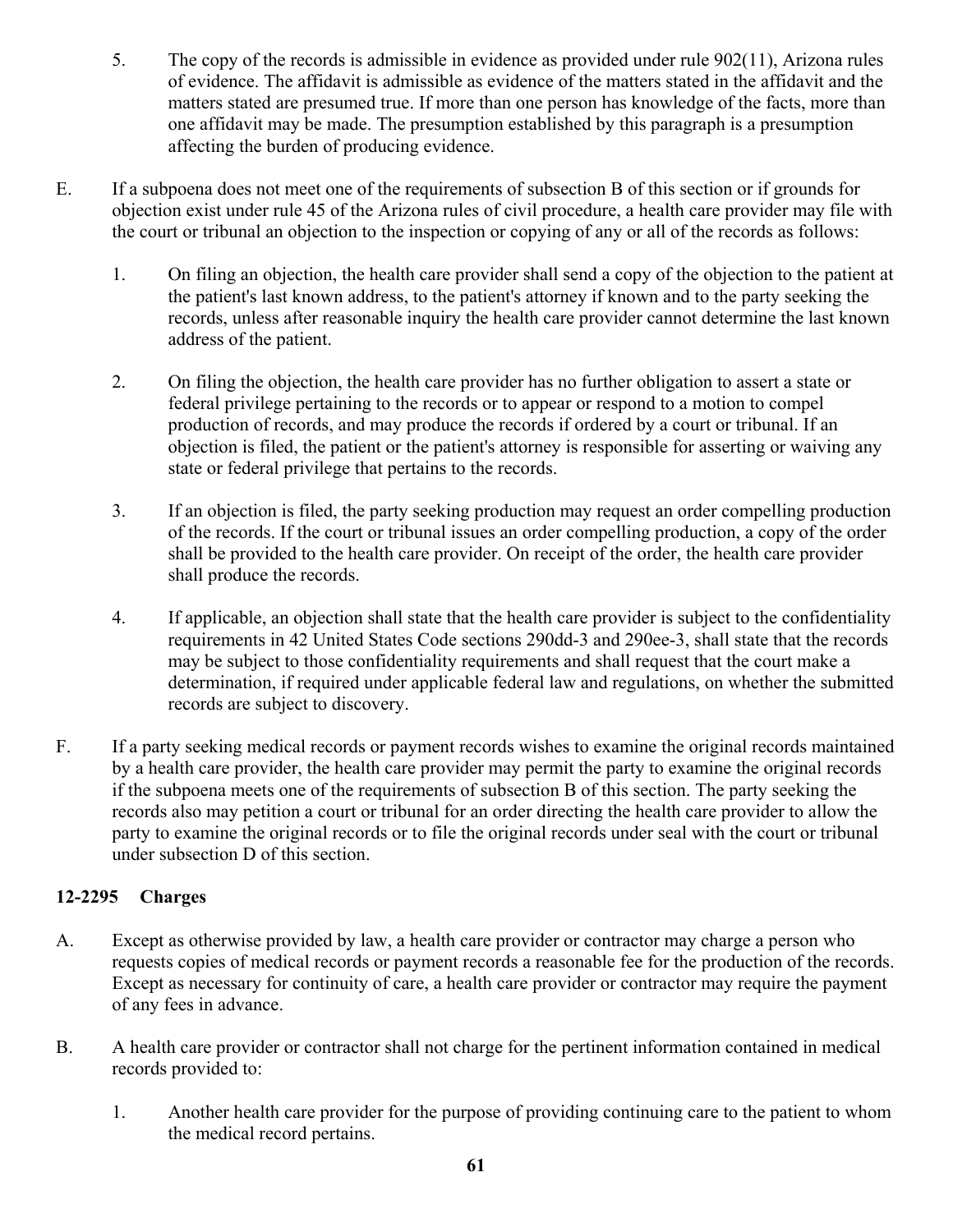5. The copy of the records is admissible in evidence as provided under rule 902(11), Arizona rules of evidence. The affidavit is admissible as evidence of the matters stated in the affidavit and the matters stated are presumed true. If more than one person has knowledge of the facts, more than one affidavit may be made. The presumption established by this paragraph is a presumption affecting the burden of producing evidence.

E. If a subpoena does not meet one of the requirements of subsection B of this section or if grounds for objection exist under rule 45 of the Arizona rules of civil procedure, a health care provider may file with the court or tribunal an objection to the inspection or copying of any or all of the records as follows:

1. On filing an objection, the health care provider shall send a copy of the objection to the patient at the patient's last known address, to the patient's attorney if known and to the party seeking the records, unless after reasonable inquiry the health care provider cannot determine the last known address of the patient.

2. On filing the objection, the health care provider has no further obligation to assert a state or federal privilege pertaining to the records or to appear or respond to a motion to compel production of records, and may produce the records if ordered by a court or tribunal. If an objection is filed, the patient or the patient's attorney is responsible for asserting or waiving any state or federal privilege that pertains to the records.

3. If an objection is filed, the party seeking production may request an order compelling production of the records. If the court or tribunal issues an order compelling production, a copy of the order shall be provided to the health care provider. On receipt of the order, the health care provider shall produce the records.

4. If applicable, an objection shall state that the health care provider is subject to the confidentiality requirements in 42 United States Code sections 290dd-3 and 290ee-3, shall state that the records may be subject to those confidentiality requirements and shall request that the court make a determination, if required under applicable federal law and regulations, on whether the submitted records are subject to discovery.

F. If a party seeking medical records or payment records wishes to examine the original records maintained by a health care provider, the health care provider may permit the party to examine the original records if the subpoena meets one of the requirements of subsection B of this section. The party seeking the records also may petition a court or tribunal for an order directing the health care provider to allow the party to examine the original records or to file the original records under seal with the court or tribunal under subsection D of this section.

**12-2295 Charges**

A. Except as otherwise provided by law, a health care provider or contractor may charge a person who requests copies of medical records or payment records a reasonable fee for the production of the records. Except as necessary for continuity of care, a health care provider or contractor may require the payment of any fees in advance.

B. A health care provider or contractor shall not charge for the pertinent information contained in medical records provided to:

1. Another health care provider for the purpose of providing continuing care to the patient to whom the medical record pertains.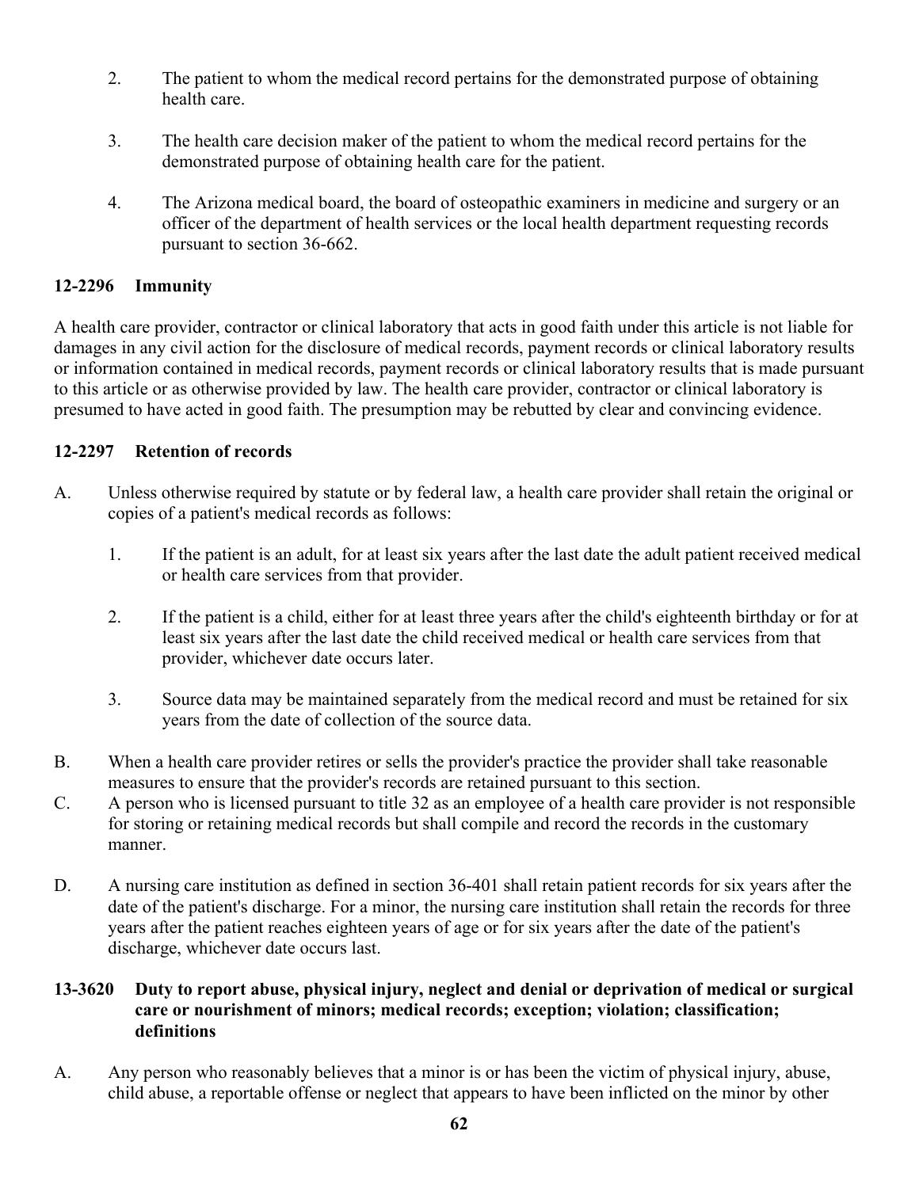2. The patient to whom the medical record pertains for the demonstrated purpose of obtaining health care.

3. The health care decision maker of the patient to whom the medical record pertains for the demonstrated purpose of obtaining health care for the patient.

4. The Arizona medical board, the board of osteopathic examiners in medicine and surgery or an officer of the department of health services or the local health department requesting records pursuant to section 36-662.

## 12-2296 Immunity

A health care provider, contractor or clinical laboratory that acts in good faith under this article is not liable for damages in any civil action for the disclosure of medical records, payment records or clinical laboratory results or information contained in medical records, payment records or clinical laboratory results that is made pursuant to this article or as otherwise provided by law. The health care provider, contractor or clinical laboratory is presumed to have acted in good faith. The presumption may be rebutted by clear and convincing evidence.

## 12-2297 Retention of records

A. Unless otherwise required by statute or by federal law, a health care provider shall retain the original or copies of a patient's medical records as follows:

1. If the patient is an adult, for at least six years after the last date the adult patient received medical or health care services from that provider.

2. If the patient is a child, either for at least three years after the child's eighteenth birthday or for at least six years after the last date the child received medical or health care services from that provider, whichever date occurs later.

3. Source data may be maintained separately from the medical record and must be retained for six years from the date of collection of the source data.

B. When a health care provider retires or sells the provider's practice the provider shall take reasonable measures to ensure that the provider's records are retained pursuant to this section.

C. A person who is licensed pursuant to title 32 as an employee of a health care provider is not responsible for storing or retaining medical records but shall compile and record the records in the customary manner.

D. A nursing care institution as defined in section 36-401 shall retain patient records for six years after the date of the patient's discharge. For a minor, the nursing care institution shall retain the records for three years after the patient reaches eighteen years of age or for six years after the date of the patient's discharge, whichever date occurs last.

## 13-3620 Duty to report abuse, physical injury, neglect and denial or deprivation of medical or surgical care or nourishment of minors; medical records; exception; violation; classification; definitions

A. Any person who reasonably believes that a minor is or has been the victim of physical injury, abuse, child abuse, a reportable offense or neglect that appears to have been inflicted on the minor by other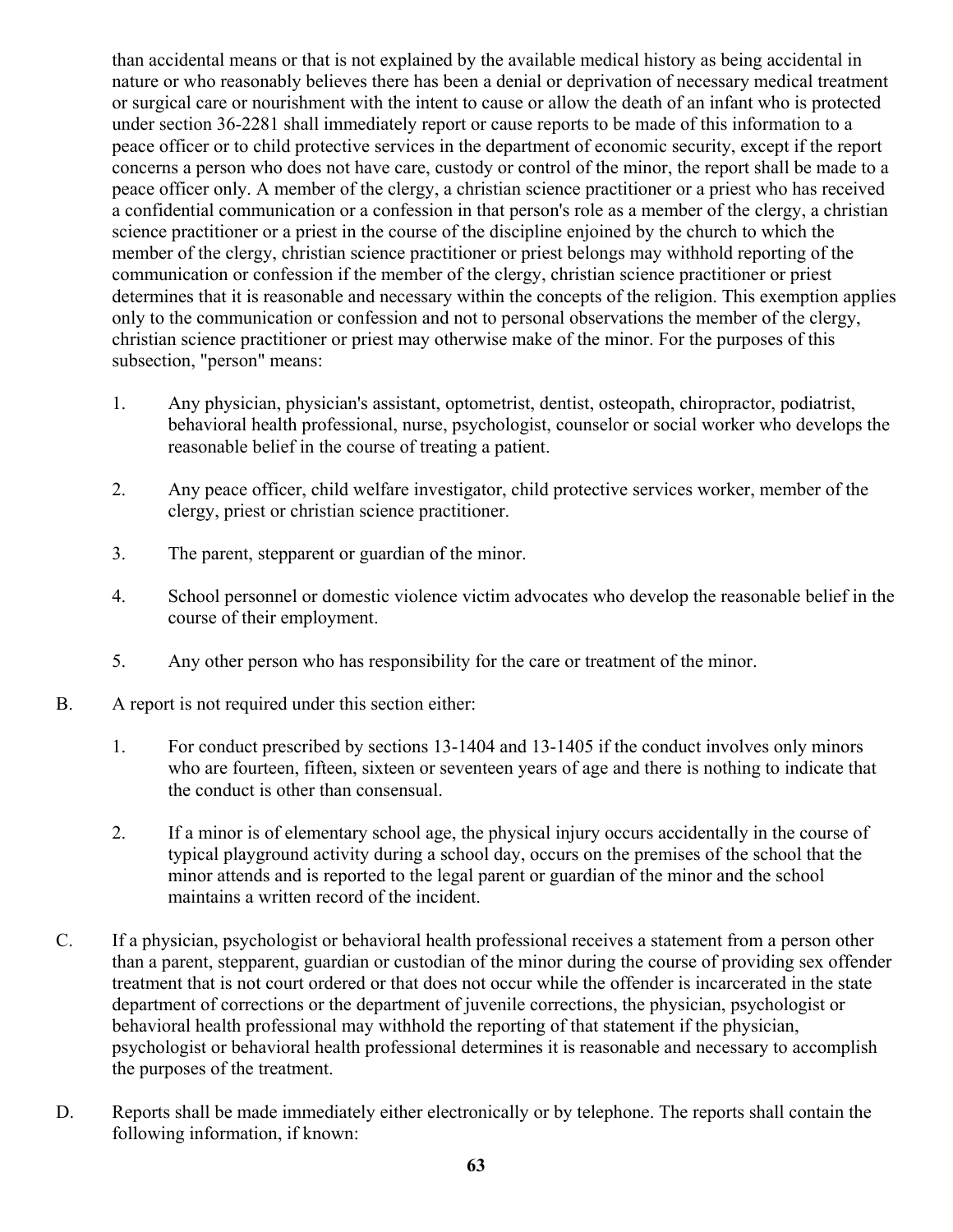than accidental means or that is not explained by the available medical history as being accidental in nature or who reasonably believes there has been a denial or deprivation of necessary medical treatment or surgical care or nourishment with the intent to cause or allow the death of an infant who is protected under section 36-2281 shall immediately report or cause reports to be made of this information to a peace officer or to child protective services in the department of economic security, except if the report concerns a person who does not have care, custody or control of the minor, the report shall be made to a peace officer only. A member of the clergy, a christian science practitioner or a priest who has received a confidential communication or a confession in that person's role as a member of the clergy, a christian science practitioner or a priest in the course of the discipline enjoined by the church to which the member of the clergy, christian science practitioner or priest belongs may withhold reporting of the communication or confession if the member of the clergy, christian science practitioner or priest determines that it is reasonable and necessary within the concepts of the religion. This exemption applies only to the communication or confession and not to personal observations the member of the clergy, christian science practitioner or priest may otherwise make of the minor. For the purposes of this subsection, "person" means:

1. Any physician, physician's assistant, optometrist, dentist, osteopath, chiropractor, podiatrist, behavioral health professional, nurse, psychologist, counselor or social worker who develops the reasonable belief in the course of treating a patient.

2. Any peace officer, child welfare investigator, child protective services worker, member of the clergy, priest or christian science practitioner.

3. The parent, stepparent or guardian of the minor.

4. School personnel or domestic violence victim advocates who develop the reasonable belief in the course of their employment.

5. Any other person who has responsibility for the care or treatment of the minor.

B. A report is not required under this section either:

1. For conduct prescribed by sections 13-1404 and 13-1405 if the conduct involves only minors who are fourteen, fifteen, sixteen or seventeen years of age and there is nothing to indicate that the conduct is other than consensual.

2. If a minor is of elementary school age, the physical injury occurs accidentally in the course of typical playground activity during a school day, occurs on the premises of the school that the minor attends and is reported to the legal parent or guardian of the minor and the school maintains a written record of the incident.

C. If a physician, psychologist or behavioral health professional receives a statement from a person other than a parent, stepparent, guardian or custodian of the minor during the course of providing sex offender treatment that is not court ordered or that does not occur while the offender is incarcerated in the state department of corrections or the department of juvenile corrections, the physician, psychologist or behavioral health professional may withhold the reporting of that statement if the physician, psychologist or behavioral health professional determines it is reasonable and necessary to accomplish the purposes of the treatment.

D. Reports shall be made immediately either electronically or by telephone. The reports shall contain the following information, if known: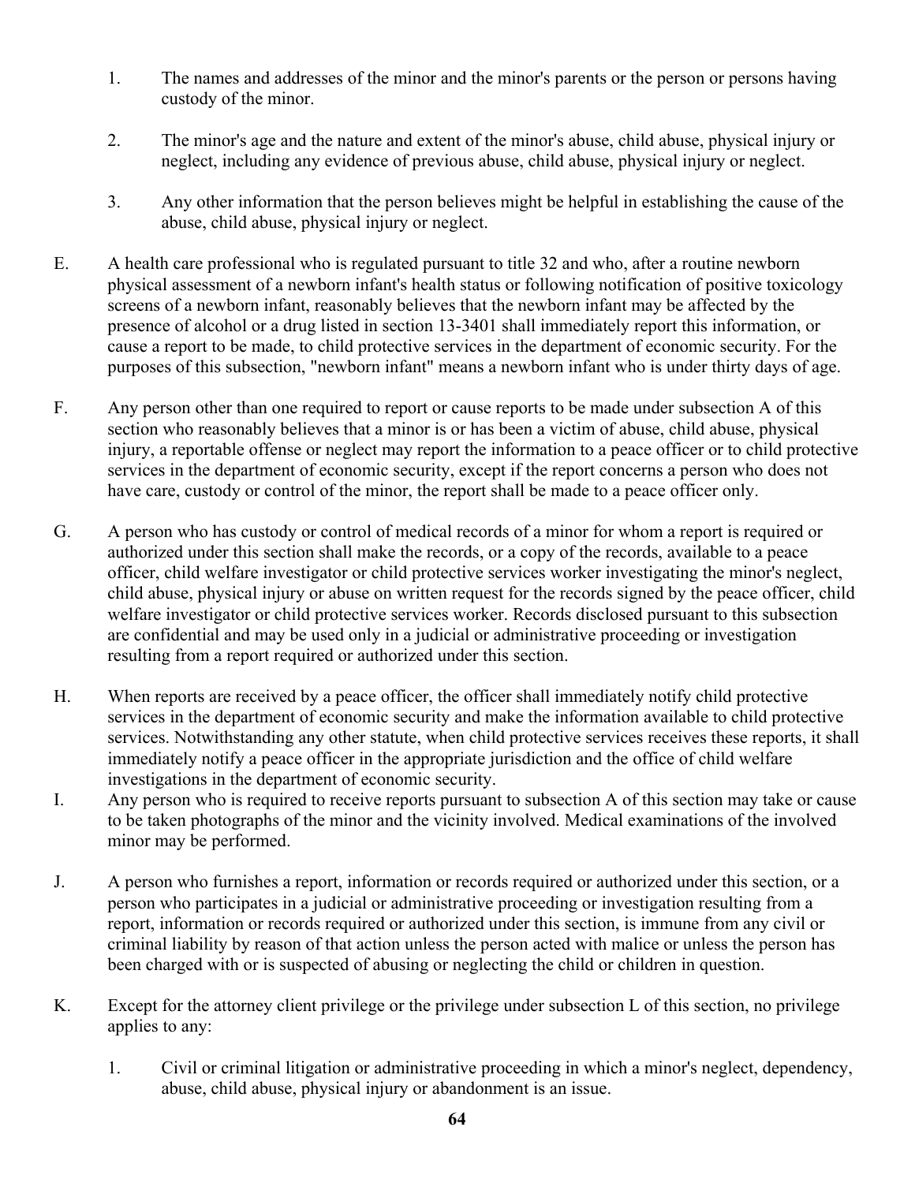1. The names and addresses of the minor and the minor's parents or the person or persons having custody of the minor.

2. The minor's age and the nature and extent of the minor's abuse, child abuse, physical injury or neglect, including any evidence of previous abuse, child abuse, physical injury or neglect.

3. Any other information that the person believes might be helpful in establishing the cause of the abuse, child abuse, physical injury or neglect.

E. A health care professional who is regulated pursuant to title 32 and who, after a routine newborn physical assessment of a newborn infant's health status or following notification of positive toxicology screens of a newborn infant, reasonably believes that the newborn infant may be affected by the presence of alcohol or a drug listed in section 13-3401 shall immediately report this information, or cause a report to be made, to child protective services in the department of economic security. For the purposes of this subsection, "newborn infant" means a newborn infant who is under thirty days of age.

F. Any person other than one required to report or cause reports to be made under subsection A of this section who reasonably believes that a minor is or has been a victim of abuse, child abuse, physical injury, a reportable offense or neglect may report the information to a peace officer or to child protective services in the department of economic security, except if the report concerns a person who does not have care, custody or control of the minor, the report shall be made to a peace officer only.

G. A person who has custody or control of medical records of a minor for whom a report is required or authorized under this section shall make the records, or a copy of the records, available to a peace officer, child welfare investigator or child protective services worker investigating the minor's neglect, child abuse, physical injury or abuse on written request for the records signed by the peace officer, child welfare investigator or child protective services worker. Records disclosed pursuant to this subsection are confidential and may be used only in a judicial or administrative proceeding or investigation resulting from a report required or authorized under this section.

H. When reports are received by a peace officer, the officer shall immediately notify child protective services in the department of economic security and make the information available to child protective services. Notwithstanding any other statute, when child protective services receives these reports, it shall immediately notify a peace officer in the appropriate jurisdiction and the office of child welfare investigations in the department of economic security.

I. Any person who is required to receive reports pursuant to subsection A of this section may take or cause to be taken photographs of the minor and the vicinity involved. Medical examinations of the involved minor may be performed.

J. A person who furnishes a report, information or records required or authorized under this section, or a person who participates in a judicial or administrative proceeding or investigation resulting from a report, information or records required or authorized under this section, is immune from any civil or criminal liability by reason of that action unless the person acted with malice or unless the person has been charged with or is suspected of abusing or neglecting the child or children in question.

K. Except for the attorney client privilege or the privilege under subsection L of this section, no privilege applies to any:

1. Civil or criminal litigation or administrative proceeding in which a minor's neglect, dependency, abuse, child abuse, physical injury or abandonment is an issue.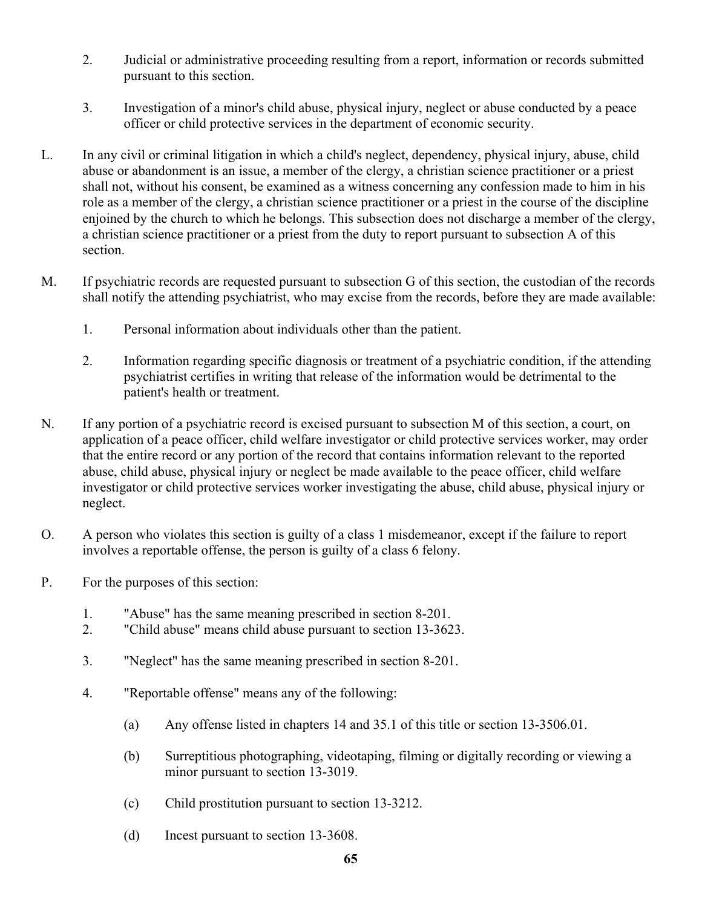2. Judicial or administrative proceeding resulting from a report, information or records submitted pursuant to this section.

3. Investigation of a minor's child abuse, physical injury, neglect or abuse conducted by a peace officer or child protective services in the department of economic security.

L. In any civil or criminal litigation in which a child's neglect, dependency, physical injury, abuse, child abuse or abandonment is an issue, a member of the clergy, a christian science practitioner or a priest shall not, without his consent, be examined as a witness concerning any confession made to him in his role as a member of the clergy, a christian science practitioner or a priest in the course of the discipline enjoined by the church to which he belongs. This subsection does not discharge a member of the clergy, a christian science practitioner or a priest from the duty to report pursuant to subsection A of this section.

M. If psychiatric records are requested pursuant to subsection G of this section, the custodian of the records shall notify the attending psychiatrist, who may excise from the records, before they are made available:

1. Personal information about individuals other than the patient.

2. Information regarding specific diagnosis or treatment of a psychiatric condition, if the attending psychiatrist certifies in writing that release of the information would be detrimental to the patient's health or treatment.

N. If any portion of a psychiatric record is excised pursuant to subsection M of this section, a court, on application of a peace officer, child welfare investigator or child protective services worker, may order that the entire record or any portion of the record that contains information relevant to the reported abuse, child abuse, physical injury or neglect be made available to the peace officer, child welfare investigator or child protective services worker investigating the abuse, child abuse, physical injury or neglect.

O. A person who violates this section is guilty of a class 1 misdemeanor, except if the failure to report involves a reportable offense, the person is guilty of a class 6 felony.

P. For the purposes of this section:

1. "Abuse" has the same meaning prescribed in section 8-201.
2. "Child abuse" means child abuse pursuant to section 13-3623.

3. "Neglect" has the same meaning prescribed in section 8-201.

4. "Reportable offense" means any of the following:

   (a) Any offense listed in chapters 14 and 35.1 of this title or section 13-3506.01.

   (b) Surreptitious photographing, videotaping, filming or digitally recording or viewing a minor pursuant to section 13-3019.

   (c) Child prostitution pursuant to section 13-3212.

   (d) Incest pursuant to section 13-3608.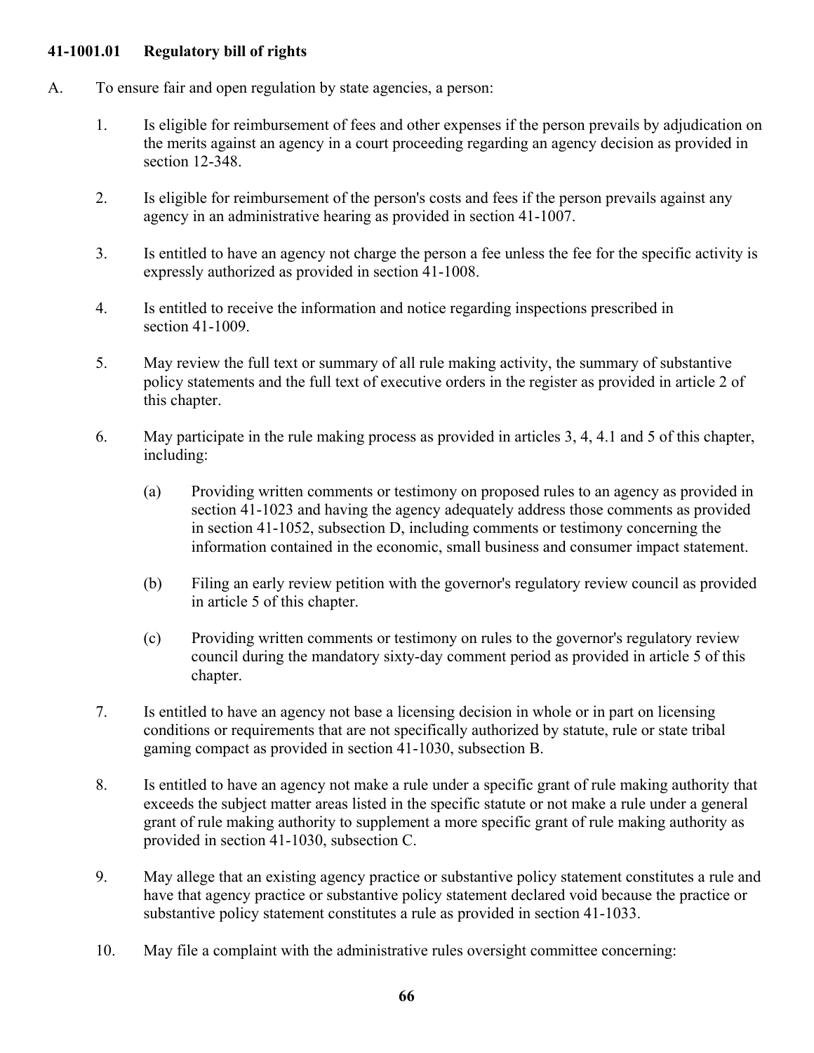### 41-1001.01 Regulatory bill of rights

A. To ensure fair and open regulation by state agencies, a person:

1. Is eligible for reimbursement of fees and other expenses if the person prevails by adjudication on the merits against an agency in a court proceeding regarding an agency decision as provided in section 12-348.

2. Is eligible for reimbursement of the person's costs and fees if the person prevails against any agency in an administrative hearing as provided in section 41-1007.

3. Is entitled to have an agency not charge the person a fee unless the fee for the specific activity is expressly authorized as provided in section 41-1008.

4. Is entitled to receive the information and notice regarding inspections prescribed in section 41-1009.

5. May review the full text or summary of all rule making activity, the summary of substantive policy statements and the full text of executive orders in the register as provided in article 2 of this chapter.

6. May participate in the rule making process as provided in articles 3, 4, 4.1 and 5 of this chapter, including:

   (a) Providing written comments or testimony on proposed rules to an agency as provided in section 41-1023 and having the agency adequately address those comments as provided in section 41-1052, subsection D, including comments or testimony concerning the information contained in the economic, small business and consumer impact statement.

   (b) Filing an early review petition with the governor's regulatory review council as provided in article 5 of this chapter.

   (c) Providing written comments or testimony on rules to the governor's regulatory review council during the mandatory sixty-day comment period as provided in article 5 of this chapter.

7. Is entitled to have an agency not base a licensing decision in whole or in part on licensing conditions or requirements that are not specifically authorized by statute, rule or state tribal gaming compact as provided in section 41-1030, subsection B.

8. Is entitled to have an agency not make a rule under a specific grant of rule making authority that exceeds the subject matter areas listed in the specific statute or not make a rule under a general grant of rule making authority to supplement a more specific grant of rule making authority as provided in section 41-1030, subsection C.

9. May allege that an existing agency practice or substantive policy statement constitutes a rule and have that agency practice or substantive policy statement declared void because the practice or substantive policy statement constitutes a rule as provided in section 41-1033.

10. May file a complaint with the administrative rules oversight committee concerning: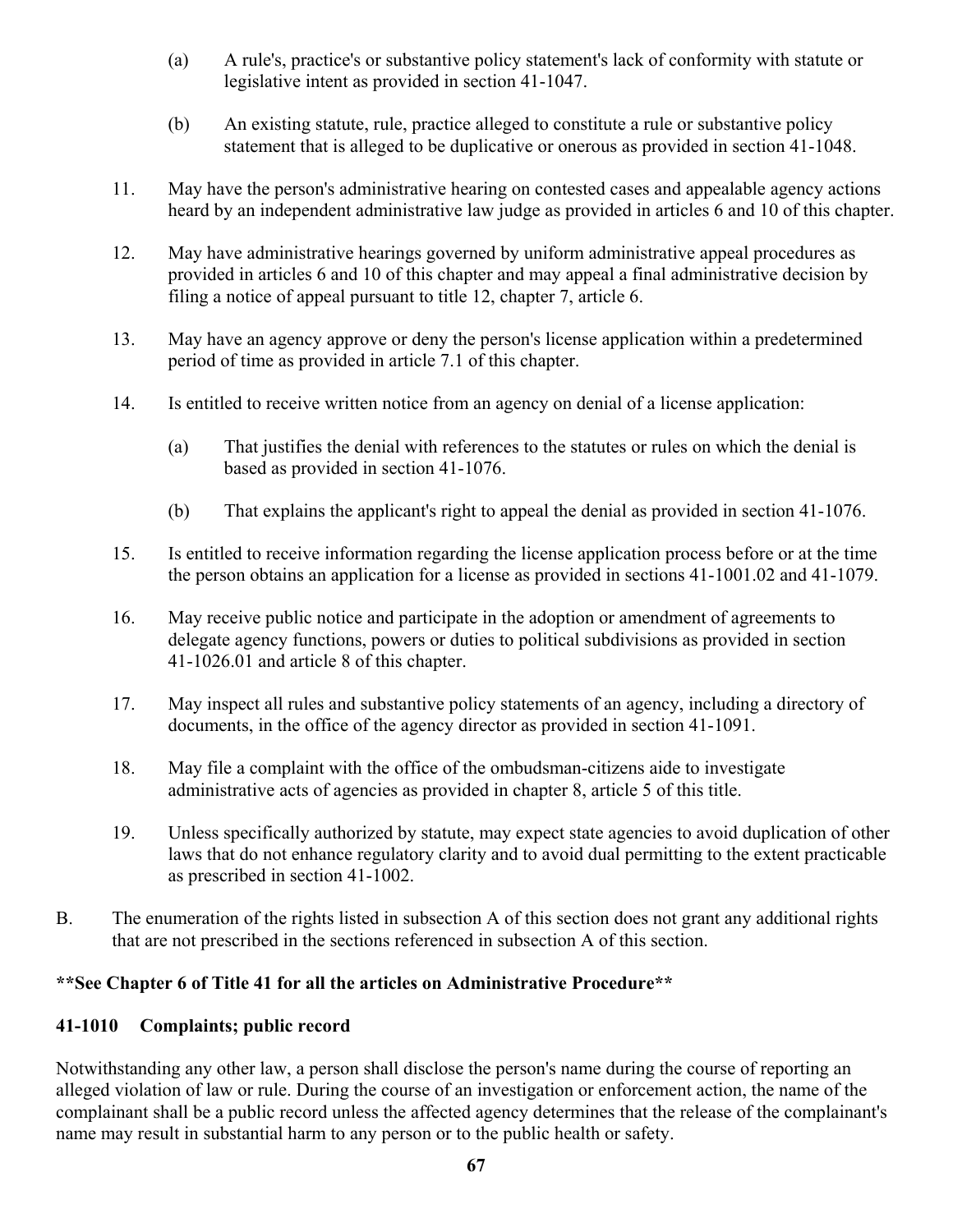(a) A rule's, practice's or substantive policy statement's lack of conformity with statute or legislative intent as provided in section 41-1047.

(b) An existing statute, rule, practice alleged to constitute a rule or substantive policy statement that is alleged to be duplicative or onerous as provided in section 41-1048.

11. May have the person's administrative hearing on contested cases and appealable agency actions heard by an independent administrative law judge as provided in articles 6 and 10 of this chapter.

12. May have administrative hearings governed by uniform administrative appeal procedures as provided in articles 6 and 10 of this chapter and may appeal a final administrative decision by filing a notice of appeal pursuant to title 12, chapter 7, article 6.

13. May have an agency approve or deny the person's license application within a predetermined period of time as provided in article 7.1 of this chapter.

14. Is entitled to receive written notice from an agency on denial of a license application:

    (a) That justifies the denial with references to the statutes or rules on which the denial is based as provided in section 41-1076.

    (b) That explains the applicant's right to appeal the denial as provided in section 41-1076.

15. Is entitled to receive information regarding the license application process before or at the time the person obtains an application for a license as provided in sections 41-1001.02 and 41-1079.

16. May receive public notice and participate in the adoption or amendment of agreements to delegate agency functions, powers or duties to political subdivisions as provided in section 41-1026.01 and article 8 of this chapter.

17. May inspect all rules and substantive policy statements of an agency, including a directory of documents, in the office of the agency director as provided in section 41-1091.

18. May file a complaint with the office of the ombudsman-citizens aide to investigate administrative acts of agencies as provided in chapter 8, article 5 of this title.

19. Unless specifically authorized by statute, may expect state agencies to avoid duplication of other laws that do not enhance regulatory clarity and to avoid dual permitting to the extent practicable as prescribed in section 41-1002.

B. The enumeration of the rights listed in subsection A of this section does not grant any additional rights that are not prescribed in the sections referenced in subsection A of this section.

**\*\*See Chapter 6 of Title 41 for all the articles on Administrative Procedure\*\***

**41-1010 Complaints; public record**

Notwithstanding any other law, a person shall disclose the person's name during the course of reporting an alleged violation of law or rule. During the course of an investigation or enforcement action, the name of the complainant shall be a public record unless the affected agency determines that the release of the complainant's name may result in substantial harm to any person or to the public health or safety.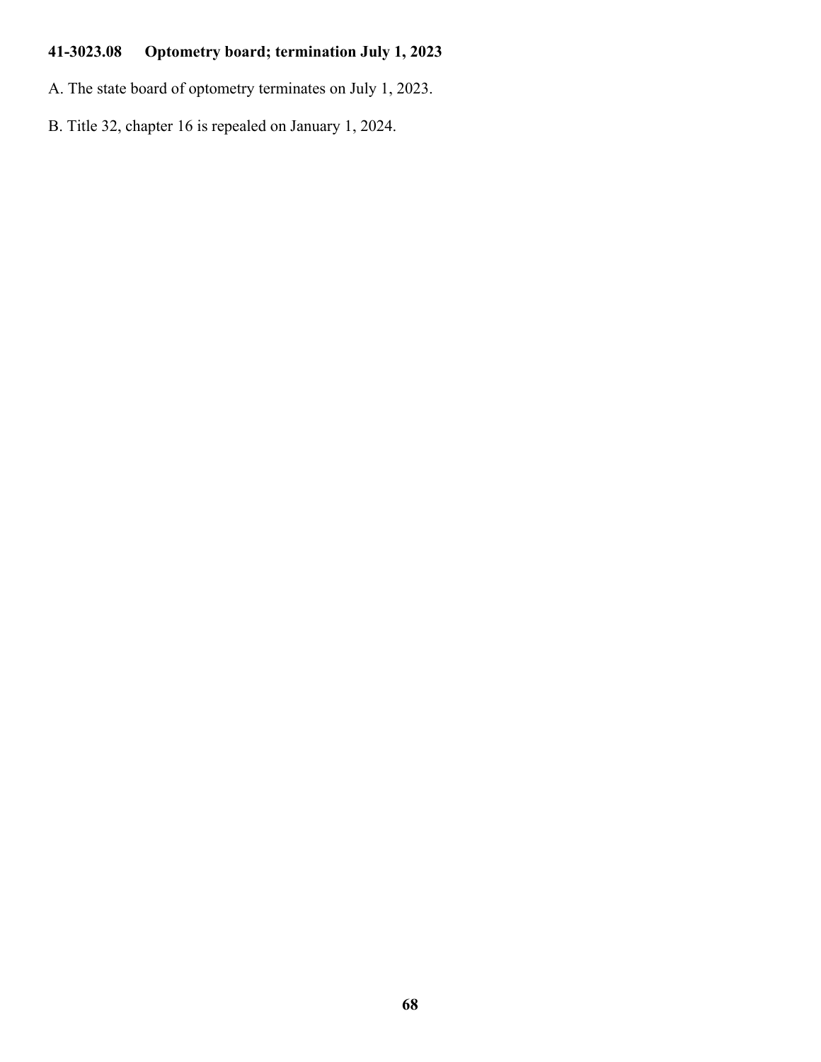**41-3023.08 Optometry board; termination July 1, 2023**

A. The state board of optometry terminates on July 1, 2023.

B. Title 32, chapter 16 is repealed on January 1, 2024.